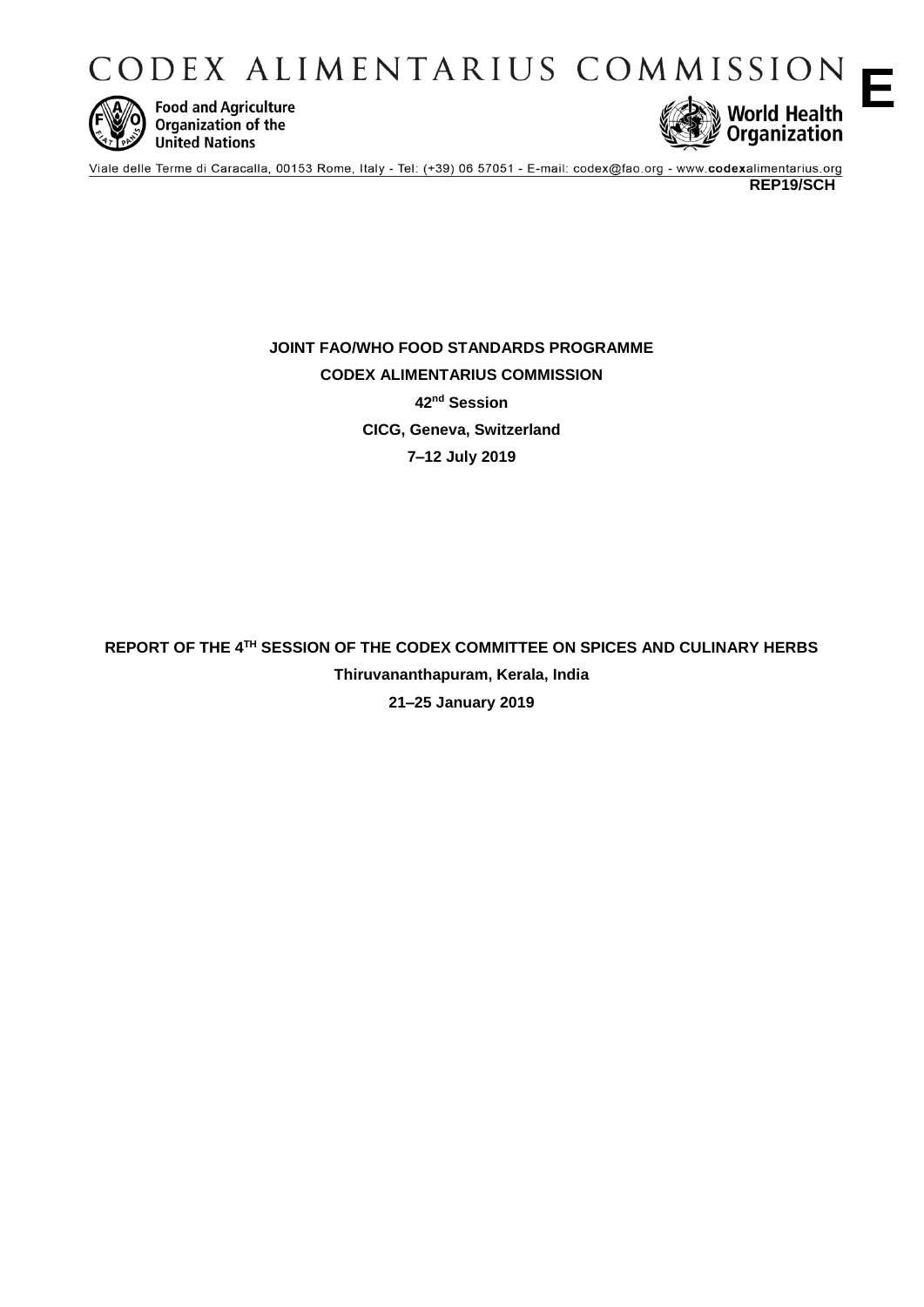# CODEX ALIMENTARIUS COMMISSION

**E**

Food and Agriculture Organization of the United Nations

World Health Organization

Viale delle Terme di Caracalla, 00153 Rome, Italy - Tel: (+39) 06 57051 - E-mail: codex@fao.org - www.codexalimentarius.org

**REP19/SCH**

**JOINT FAO/WHO FOOD STANDARDS PROGRAMME**

**CODEX ALIMENTARIUS COMMISSION**

**42nd Session**

**CICG, Geneva, Switzerland**

**7–12 July 2019**

**REPORT OF THE 4TH SESSION OF THE CODEX COMMITTEE ON SPICES AND CULINARY HERBS**

**Thiruvananthapuram, Kerala, India**

**21–25 January 2019**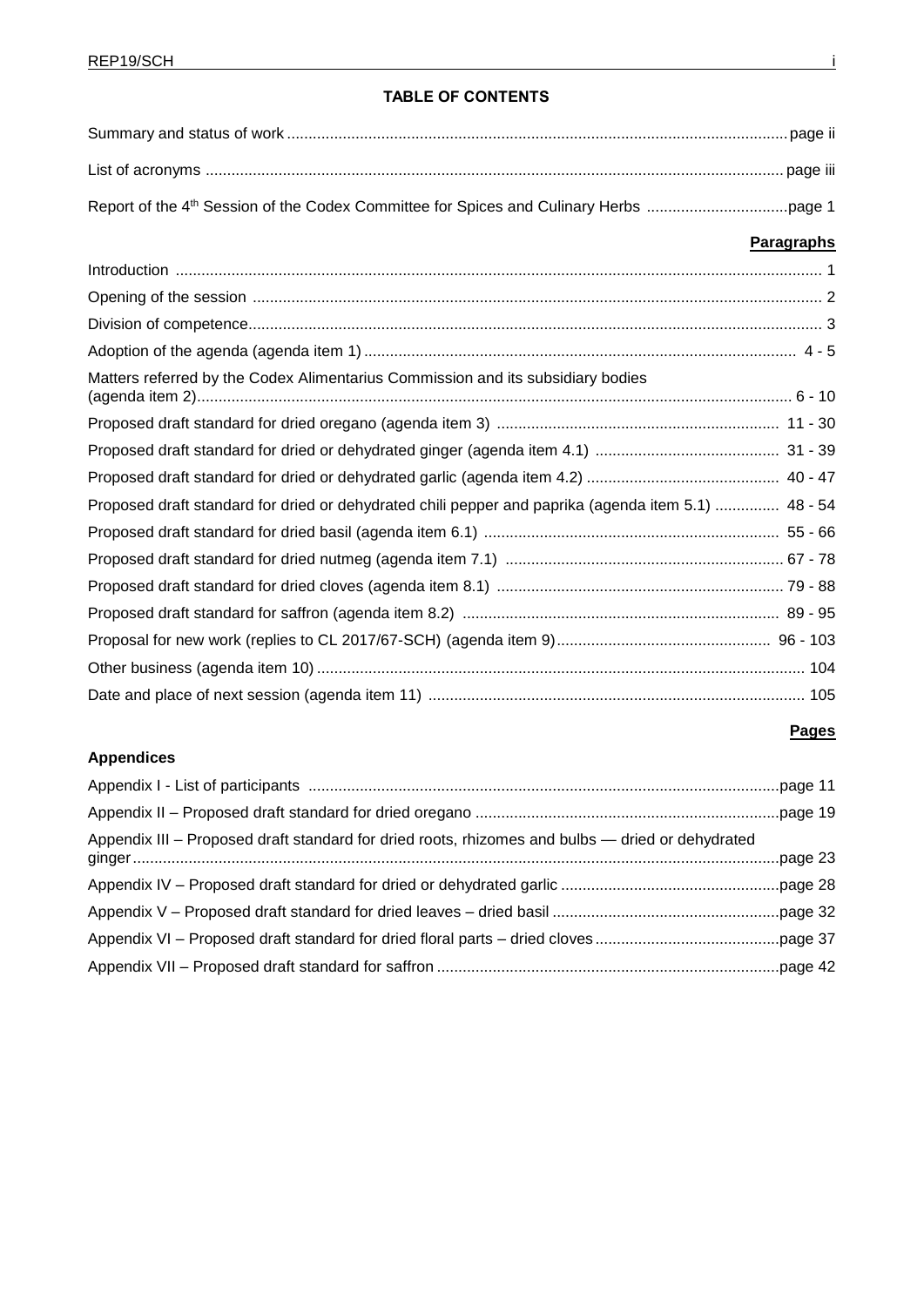**TABLE OF CONTENTS**

Summary and status of work ..... page ii

List of acronyms ..... page iii

Report of the 4th Session of the Codex Committee for Spices and Culinary Herbs ..... page 1

| | **Paragraphs** |
|---|---|
| Introduction | 1 |
| Opening of the session | 2 |
| Division of competence | 3 |
| Adoption of the agenda (agenda item 1) | 4 - 5 |
| Matters referred by the Codex Alimentarius Commission and its subsidiary bodies (agenda item 2) | 6 - 10 |
| Proposed draft standard for dried oregano (agenda item 3) | 11 - 30 |
| Proposed draft standard for dried or dehydrated ginger (agenda item 4.1) | 31 - 39 |
| Proposed draft standard for dried or dehydrated garlic (agenda item 4.2) | 40 - 47 |
| Proposed draft standard for dried or dehydrated chili pepper and paprika (agenda item 5.1) | 48 - 54 |
| Proposed draft standard for dried basil (agenda item 6.1) | 55 - 66 |
| Proposed draft standard for dried nutmeg (agenda item 7.1) | 67 - 78 |
| Proposed draft standard for dried cloves (agenda item 8.1) | 79 - 88 |
| Proposed draft standard for saffron (agenda item 8.2) | 89 - 95 |
| Proposal for new work (replies to CL 2017/67-SCH) (agenda item 9) | 96 - 103 |
| Other business (agenda item 10) | 104 |
| Date and place of next session (agenda item 11) | 105 |

**Appendices**

| | **Pages** |
|---|---|
| Appendix I - List of participants | page 11 |
| Appendix II – Proposed draft standard for dried oregano | page 19 |
| Appendix III – Proposed draft standard for dried roots, rhizomes and bulbs — dried or dehydrated ginger | page 23 |
| Appendix IV – Proposed draft standard for dried or dehydrated garlic | page 28 |
| Appendix V – Proposed draft standard for dried leaves – dried basil | page 32 |
| Appendix VI – Proposed draft standard for dried floral parts – dried cloves | page 37 |
| Appendix VII – Proposed draft standard for saffron | page 42 |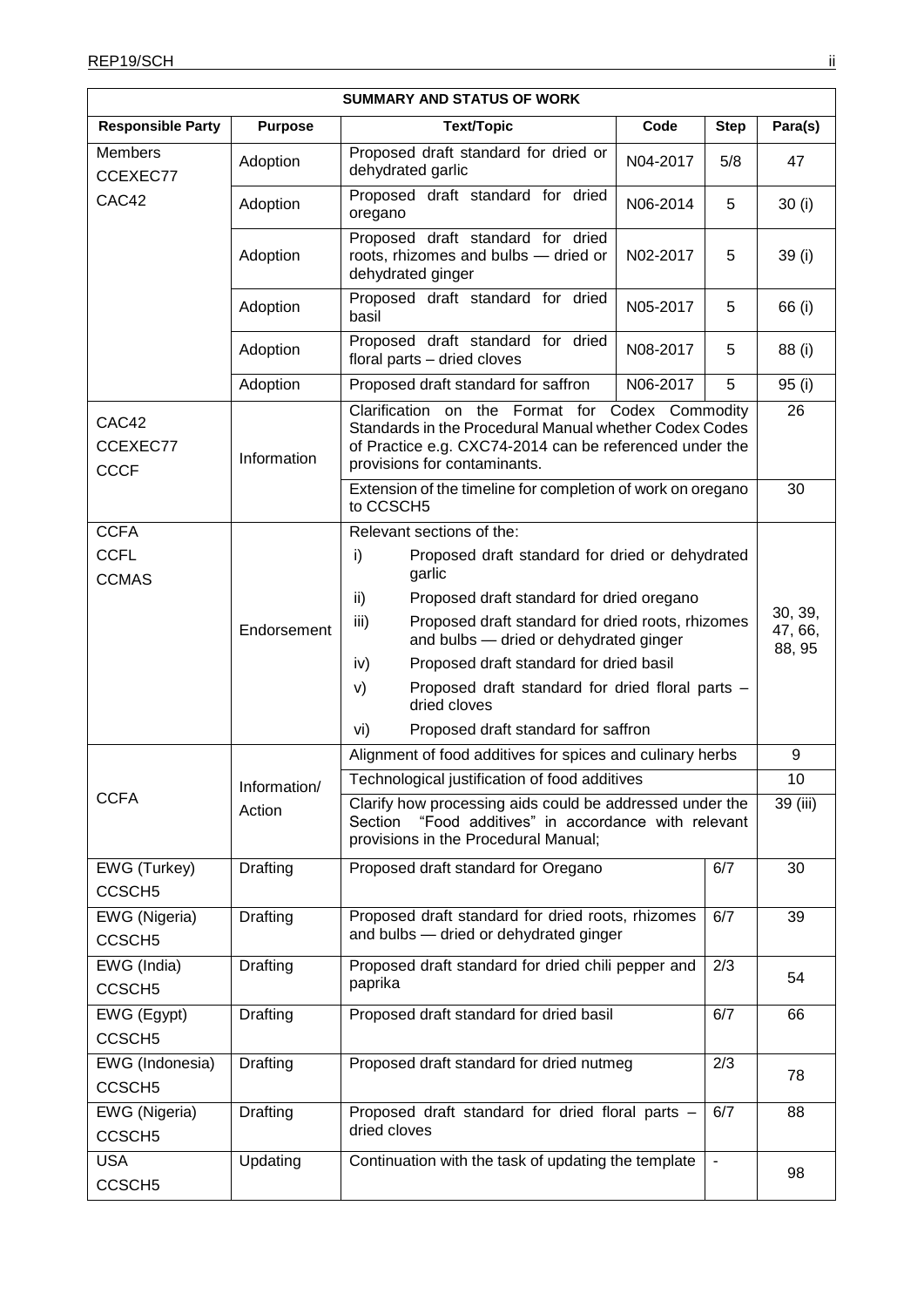| SUMMARY AND STATUS OF WORK | | | | | |
|---|---|---|---|---|---|
| **Responsible Party** | **Purpose** | **Text/Topic** | **Code** | **Step** | **Para(s)** |
| Members CCEXEC77 CAC42 | Adoption | Proposed draft standard for dried or dehydrated garlic | N04-2017 | 5/8 | 47 |
| | Adoption | Proposed draft standard for dried oregano | N06-2014 | 5 | 30 (i) |
| | Adoption | Proposed draft standard for dried roots, rhizomes and bulbs — dried or dehydrated ginger | N02-2017 | 5 | 39 (i) |
| | Adoption | Proposed draft standard for dried basil | N05-2017 | 5 | 66 (i) |
| | Adoption | Proposed draft standard for dried floral parts – dried cloves | N08-2017 | 5 | 88 (i) |
| | Adoption | Proposed draft standard for saffron | N06-2017 | 5 | 95 (i) |
| CAC42 CCEXEC77 CCCF | Information | Clarification on the Format for Codex Commodity Standards in the Procedural Manual whether Codex Codes of Practice e.g. CXC74-2014 can be referenced under the provisions for contaminants. | | | 26 |
| | | Extension of the timeline for completion of work on oregano to CCSCH5 | | | 30 |
| CCFA CCFL CCMAS | Endorsement | Relevant sections of the: i) Proposed draft standard for dried or dehydrated garlic ii) Proposed draft standard for dried oregano iii) Proposed draft standard for dried roots, rhizomes and bulbs — dried or dehydrated ginger iv) Proposed draft standard for dried basil v) Proposed draft standard for dried floral parts – dried cloves vi) Proposed draft standard for saffron | | | 30, 39, 47, 66, 88, 95 |
| CCFA | Information/ Action | Alignment of food additives for spices and culinary herbs | | | 9 |
| | | Technological justification of food additives | | | 10 |
| | | Clarify how processing aids could be addressed under the Section "Food additives" in accordance with relevant provisions in the Procedural Manual; | | | 39 (iii) |
| EWG (Turkey) CCSCH5 | Drafting | Proposed draft standard for Oregano | | 6/7 | 30 |
| EWG (Nigeria) CCSCH5 | Drafting | Proposed draft standard for dried roots, rhizomes and bulbs — dried or dehydrated ginger | | 6/7 | 39 |
| EWG (India) CCSCH5 | Drafting | Proposed draft standard for dried chili pepper and paprika | | 2/3 | 54 |
| EWG (Egypt) CCSCH5 | Drafting | Proposed draft standard for dried basil | | 6/7 | 66 |
| EWG (Indonesia) CCSCH5 | Drafting | Proposed draft standard for dried nutmeg | | 2/3 | 78 |
| EWG (Nigeria) CCSCH5 | Drafting | Proposed draft standard for dried floral parts – dried cloves | | 6/7 | 88 |
| USA CCSCH5 | Updating | Continuation with the task of updating the template | | - | 98 |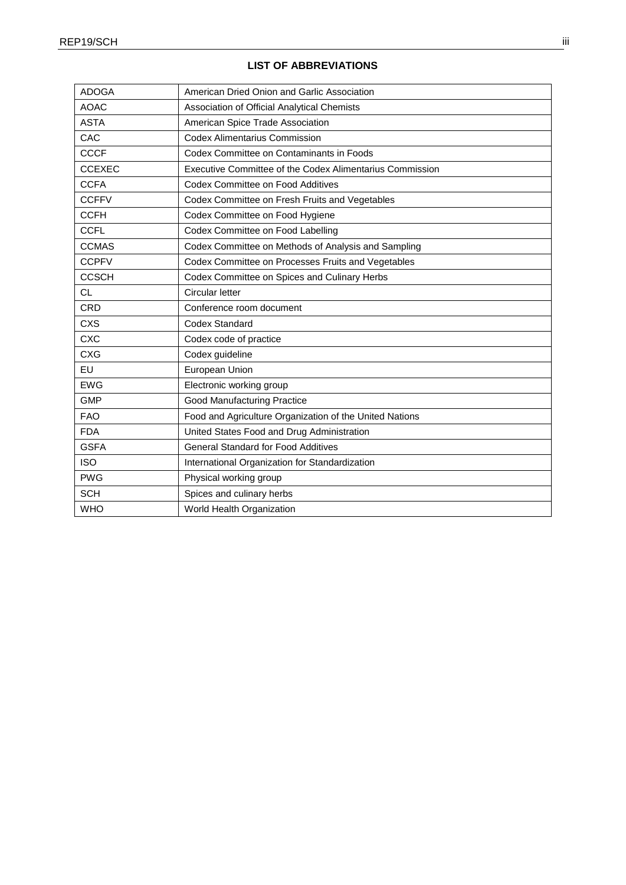## LIST OF ABBREVIATIONS

| | |
|---|---|
| ADOGA | American Dried Onion and Garlic Association |
| AOAC | Association of Official Analytical Chemists |
| ASTA | American Spice Trade Association |
| CAC | Codex Alimentarius Commission |
| CCCF | Codex Committee on Contaminants in Foods |
| CCEXEC | Executive Committee of the Codex Alimentarius Commission |
| CCFA | Codex Committee on Food Additives |
| CCFFV | Codex Committee on Fresh Fruits and Vegetables |
| CCFH | Codex Committee on Food Hygiene |
| CCFL | Codex Committee on Food Labelling |
| CCMAS | Codex Committee on Methods of Analysis and Sampling |
| CCPFV | Codex Committee on Processes Fruits and Vegetables |
| CCSCH | Codex Committee on Spices and Culinary Herbs |
| CL | Circular letter |
| CRD | Conference room document |
| CXS | Codex Standard |
| CXC | Codex code of practice |
| CXG | Codex guideline |
| EU | European Union |
| EWG | Electronic working group |
| GMP | Good Manufacturing Practice |
| FAO | Food and Agriculture Organization of the United Nations |
| FDA | United States Food and Drug Administration |
| GSFA | General Standard for Food Additives |
| ISO | International Organization for Standardization |
| PWG | Physical working group |
| SCH | Spices and culinary herbs |
| WHO | World Health Organization |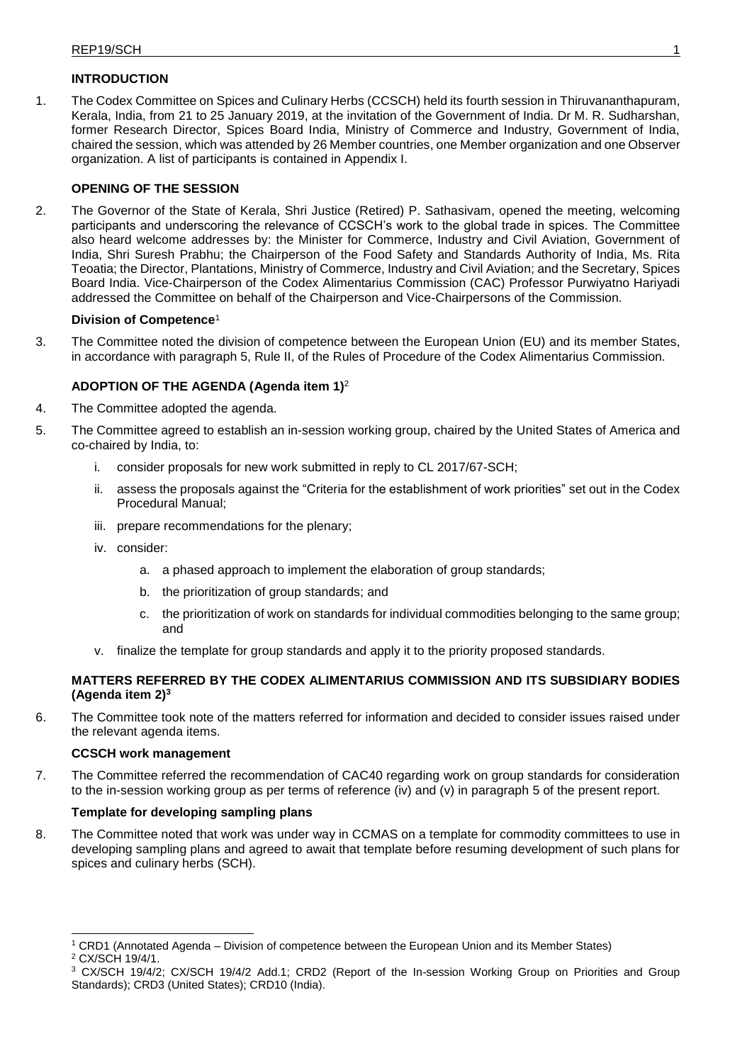## INTRODUCTION

1. The Codex Committee on Spices and Culinary Herbs (CCSCH) held its fourth session in Thiruvananthapuram, Kerala, India, from 21 to 25 January 2019, at the invitation of the Government of India. Dr M. R. Sudharshan, former Research Director, Spices Board India, Ministry of Commerce and Industry, Government of India, chaired the session, which was attended by 26 Member countries, one Member organization and one Observer organization. A list of participants is contained in Appendix I.

## OPENING OF THE SESSION

2. The Governor of the State of Kerala, Shri Justice (Retired) P. Sathasivam, opened the meeting, welcoming participants and underscoring the relevance of CCSCH's work to the global trade in spices. The Committee also heard welcome addresses by: the Minister for Commerce, Industry and Civil Aviation, Government of India, Shri Suresh Prabhu; the Chairperson of the Food Safety and Standards Authority of India, Ms. Rita Teoatia; the Director, Plantations, Ministry of Commerce, Industry and Civil Aviation; and the Secretary, Spices Board India. Vice-Chairperson of the Codex Alimentarius Commission (CAC) Professor Purwiyatno Hariyadi addressed the Committee on behalf of the Chairperson and Vice-Chairpersons of the Commission.

### Division of Competence[1]

3. The Committee noted the division of competence between the European Union (EU) and its member States, in accordance with paragraph 5, Rule II, of the Rules of Procedure of the Codex Alimentarius Commission.

## ADOPTION OF THE AGENDA (Agenda item 1)[2]

4. The Committee adopted the agenda.

5. The Committee agreed to establish an in-session working group, chaired by the United States of America and co-chaired by India, to:
   i. consider proposals for new work submitted in reply to CL 2017/67-SCH;
   ii. assess the proposals against the "Criteria for the establishment of work priorities" set out in the Codex Procedural Manual;
   iii. prepare recommendations for the plenary;
   iv. consider:
      a. a phased approach to implement the elaboration of group standards;
      b. the prioritization of group standards; and
      c. the prioritization of work on standards for individual commodities belonging to the same group; and
   v. finalize the template for group standards and apply it to the priority proposed standards.

## MATTERS REFERRED BY THE CODEX ALIMENTARIUS COMMISSION AND ITS SUBSIDIARY BODIES (Agenda item 2)[3]

6. The Committee took note of the matters referred for information and decided to consider issues raised under the relevant agenda items.

### CCSCH work management

7. The Committee referred the recommendation of CAC40 regarding work on group standards for consideration to the in-session working group as per terms of reference (iv) and (v) in paragraph 5 of the present report.

### Template for developing sampling plans

8. The Committee noted that work was under way in CCMAS on a template for commodity committees to use in developing sampling plans and agreed to await that template before resuming development of such plans for spices and culinary herbs (SCH).

---

[1] CRD1 (Annotated Agenda – Division of competence between the European Union and its Member States)

[2] CX/SCH 19/4/1.

[3] CX/SCH 19/4/2; CX/SCH 19/4/2 Add.1; CRD2 (Report of the In-session Working Group on Priorities and Group Standards); CRD3 (United States); CRD10 (India).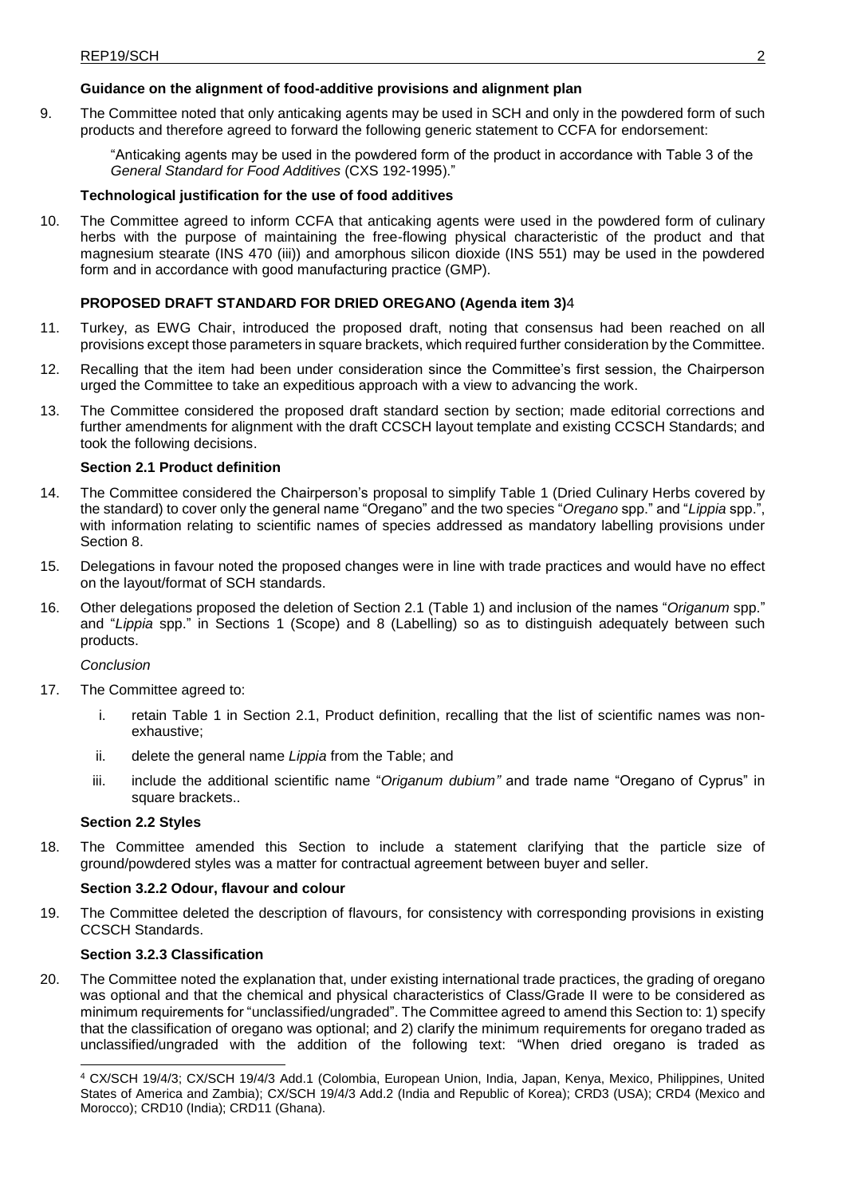### Guidance on the alignment of food-additive provisions and alignment plan

9. The Committee noted that only anticaking agents may be used in SCH and only in the powdered form of such products and therefore agreed to forward the following generic statement to CCFA for endorsement:

   "Anticaking agents may be used in the powdered form of the product in accordance with Table 3 of the *General Standard for Food Additives* (CXS 192-1995)."

### Technological justification for the use of food additives

10. The Committee agreed to inform CCFA that anticaking agents were used in the powdered form of culinary herbs with the purpose of maintaining the free-flowing physical characteristic of the product and that magnesium stearate (INS 470 (iii)) and amorphous silicon dioxide (INS 551) may be used in the powdered form and in accordance with good manufacturing practice (GMP).

### PROPOSED DRAFT STANDARD FOR DRIED OREGANO (Agenda item 3)[4]

11. Turkey, as EWG Chair, introduced the proposed draft, noting that consensus had been reached on all provisions except those parameters in square brackets, which required further consideration by the Committee.

12. Recalling that the item had been under consideration since the Committee's first session, the Chairperson urged the Committee to take an expeditious approach with a view to advancing the work.

13. The Committee considered the proposed draft standard section by section; made editorial corrections and further amendments for alignment with the draft CCSCH layout template and existing CCSCH Standards; and took the following decisions.

### Section 2.1 Product definition

14. The Committee considered the Chairperson's proposal to simplify Table 1 (Dried Culinary Herbs covered by the standard) to cover only the general name "Oregano" and the two species "*Oregano* spp." and "*Lippia* spp.", with information relating to scientific names of species addressed as mandatory labelling provisions under Section 8.

15. Delegations in favour noted the proposed changes were in line with trade practices and would have no effect on the layout/format of SCH standards.

16. Other delegations proposed the deletion of Section 2.1 (Table 1) and inclusion of the names "*Origanum* spp." and "*Lippia* spp." in Sections 1 (Scope) and 8 (Labelling) so as to distinguish adequately between such products.

*Conclusion*

17. The Committee agreed to:

    i. retain Table 1 in Section 2.1, Product definition, recalling that the list of scientific names was non-exhaustive;

    ii. delete the general name *Lippia* from the Table; and

    iii. include the additional scientific name "*Origanum dubium"* and trade name "Oregano of Cyprus" in square brackets..

### Section 2.2 Styles

18. The Committee amended this Section to include a statement clarifying that the particle size of ground/powdered styles was a matter for contractual agreement between buyer and seller.

### Section 3.2.2 Odour, flavour and colour

19. The Committee deleted the description of flavours, for consistency with corresponding provisions in existing CCSCH Standards.

### Section 3.2.3 Classification

20. The Committee noted the explanation that, under existing international trade practices, the grading of oregano was optional and that the chemical and physical characteristics of Class/Grade II were to be considered as minimum requirements for "unclassified/ungraded". The Committee agreed to amend this Section to: 1) specify that the classification of oregano was optional; and 2) clarify the minimum requirements for oregano traded as unclassified/ungraded with the addition of the following text: "When dried oregano is traded as

---

[4] CX/SCH 19/4/3; CX/SCH 19/4/3 Add.1 (Colombia, European Union, India, Japan, Kenya, Mexico, Philippines, United States of America and Zambia); CX/SCH 19/4/3 Add.2 (India and Republic of Korea); CRD3 (USA); CRD4 (Mexico and Morocco); CRD10 (India); CRD11 (Ghana).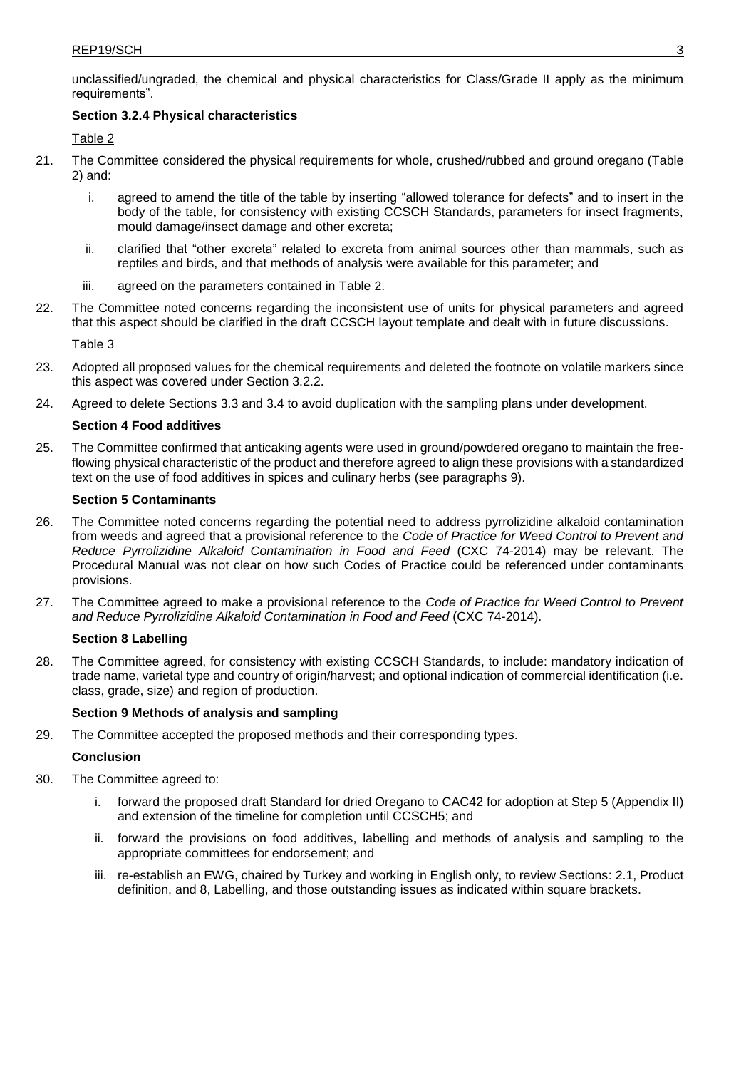unclassified/ungraded, the chemical and physical characteristics for Class/Grade II apply as the minimum requirements".

**Section 3.2.4 Physical characteristics**

Table 2

21. The Committee considered the physical requirements for whole, crushed/rubbed and ground oregano (Table 2) and:

    i. agreed to amend the title of the table by inserting "allowed tolerance for defects" and to insert in the body of the table, for consistency with existing CCSCH Standards, parameters for insect fragments, mould damage/insect damage and other excreta;

    ii. clarified that "other excreta" related to excreta from animal sources other than mammals, such as reptiles and birds, and that methods of analysis were available for this parameter; and

    iii. agreed on the parameters contained in Table 2.

22. The Committee noted concerns regarding the inconsistent use of units for physical parameters and agreed that this aspect should be clarified in the draft CCSCH layout template and dealt with in future discussions.

Table 3

23. Adopted all proposed values for the chemical requirements and deleted the footnote on volatile markers since this aspect was covered under Section 3.2.2.

24. Agreed to delete Sections 3.3 and 3.4 to avoid duplication with the sampling plans under development.

**Section 4 Food additives**

25. The Committee confirmed that anticaking agents were used in ground/powdered oregano to maintain the free-flowing physical characteristic of the product and therefore agreed to align these provisions with a standardized text on the use of food additives in spices and culinary herbs (see paragraphs 9).

**Section 5 Contaminants**

26. The Committee noted concerns regarding the potential need to address pyrrolizidine alkaloid contamination from weeds and agreed that a provisional reference to the *Code of Practice for Weed Control to Prevent and Reduce Pyrrolizidine Alkaloid Contamination in Food and Feed* (CXC 74-2014) may be relevant. The Procedural Manual was not clear on how such Codes of Practice could be referenced under contaminants provisions.

27. The Committee agreed to make a provisional reference to the *Code of Practice for Weed Control to Prevent and Reduce Pyrrolizidine Alkaloid Contamination in Food and Feed* (CXC 74-2014).

**Section 8 Labelling**

28. The Committee agreed, for consistency with existing CCSCH Standards, to include: mandatory indication of trade name, varietal type and country of origin/harvest; and optional indication of commercial identification (i.e. class, grade, size) and region of production.

**Section 9 Methods of analysis and sampling**

29. The Committee accepted the proposed methods and their corresponding types.

**Conclusion**

30. The Committee agreed to:

    i. forward the proposed draft Standard for dried Oregano to CAC42 for adoption at Step 5 (Appendix II) and extension of the timeline for completion until CCSCH5; and

    ii. forward the provisions on food additives, labelling and methods of analysis and sampling to the appropriate committees for endorsement; and

    iii. re-establish an EWG, chaired by Turkey and working in English only, to review Sections: 2.1, Product definition, and 8, Labelling, and those outstanding issues as indicated within square brackets.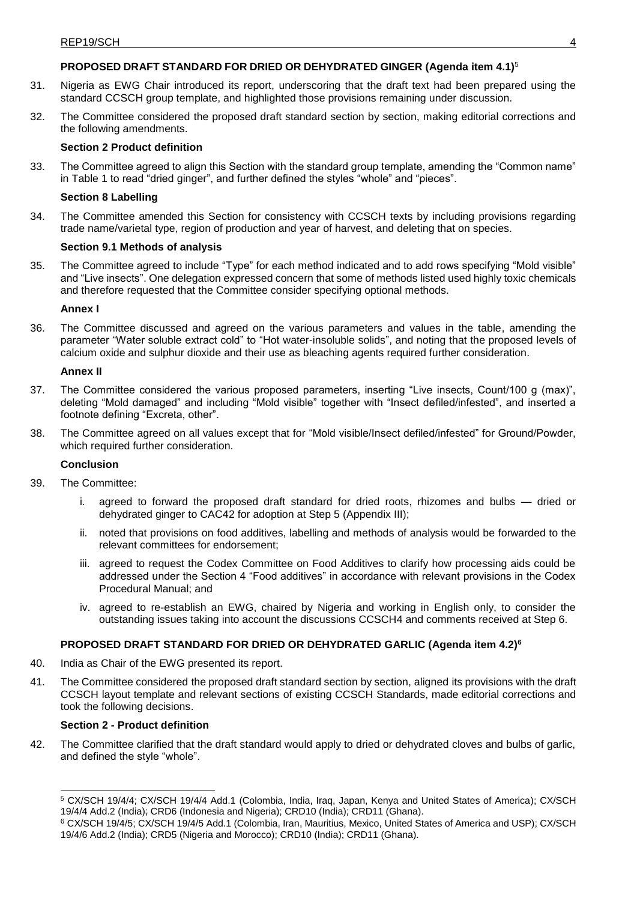### PROPOSED DRAFT STANDARD FOR DRIED OR DEHYDRATED GINGER (Agenda item 4.1)[5]

31. Nigeria as EWG Chair introduced its report, underscoring that the draft text had been prepared using the standard CCSCH group template, and highlighted those provisions remaining under discussion.

32. The Committee considered the proposed draft standard section by section, making editorial corrections and the following amendments.

**Section 2 Product definition**

33. The Committee agreed to align this Section with the standard group template, amending the "Common name" in Table 1 to read "dried ginger", and further defined the styles "whole" and "pieces".

**Section 8 Labelling**

34. The Committee amended this Section for consistency with CCSCH texts by including provisions regarding trade name/varietal type, region of production and year of harvest, and deleting that on species.

**Section 9.1 Methods of analysis**

35. The Committee agreed to include "Type" for each method indicated and to add rows specifying "Mold visible" and "Live insects". One delegation expressed concern that some of methods listed used highly toxic chemicals and therefore requested that the Committee consider specifying optional methods.

**Annex I**

36. The Committee discussed and agreed on the various parameters and values in the table, amending the parameter "Water soluble extract cold" to "Hot water-insoluble solids", and noting that the proposed levels of calcium oxide and sulphur dioxide and their use as bleaching agents required further consideration.

**Annex II**

37. The Committee considered the various proposed parameters, inserting "Live insects, Count/100 g (max)", deleting "Mold damaged" and including "Mold visible" together with "Insect defiled/infested", and inserted a footnote defining "Excreta, other".

38. The Committee agreed on all values except that for "Mold visible/Insect defiled/infested" for Ground/Powder, which required further consideration.

**Conclusion**

39. The Committee:

    i. agreed to forward the proposed draft standard for dried roots, rhizomes and bulbs — dried or dehydrated ginger to CAC42 for adoption at Step 5 (Appendix III);

    ii. noted that provisions on food additives, labelling and methods of analysis would be forwarded to the relevant committees for endorsement;

    iii. agreed to request the Codex Committee on Food Additives to clarify how processing aids could be addressed under the Section 4 "Food additives" in accordance with relevant provisions in the Codex Procedural Manual; and

    iv. agreed to re-establish an EWG, chaired by Nigeria and working in English only, to consider the outstanding issues taking into account the discussions CCSCH4 and comments received at Step 6.

### PROPOSED DRAFT STANDARD FOR DRIED OR DEHYDRATED GARLIC (Agenda item 4.2)[6]

40. India as Chair of the EWG presented its report.

41. The Committee considered the proposed draft standard section by section, aligned its provisions with the draft CCSCH layout template and relevant sections of existing CCSCH Standards, made editorial corrections and took the following decisions.

**Section 2 - Product definition**

42. The Committee clarified that the draft standard would apply to dried or dehydrated cloves and bulbs of garlic, and defined the style "whole".

---

[5] CX/SCH 19/4/4; CX/SCH 19/4/4 Add.1 (Colombia, India, Iraq, Japan, Kenya and United States of America); CX/SCH 19/4/4 Add.2 (India); CRD6 (Indonesia and Nigeria); CRD10 (India); CRD11 (Ghana).

[6] CX/SCH 19/4/5; CX/SCH 19/4/5 Add.1 (Colombia, Iran, Mauritius, Mexico, United States of America and USP); CX/SCH 19/4/6 Add.2 (India); CRD5 (Nigeria and Morocco); CRD10 (India); CRD11 (Ghana).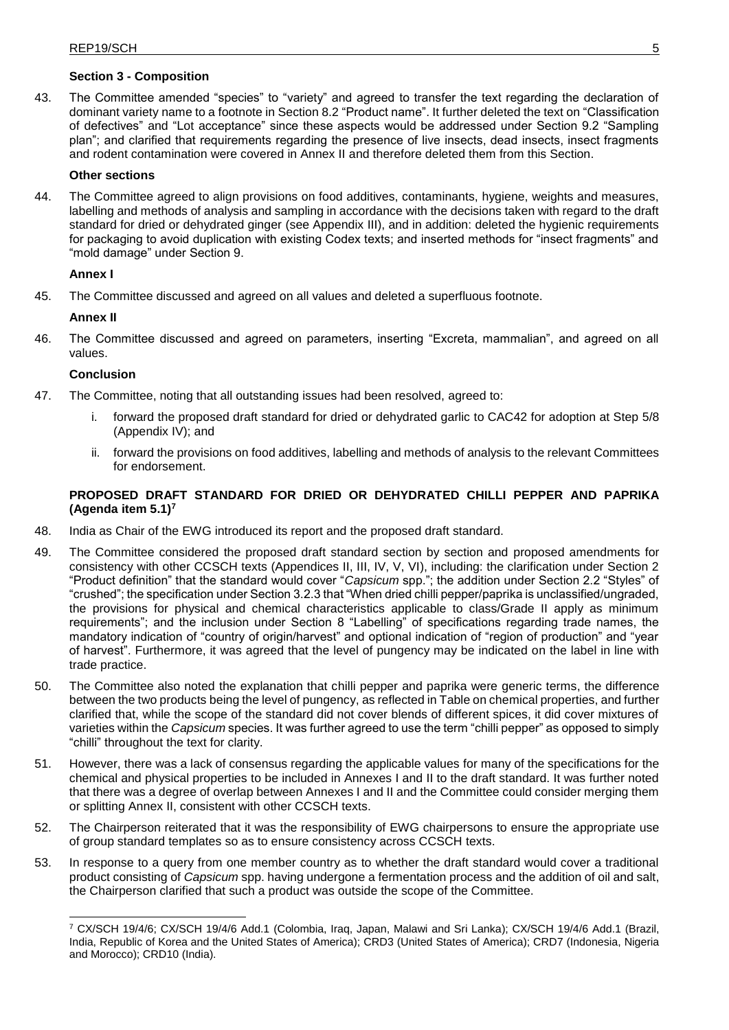**Section 3 - Composition**

43. The Committee amended "species" to "variety" and agreed to transfer the text regarding the declaration of dominant variety name to a footnote in Section 8.2 "Product name". It further deleted the text on "Classification of defectives" and "Lot acceptance" since these aspects would be addressed under Section 9.2 "Sampling plan"; and clarified that requirements regarding the presence of live insects, dead insects, insect fragments and rodent contamination were covered in Annex II and therefore deleted them from this Section.

**Other sections**

44. The Committee agreed to align provisions on food additives, contaminants, hygiene, weights and measures, labelling and methods of analysis and sampling in accordance with the decisions taken with regard to the draft standard for dried or dehydrated ginger (see Appendix III), and in addition: deleted the hygienic requirements for packaging to avoid duplication with existing Codex texts; and inserted methods for "insect fragments" and "mold damage" under Section 9.

**Annex I**

45. The Committee discussed and agreed on all values and deleted a superfluous footnote.

**Annex II**

46. The Committee discussed and agreed on parameters, inserting "Excreta, mammalian", and agreed on all values.

**Conclusion**

47. The Committee, noting that all outstanding issues had been resolved, agreed to:

    i. forward the proposed draft standard for dried or dehydrated garlic to CAC42 for adoption at Step 5/8 (Appendix IV); and

    ii. forward the provisions on food additives, labelling and methods of analysis to the relevant Committees for endorsement.

**PROPOSED DRAFT STANDARD FOR DRIED OR DEHYDRATED CHILLI PEPPER AND PAPRIKA (Agenda item 5.1)[7]**

48. India as Chair of the EWG introduced its report and the proposed draft standard.

49. The Committee considered the proposed draft standard section by section and proposed amendments for consistency with other CCSCH texts (Appendices II, III, IV, V, VI), including: the clarification under Section 2 "Product definition" that the standard would cover "*Capsicum* spp."; the addition under Section 2.2 "Styles" of "crushed"; the specification under Section 3.2.3 that "When dried chilli pepper/paprika is unclassified/ungraded, the provisions for physical and chemical characteristics applicable to class/Grade II apply as minimum requirements"; and the inclusion under Section 8 "Labelling" of specifications regarding trade names, the mandatory indication of "country of origin/harvest" and optional indication of "region of production" and "year of harvest". Furthermore, it was agreed that the level of pungency may be indicated on the label in line with trade practice.

50. The Committee also noted the explanation that chilli pepper and paprika were generic terms, the difference between the two products being the level of pungency, as reflected in Table on chemical properties, and further clarified that, while the scope of the standard did not cover blends of different spices, it did cover mixtures of varieties within the *Capsicum* species. It was further agreed to use the term "chilli pepper" as opposed to simply "chilli" throughout the text for clarity.

51. However, there was a lack of consensus regarding the applicable values for many of the specifications for the chemical and physical properties to be included in Annexes I and II to the draft standard. It was further noted that there was a degree of overlap between Annexes I and II and the Committee could consider merging them or splitting Annex II, consistent with other CCSCH texts.

52. The Chairperson reiterated that it was the responsibility of EWG chairpersons to ensure the appropriate use of group standard templates so as to ensure consistency across CCSCH texts.

53. In response to a query from one member country as to whether the draft standard would cover a traditional product consisting of *Capsicum* spp. having undergone a fermentation process and the addition of oil and salt, the Chairperson clarified that such a product was outside the scope of the Committee.

---

[7] CX/SCH 19/4/6; CX/SCH 19/4/6 Add.1 (Colombia, Iraq, Japan, Malawi and Sri Lanka); CX/SCH 19/4/6 Add.1 (Brazil, India, Republic of Korea and the United States of America); CRD3 (United States of America); CRD7 (Indonesia, Nigeria and Morocco); CRD10 (India).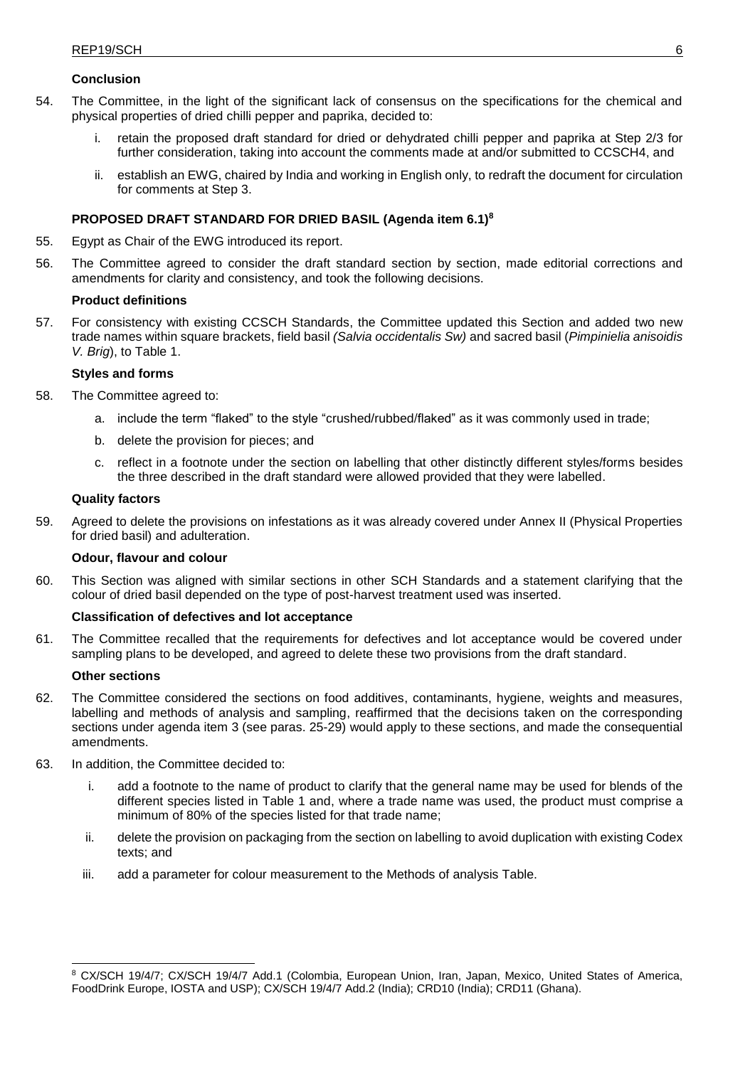**Conclusion**

54. The Committee, in the light of the significant lack of consensus on the specifications for the chemical and physical properties of dried chilli pepper and paprika, decided to:

    i. retain the proposed draft standard for dried or dehydrated chilli pepper and paprika at Step 2/3 for further consideration, taking into account the comments made at and/or submitted to CCSCH4, and

    ii. establish an EWG, chaired by India and working in English only, to redraft the document for circulation for comments at Step 3.

**PROPOSED DRAFT STANDARD FOR DRIED BASIL (Agenda item 6.1)[8]**

55. Egypt as Chair of the EWG introduced its report.

56. The Committee agreed to consider the draft standard section by section, made editorial corrections and amendments for clarity and consistency, and took the following decisions.

**Product definitions**

57. For consistency with existing CCSCH Standards, the Committee updated this Section and added two new trade names within square brackets, field basil *(Salvia occidentalis Sw)* and sacred basil (*Pimpinielia anisoidis V. Brig*), to Table 1.

**Styles and forms**

58. The Committee agreed to:

    a. include the term "flaked" to the style "crushed/rubbed/flaked" as it was commonly used in trade;

    b. delete the provision for pieces; and

    c. reflect in a footnote under the section on labelling that other distinctly different styles/forms besides the three described in the draft standard were allowed provided that they were labelled.

**Quality factors**

59. Agreed to delete the provisions on infestations as it was already covered under Annex II (Physical Properties for dried basil) and adulteration.

**Odour, flavour and colour**

60. This Section was aligned with similar sections in other SCH Standards and a statement clarifying that the colour of dried basil depended on the type of post-harvest treatment used was inserted.

**Classification of defectives and lot acceptance**

61. The Committee recalled that the requirements for defectives and lot acceptance would be covered under sampling plans to be developed, and agreed to delete these two provisions from the draft standard.

**Other sections**

62. The Committee considered the sections on food additives, contaminants, hygiene, weights and measures, labelling and methods of analysis and sampling, reaffirmed that the decisions taken on the corresponding sections under agenda item 3 (see paras. 25-29) would apply to these sections, and made the consequential amendments.

63. In addition, the Committee decided to:

    i. add a footnote to the name of product to clarify that the general name may be used for blends of the different species listed in Table 1 and, where a trade name was used, the product must comprise a minimum of 80% of the species listed for that trade name;

    ii. delete the provision on packaging from the section on labelling to avoid duplication with existing Codex texts; and

    iii. add a parameter for colour measurement to the Methods of analysis Table.

---

[8] CX/SCH 19/4/7; CX/SCH 19/4/7 Add.1 (Colombia, European Union, Iran, Japan, Mexico, United States of America, FoodDrink Europe, IOSTA and USP); CX/SCH 19/4/7 Add.2 (India); CRD10 (India); CRD11 (Ghana).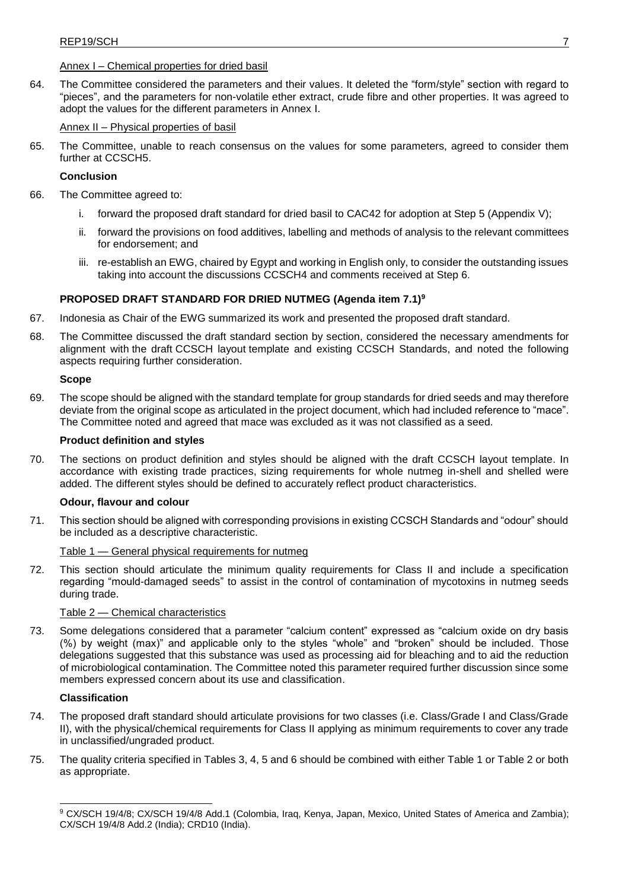Annex I – Chemical properties for dried basil

64. The Committee considered the parameters and their values. It deleted the "form/style" section with regard to "pieces", and the parameters for non-volatile ether extract, crude fibre and other properties. It was agreed to adopt the values for the different parameters in Annex I.

Annex II – Physical properties of basil

65. The Committee, unable to reach consensus on the values for some parameters, agreed to consider them further at CCSCH5.

**Conclusion**

66. The Committee agreed to:

    i. forward the proposed draft standard for dried basil to CAC42 for adoption at Step 5 (Appendix V);

    ii. forward the provisions on food additives, labelling and methods of analysis to the relevant committees for endorsement; and

    iii. re-establish an EWG, chaired by Egypt and working in English only, to consider the outstanding issues taking into account the discussions CCSCH4 and comments received at Step 6.

## PROPOSED DRAFT STANDARD FOR DRIED NUTMEG (Agenda item 7.1)[9]

67. Indonesia as Chair of the EWG summarized its work and presented the proposed draft standard.

68. The Committee discussed the draft standard section by section, considered the necessary amendments for alignment with the draft CCSCH layout template and existing CCSCH Standards, and noted the following aspects requiring further consideration.

**Scope**

69. The scope should be aligned with the standard template for group standards for dried seeds and may therefore deviate from the original scope as articulated in the project document, which had included reference to "mace". The Committee noted and agreed that mace was excluded as it was not classified as a seed.

**Product definition and styles**

70. The sections on product definition and styles should be aligned with the draft CCSCH layout template. In accordance with existing trade practices, sizing requirements for whole nutmeg in-shell and shelled were added. The different styles should be defined to accurately reflect product characteristics.

**Odour, flavour and colour**

71. This section should be aligned with corresponding provisions in existing CCSCH Standards and "odour" should be included as a descriptive characteristic.

Table 1 — General physical requirements for nutmeg

72. This section should articulate the minimum quality requirements for Class II and include a specification regarding "mould-damaged seeds" to assist in the control of contamination of mycotoxins in nutmeg seeds during trade.

Table 2 — Chemical characteristics

73. Some delegations considered that a parameter "calcium content" expressed as "calcium oxide on dry basis (%) by weight (max)" and applicable only to the styles "whole" and "broken" should be included. Those delegations suggested that this substance was used as processing aid for bleaching and to aid the reduction of microbiological contamination. The Committee noted this parameter required further discussion since some members expressed concern about its use and classification.

**Classification**

74. The proposed draft standard should articulate provisions for two classes (i.e. Class/Grade I and Class/Grade II), with the physical/chemical requirements for Class II applying as minimum requirements to cover any trade in unclassified/ungraded product.

75. The quality criteria specified in Tables 3, 4, 5 and 6 should be combined with either Table 1 or Table 2 or both as appropriate.

---

[9] CX/SCH 19/4/8; CX/SCH 19/4/8 Add.1 (Colombia, Iraq, Kenya, Japan, Mexico, United States of America and Zambia); CX/SCH 19/4/8 Add.2 (India); CRD10 (India).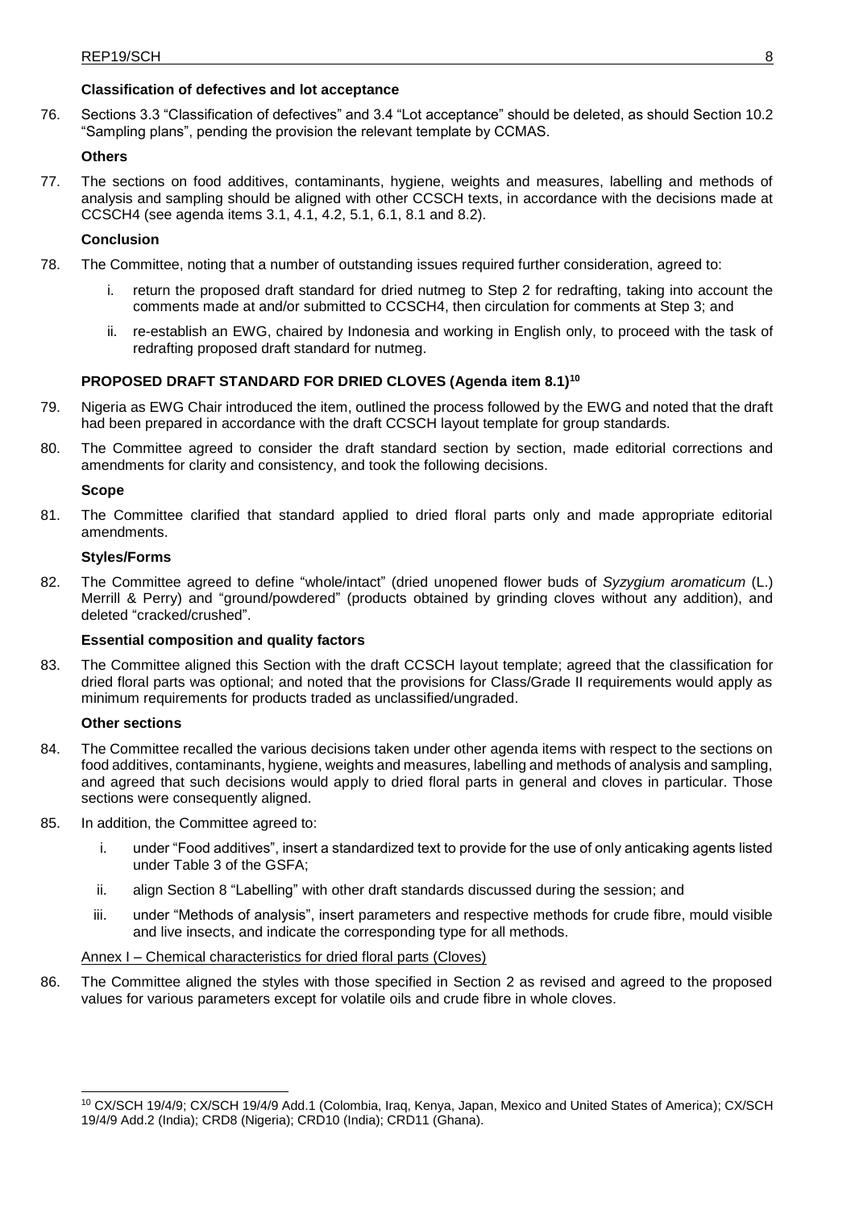**Classification of defectives and lot acceptance**

76. Sections 3.3 "Classification of defectives" and 3.4 "Lot acceptance" should be deleted, as should Section 10.2 "Sampling plans", pending the provision the relevant template by CCMAS.

**Others**

77. The sections on food additives, contaminants, hygiene, weights and measures, labelling and methods of analysis and sampling should be aligned with other CCSCH texts, in accordance with the decisions made at CCSCH4 (see agenda items 3.1, 4.1, 4.2, 5.1, 6.1, 8.1 and 8.2).

**Conclusion**

78. The Committee, noting that a number of outstanding issues required further consideration, agreed to:

    i. return the proposed draft standard for dried nutmeg to Step 2 for redrafting, taking into account the comments made at and/or submitted to CCSCH4, then circulation for comments at Step 3; and

    ii. re-establish an EWG, chaired by Indonesia and working in English only, to proceed with the task of redrafting proposed draft standard for nutmeg.

## PROPOSED DRAFT STANDARD FOR DRIED CLOVES (Agenda item 8.1)[10]

79. Nigeria as EWG Chair introduced the item, outlined the process followed by the EWG and noted that the draft had been prepared in accordance with the draft CCSCH layout template for group standards.

80. The Committee agreed to consider the draft standard section by section, made editorial corrections and amendments for clarity and consistency, and took the following decisions.

**Scope**

81. The Committee clarified that standard applied to dried floral parts only and made appropriate editorial amendments.

**Styles/Forms**

82. The Committee agreed to define "whole/intact" (dried unopened flower buds of *Syzygium aromaticum* (L.) Merrill & Perry) and "ground/powdered" (products obtained by grinding cloves without any addition), and deleted "cracked/crushed".

**Essential composition and quality factors**

83. The Committee aligned this Section with the draft CCSCH layout template; agreed that the classification for dried floral parts was optional; and noted that the provisions for Class/Grade II requirements would apply as minimum requirements for products traded as unclassified/ungraded.

**Other sections**

84. The Committee recalled the various decisions taken under other agenda items with respect to the sections on food additives, contaminants, hygiene, weights and measures, labelling and methods of analysis and sampling, and agreed that such decisions would apply to dried floral parts in general and cloves in particular. Those sections were consequently aligned.

85. In addition, the Committee agreed to:

    i. under "Food additives", insert a standardized text to provide for the use of only anticaking agents listed under Table 3 of the GSFA;

    ii. align Section 8 "Labelling" with other draft standards discussed during the session; and

    iii. under "Methods of analysis", insert parameters and respective methods for crude fibre, mould visible and live insects, and indicate the corresponding type for all methods.

Annex I – Chemical characteristics for dried floral parts (Cloves)

86. The Committee aligned the styles with those specified in Section 2 as revised and agreed to the proposed values for various parameters except for volatile oils and crude fibre in whole cloves.

---

[10] CX/SCH 19/4/9; CX/SCH 19/4/9 Add.1 (Colombia, Iraq, Kenya, Japan, Mexico and United States of America); CX/SCH 19/4/9 Add.2 (India); CRD8 (Nigeria); CRD10 (India); CRD11 (Ghana).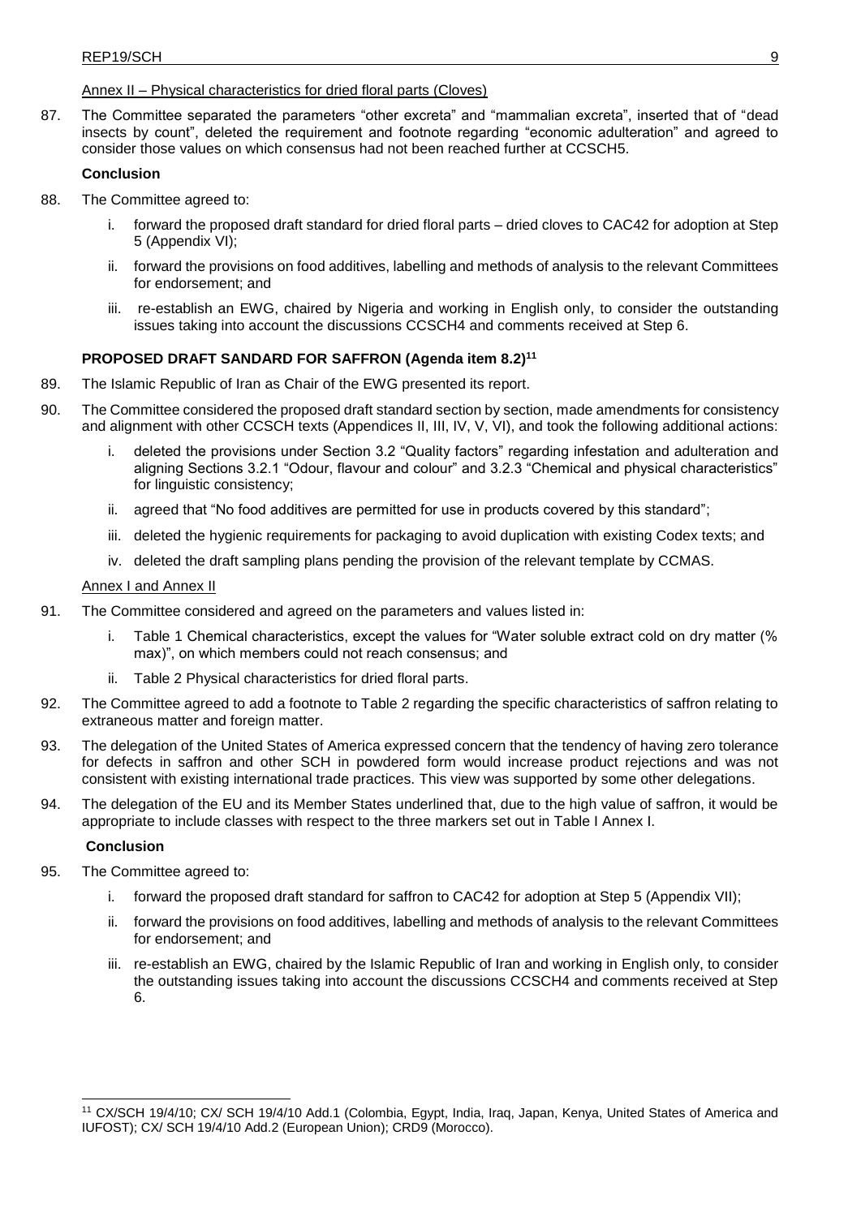Annex II – Physical characteristics for dried floral parts (Cloves)

87. The Committee separated the parameters "other excreta" and "mammalian excreta", inserted that of "dead insects by count", deleted the requirement and footnote regarding "economic adulteration" and agreed to consider those values on which consensus had not been reached further at CCSCH5.

**Conclusion**

88. The Committee agreed to:

    i. forward the proposed draft standard for dried floral parts – dried cloves to CAC42 for adoption at Step 5 (Appendix VI);

    ii. forward the provisions on food additives, labelling and methods of analysis to the relevant Committees for endorsement; and

    iii. re-establish an EWG, chaired by Nigeria and working in English only, to consider the outstanding issues taking into account the discussions CCSCH4 and comments received at Step 6.

**PROPOSED DRAFT SANDARD FOR SAFFRON (Agenda item 8.2)[11]**

89. The Islamic Republic of Iran as Chair of the EWG presented its report.

90. The Committee considered the proposed draft standard section by section, made amendments for consistency and alignment with other CCSCH texts (Appendices II, III, IV, V, VI), and took the following additional actions:

    i. deleted the provisions under Section 3.2 "Quality factors" regarding infestation and adulteration and aligning Sections 3.2.1 "Odour, flavour and colour" and 3.2.3 "Chemical and physical characteristics" for linguistic consistency;

    ii. agreed that "No food additives are permitted for use in products covered by this standard";

    iii. deleted the hygienic requirements for packaging to avoid duplication with existing Codex texts; and

    iv. deleted the draft sampling plans pending the provision of the relevant template by CCMAS.

Annex I and Annex II

91. The Committee considered and agreed on the parameters and values listed in:

    i. Table 1 Chemical characteristics, except the values for "Water soluble extract cold on dry matter (% max)", on which members could not reach consensus; and

    ii. Table 2 Physical characteristics for dried floral parts.

92. The Committee agreed to add a footnote to Table 2 regarding the specific characteristics of saffron relating to extraneous matter and foreign matter.

93. The delegation of the United States of America expressed concern that the tendency of having zero tolerance for defects in saffron and other SCH in powdered form would increase product rejections and was not consistent with existing international trade practices. This view was supported by some other delegations.

94. The delegation of the EU and its Member States underlined that, due to the high value of saffron, it would be appropriate to include classes with respect to the three markers set out in Table I Annex I.

**Conclusion**

95. The Committee agreed to:

    i. forward the proposed draft standard for saffron to CAC42 for adoption at Step 5 (Appendix VII);

    ii. forward the provisions on food additives, labelling and methods of analysis to the relevant Committees for endorsement; and

    iii. re-establish an EWG, chaired by the Islamic Republic of Iran and working in English only, to consider the outstanding issues taking into account the discussions CCSCH4 and comments received at Step 6.

---

[11] CX/SCH 19/4/10; CX/ SCH 19/4/10 Add.1 (Colombia, Egypt, India, Iraq, Japan, Kenya, United States of America and IUFOST); CX/ SCH 19/4/10 Add.2 (European Union); CRD9 (Morocco).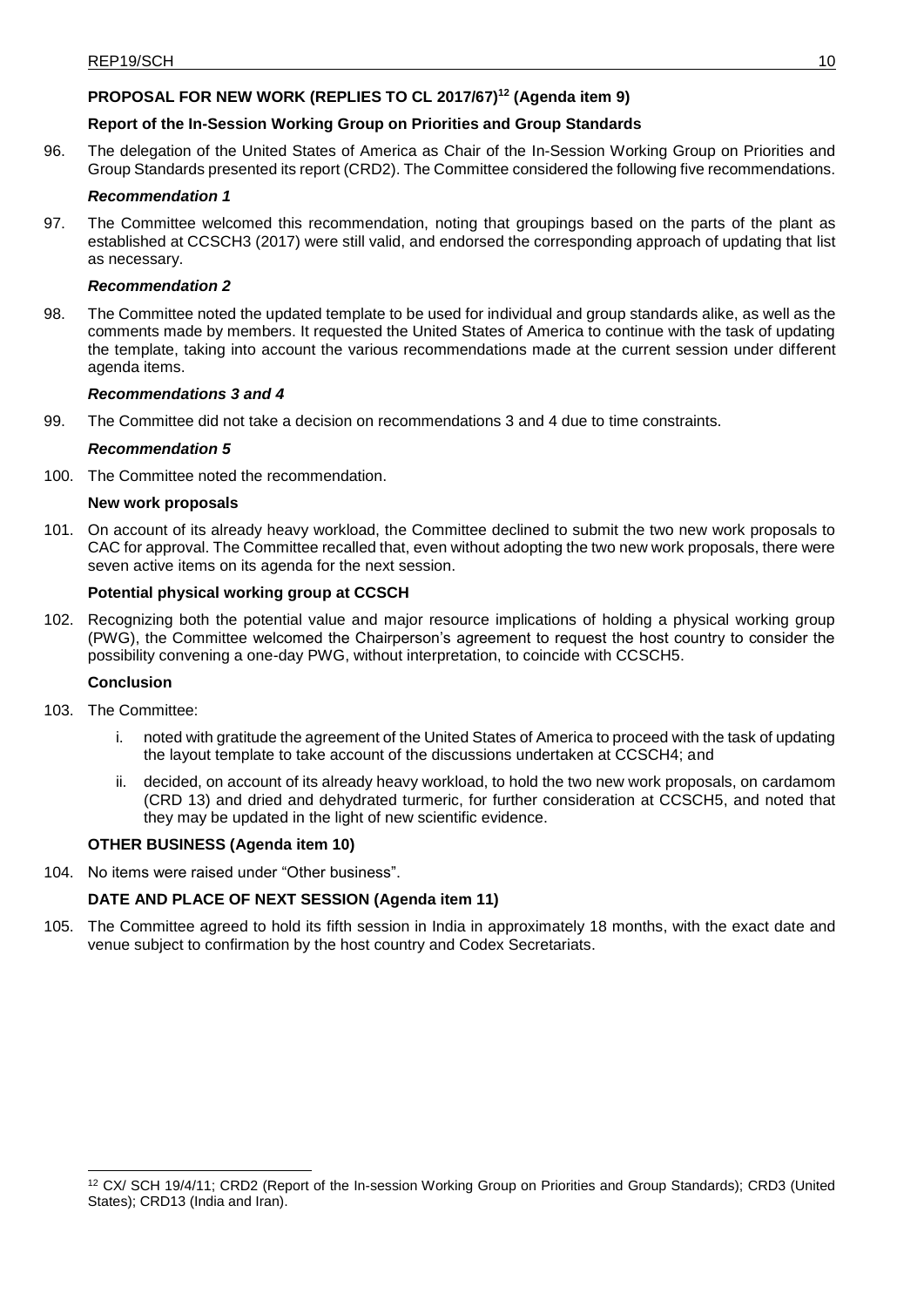## PROPOSAL FOR NEW WORK (REPLIES TO CL 2017/67)[12] (Agenda item 9)

### Report of the In-Session Working Group on Priorities and Group Standards

96. The delegation of the United States of America as Chair of the In-Session Working Group on Priorities and Group Standards presented its report (CRD2). The Committee considered the following five recommendations.

#### *Recommendation 1*

97. The Committee welcomed this recommendation, noting that groupings based on the parts of the plant as established at CCSCH3 (2017) were still valid, and endorsed the corresponding approach of updating that list as necessary.

#### *Recommendation 2*

98. The Committee noted the updated template to be used for individual and group standards alike, as well as the comments made by members. It requested the United States of America to continue with the task of updating the template, taking into account the various recommendations made at the current session under different agenda items.

#### *Recommendations 3 and 4*

99. The Committee did not take a decision on recommendations 3 and 4 due to time constraints.

#### *Recommendation 5*

100. The Committee noted the recommendation.

### New work proposals

101. On account of its already heavy workload, the Committee declined to submit the two new work proposals to CAC for approval. The Committee recalled that, even without adopting the two new work proposals, there were seven active items on its agenda for the next session.

### Potential physical working group at CCSCH

102. Recognizing both the potential value and major resource implications of holding a physical working group (PWG), the Committee welcomed the Chairperson's agreement to request the host country to consider the possibility convening a one-day PWG, without interpretation, to coincide with CCSCH5.

### Conclusion

103. The Committee:

   i. noted with gratitude the agreement of the United States of America to proceed with the task of updating the layout template to take account of the discussions undertaken at CCSCH4; and

   ii. decided, on account of its already heavy workload, to hold the two new work proposals, on cardamom (CRD 13) and dried and dehydrated turmeric, for further consideration at CCSCH5, and noted that they may be updated in the light of new scientific evidence.

## OTHER BUSINESS (Agenda item 10)

104. No items were raised under "Other business".

## DATE AND PLACE OF NEXT SESSION (Agenda item 11)

105. The Committee agreed to hold its fifth session in India in approximately 18 months, with the exact date and venue subject to confirmation by the host country and Codex Secretariats.

---

[12] CX/ SCH 19/4/11; CRD2 (Report of the In-session Working Group on Priorities and Group Standards); CRD3 (United States); CRD13 (India and Iran).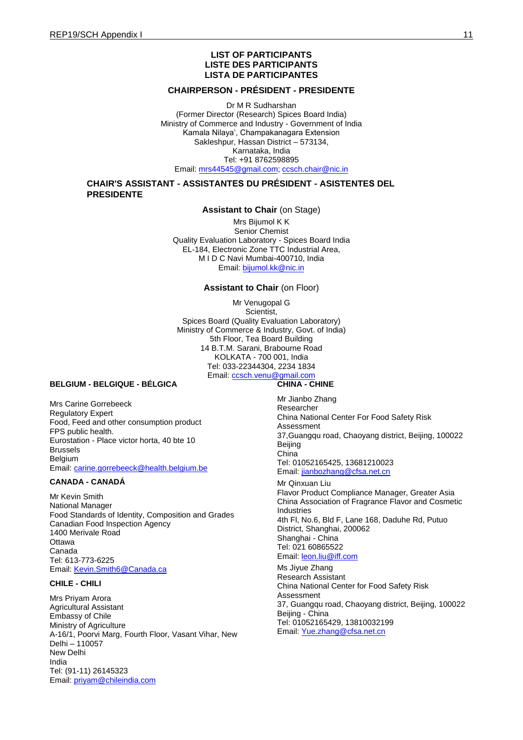# LIST OF PARTICIPANTS
# LISTE DES PARTICIPANTS
# LISTA DE PARTICIPANTES

## CHAIRPERSON - PRÉSIDENT - PRESIDENTE

Dr M R Sudharshan
(Former Director (Research) Spices Board India)
Ministry of Commerce and Industry - Government of India
Kamala Nilaya', Champakanagara Extension
Sakleshpur, Hassan District – 573134,
Karnataka, India
Tel: +91 8762598895
Email: mrs44545@gmail.com; ccsch.chair@nic.in

## CHAIR'S ASSISTANT - ASSISTANTES DU PRÉSIDENT - ASISTENTES DEL PRESIDENTE

**Assistant to Chair** (on Stage)

Mrs Bijumol K K
Senior Chemist
Quality Evaluation Laboratory - Spices Board India
EL-184, Electronic Zone TTC Industrial Area,
M I D C Navi Mumbai-400710, India
Email: bijumol.kk@nic.in

**Assistant to Chair** (on Floor)

Mr Venugopal G
Scientist,
Spices Board (Quality Evaluation Laboratory)
Ministry of Commerce & Industry, Govt. of India)
5th Floor, Tea Board Building
14 B.T.M. Sarani, Brabourne Road
KOLKATA - 700 001, India
Tel: 033-22344304, 2234 1834
Email: ccsch.venu@gmail.com

### BELGIUM - BELGIQUE - BÉLGICA

Mrs Carine Gorrebeeck
Regulatory Expert
Food, Feed and other consumption product
FPS public health.
Eurostation - Place victor horta, 40 bte 10
Brussels
Belgium
Email: carine.gorrebeeck@health.belgium.be

### CANADA - CANADÁ

Mr Kevin Smith
National Manager
Food Standards of Identity, Composition and Grades
Canadian Food Inspection Agency
1400 Merivale Road
Ottawa
Canada
Tel: 613-773-6225
Email: Kevin.Smith6@Canada.ca

### CHILE - CHILI

Mrs Priyam Arora
Agricultural Assistant
Embassy of Chile
Ministry of Agriculture
A-16/1, Poorvi Marg, Fourth Floor, Vasant Vihar, New Delhi – 110057
New Delhi
India
Tel: (91-11) 26145323
Email: priyam@chileindia.com

### CHINA - CHINE

Mr Jianbo Zhang
Researcher
China National Center For Food Safety Risk Assessment
37,Guangqu road, Chaoyang district, Beijing, 100022
Beijing
China
Tel: 01052165425, 13681210023
Email: jianbozhang@cfsa.net.cn

Mr Qinxuan Liu
Flavor Product Compliance Manager, Greater Asia
China Association of Fragrance Flavor and Cosmetic Industries
4th Fl, No.6, Bld F, Lane 168, Daduhe Rd, Putuo District, Shanghai, 200062
Shanghai - China
Tel: 021 60865522
Email: leon.liu@iff.com

Ms Jiyue Zhang
Research Assistant
China National Center for Food Safety Risk Assessment
37, Guangqu road, Chaoyang district, Beijing, 100022
Beijing - China
Tel: 01052165429, 13810032199
Email: Yue.zhang@cfsa.net.cn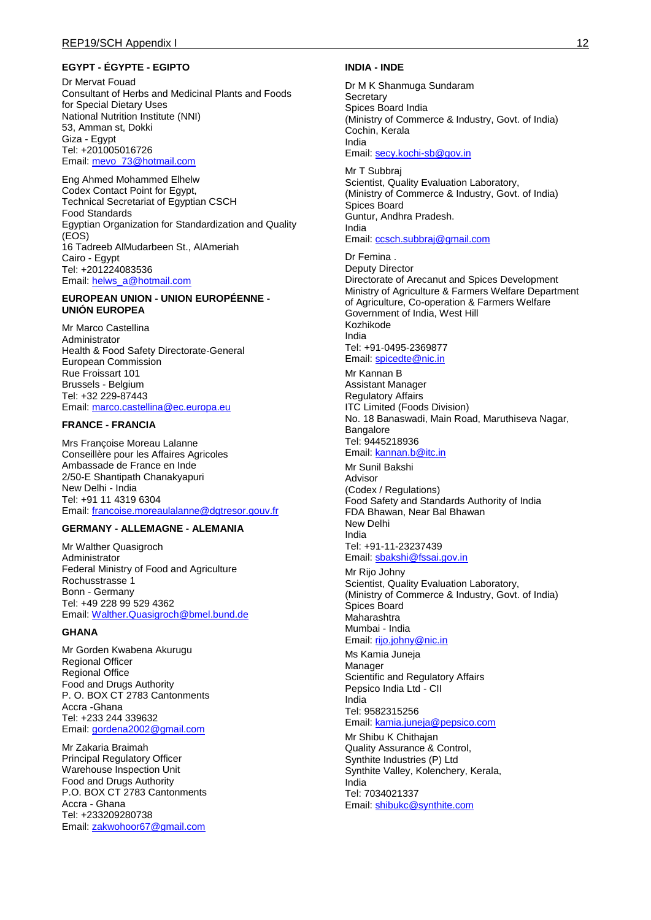**EGYPT - ÉGYPTE - EGIPTO**

Dr Mervat Fouad
Consultant of Herbs and Medicinal Plants and Foods for Special Dietary Uses
National Nutrition Institute (NNI)
53, Amman st, Dokki
Giza - Egypt
Tel: +201005016726
Email: mevo_73@hotmail.com

Eng Ahmed Mohammed Elhelw
Codex Contact Point for Egypt,
Technical Secretariat of Egyptian CSCH
Food Standards
Egyptian Organization for Standardization and Quality (EOS)
16 Tadreeb AlMudarbeen St., AlAmeriah
Cairo - Egypt
Tel: +201224083536
Email: helws_a@hotmail.com

**EUROPEAN UNION - UNION EUROPÉENNE - UNIÓN EUROPEA**

Mr Marco Castellina
Administrator
Health & Food Safety Directorate-General
European Commission
Rue Froissart 101
Brussels - Belgium
Tel: +32 229-87443
Email: marco.castellina@ec.europa.eu

**FRANCE - FRANCIA**

Mrs Françoise Moreau Lalanne
Conseillère pour les Affaires Agricoles
Ambassade de France en Inde
2/50-E Shantipath Chanakyapuri
New Delhi - India
Tel: +91 11 4319 6304
Email: francoise.moreaulalanne@dgtresor.gouv.fr

**GERMANY - ALLEMAGNE - ALEMANIA**

Mr Walther Quasigroch
Administrator
Federal Ministry of Food and Agriculture
Rochusstrasse 1
Bonn - Germany
Tel: +49 228 99 529 4362
Email: Walther.Quasigroch@bmel.bund.de

**GHANA**

Mr Gorden Kwabena Akurugu
Regional Officer
Regional Office
Food and Drugs Authority
P. O. BOX CT 2783 Cantonments
Accra -Ghana
Tel: +233 244 339632
Email: gordena2002@gmail.com

Mr Zakaria Braimah
Principal Regulatory Officer
Warehouse Inspection Unit
Food and Drugs Authority
P.O. BOX CT 2783 Cantonments
Accra - Ghana
Tel: +233209280738
Email: zakwohoor67@gmail.com

**INDIA - INDE**

Dr M K Shanmuga Sundaram
Secretary
Spices Board India
(Ministry of Commerce & Industry, Govt. of India)
Cochin, Kerala
India
Email: secy.kochi-sb@gov.in

Mr T Subbraj
Scientist, Quality Evaluation Laboratory,
(Ministry of Commerce & Industry, Govt. of India)
Spices Board
Guntur, Andhra Pradesh.
India
Email: ccsch.subbraj@gmail.com

Dr Femina .
Deputy Director
Directorate of Arecanut and Spices Development
Ministry of Agriculture & Farmers Welfare Department of Agriculture, Co-operation & Farmers Welfare
Government of India, West Hill
Kozhikode
India
Tel: +91-0495-2369877
Email: spicedte@nic.in

Mr Kannan B
Assistant Manager
Regulatory Affairs
ITC Limited (Foods Division)
No. 18 Banaswadi, Main Road, Maruthiseva Nagar, Bangalore
Tel: 9445218936
Email: kannan.b@itc.in

Mr Sunil Bakshi
Advisor
(Codex / Regulations)
Food Safety and Standards Authority of India
FDA Bhawan, Near Bal Bhawan
New Delhi
India
Tel: +91-11-23237439
Email: sbakshi@fssai.gov.in

Mr Rijo Johny
Scientist, Quality Evaluation Laboratory,
(Ministry of Commerce & Industry, Govt. of India)
Spices Board
Maharashtra
Mumbai - India
Email: rijo.johny@nic.in

Ms Kamia Juneja
Manager
Scientific and Regulatory Affairs
Pepsico India Ltd - CII
India
Tel: 9582315256
Email: kamia.juneja@pepsico.com

Mr Shibu K Chithajan
Quality Assurance & Control,
Synthite Industries (P) Ltd
Synthite Valley, Kolenchery, Kerala,
India
Tel: 7034021337
Email: shibukc@synthite.com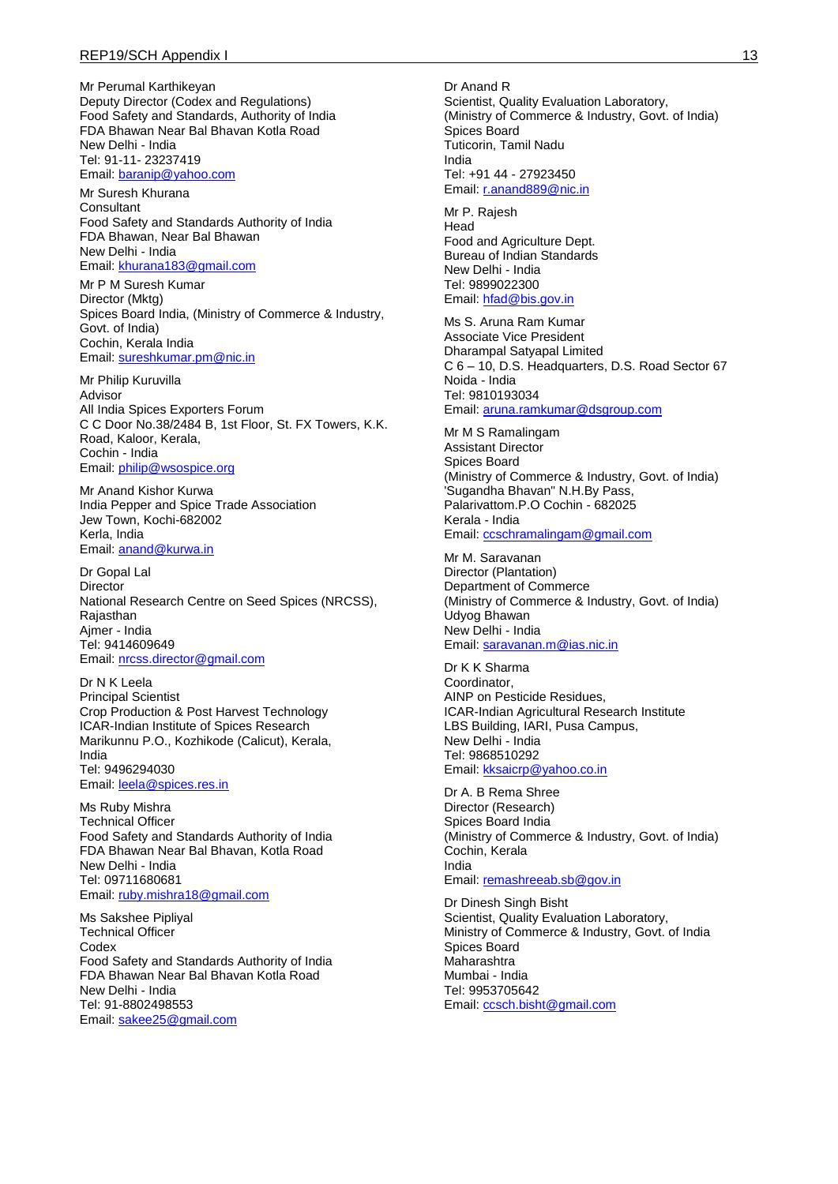Mr Perumal Karthikeyan
Deputy Director (Codex and Regulations)
Food Safety and Standards, Authority of India
FDA Bhawan Near Bal Bhavan Kotla Road
New Delhi - India
Tel: 91-11- 23237419
Email: baranip@yahoo.com

Mr Suresh Khurana
Consultant
Food Safety and Standards Authority of India
FDA Bhawan, Near Bal Bhawan
New Delhi - India
Email: khurana183@gmail.com

Mr P M Suresh Kumar
Director (Mktg)
Spices Board India, (Ministry of Commerce & Industry, Govt. of India)
Cochin, Kerala India
Email: sureshkumar.pm@nic.in

Mr Philip Kuruvilla
Advisor
All India Spices Exporters Forum
C C Door No.38/2484 B, 1st Floor, St. FX Towers, K.K. Road, Kaloor, Kerala,
Cochin - India
Email: philip@wsospice.org

Mr Anand Kishor Kurwa
India Pepper and Spice Trade Association
Jew Town, Kochi-682002
Kerla, India
Email: anand@kurwa.in

Dr Gopal Lal
Director
National Research Centre on Seed Spices (NRCSS), Rajasthan
Ajmer - India
Tel: 9414609649
Email: nrcss.director@gmail.com

Dr N K Leela
Principal Scientist
Crop Production & Post Harvest Technology
ICAR-Indian Institute of Spices Research
Marikunnu P.O., Kozhikode (Calicut), Kerala, India
Tel: 9496294030
Email: leela@spices.res.in

Ms Ruby Mishra
Technical Officer
Food Safety and Standards Authority of India
FDA Bhawan Near Bal Bhavan, Kotla Road
New Delhi - India
Tel: 09711680681
Email: ruby.mishra18@gmail.com

Ms Sakshee Pipliyal
Technical Officer
Codex
Food Safety and Standards Authority of India
FDA Bhawan Near Bal Bhavan Kotla Road
New Delhi - India
Tel: 91-8802498553
Email: sakee25@gmail.com

Dr Anand R
Scientist, Quality Evaluation Laboratory,
(Ministry of Commerce & Industry, Govt. of India)
Spices Board
Tuticorin, Tamil Nadu
India
Tel: +91 44 - 27923450
Email: r.anand889@nic.in

Mr P. Rajesh
Head
Food and Agriculture Dept.
Bureau of Indian Standards
New Delhi - India
Tel: 9899022300
Email: hfad@bis.gov.in

Ms S. Aruna Ram Kumar
Associate Vice President
Dharampal Satyapal Limited
C 6 – 10, D.S. Headquarters, D.S. Road Sector 67
Noida - India
Tel: 9810193034
Email: aruna.ramkumar@dsgroup.com

Mr M S Ramalingam
Assistant Director
Spices Board
(Ministry of Commerce & Industry, Govt. of India)
'Sugandha Bhavan" N.H.By Pass,
Palarivattom.P.O Cochin - 682025
Kerala - India
Email: ccschramalingam@gmail.com

Mr M. Saravanan
Director (Plantation)
Department of Commerce
(Ministry of Commerce & Industry, Govt. of India)
Udyog Bhawan
New Delhi - India
Email: saravanan.m@ias.nic.in

Dr K K Sharma
Coordinator,
AINP on Pesticide Residues,
ICAR-Indian Agricultural Research Institute
LBS Building, IARI, Pusa Campus,
New Delhi - India
Tel: 9868510292
Email: kksaicrp@yahoo.co.in

Dr A. B Rema Shree
Director (Research)
Spices Board India
(Ministry of Commerce & Industry, Govt. of India)
Cochin, Kerala
India
Email: remashreeab.sb@gov.in

Dr Dinesh Singh Bisht
Scientist, Quality Evaluation Laboratory,
Ministry of Commerce & Industry, Govt. of India
Spices Board
Maharashtra
Mumbai - India
Tel: 9953705642
Email: ccsch.bisht@gmail.com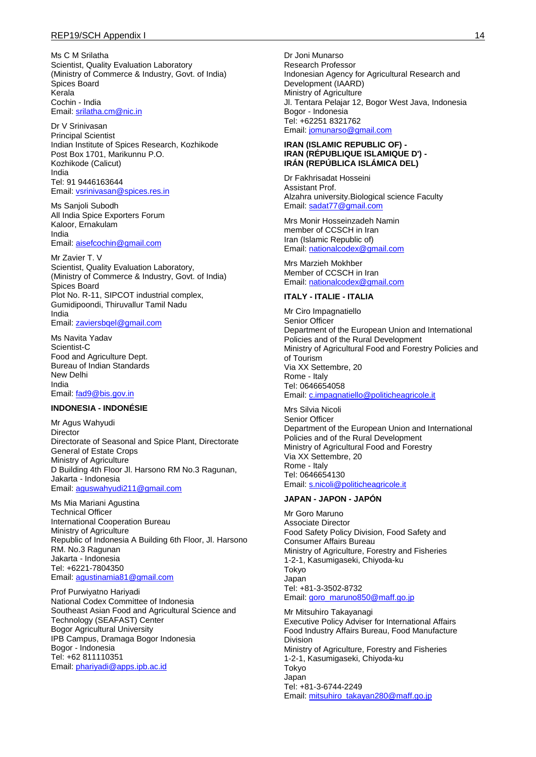Ms C M Srilatha
Scientist, Quality Evaluation Laboratory
(Ministry of Commerce & Industry, Govt. of India)
Spices Board
Kerala
Cochin - India
Email: srilatha.cm@nic.in

Dr V Srinivasan
Principal Scientist
Indian Institute of Spices Research, Kozhikode
Post Box 1701, Marikunnu P.O.
Kozhikode (Calicut)
India
Tel: 91 9446163644
Email: vsrinivasan@spices.res.in

Ms Sanjoli Subodh
All India Spice Exporters Forum
Kaloor, Ernakulam
India
Email: aisefcochin@gmail.com

Mr Zavier T. V
Scientist, Quality Evaluation Laboratory,
(Ministry of Commerce & Industry, Govt. of India)
Spices Board
Plot No. R-11, SIPCOT industrial complex,
Gumidipoondi, Thiruvallur Tamil Nadu
India
Email: zaviersbqel@gmail.com

Ms Navita Yadav
Scientist-C
Food and Agriculture Dept.
Bureau of Indian Standards
New Delhi
India
Email: fad9@bis.gov.in

**INDONESIA - INDONÉSIE**

Mr Agus Wahyudi
Director
Directorate of Seasonal and Spice Plant, Directorate General of Estate Crops
Ministry of Agriculture
D Building 4th Floor Jl. Harsono RM No.3 Ragunan,
Jakarta - Indonesia
Email: aguswahyudi211@gmail.com

Ms Mia Mariani Agustina
Technical Officer
International Cooperation Bureau
Ministry of Agriculture
Republic of Indonesia A Building 6th Floor, Jl. Harsono RM. No.3 Ragunan
Jakarta - Indonesia
Tel: +6221-7804350
Email: agustinamia81@gmail.com

Prof Purwiyatno Hariyadi
National Codex Committee of Indonesia
Southeast Asian Food and Agricultural Science and Technology (SEAFAST) Center
Bogor Agricultural University
IPB Campus, Dramaga Bogor Indonesia
Bogor - Indonesia
Tel: +62 811110351
Email: phariyadi@apps.ipb.ac.id

Dr Joni Munarso
Research Professor
Indonesian Agency for Agricultural Research and Development (IAARD)
Ministry of Agriculture
Jl. Tentara Pelajar 12, Bogor West Java, Indonesia
Bogor - Indonesia
Tel: +62251 8321762
Email: jomunarso@gmail.com

**IRAN (ISLAMIC REPUBLIC OF) - IRAN (RÉPUBLIQUE ISLAMIQUE D') - IRÁN (REPÚBLICA ISLÁMICA DEL)**

Dr Fakhrisadat Hosseini
Assistant Prof.
Alzahra university.Biological science Faculty
Email: sadat77@gmail.com

Mrs Monir Hosseinzadeh Namin
member of CCSCH in Iran
Iran (Islamic Republic of)
Email: nationalcodex@gmail.com

Mrs Marzieh Mokhber
Member of CCSCH in Iran
Email: nationalcodex@gmail.com

**ITALY - ITALIE - ITALIA**

Mr Ciro Impagnatiello
Senior Officer
Department of the European Union and International Policies and of the Rural Development
Ministry of Agricultural Food and Forestry Policies and of Tourism
Via XX Settembre, 20
Rome - Italy
Tel: 0646654058
Email: c.impagnatiello@politicheagricole.it

Mrs Silvia Nicoli
Senior Officer
Department of the European Union and International Policies and of the Rural Development
Ministry of Agricultural Food and Forestry
Via XX Settembre, 20
Rome - Italy
Tel: 0646654130
Email: s.nicoli@politicheagricole.it

**JAPAN - JAPON - JAPÓN**

Mr Goro Maruno
Associate Director
Food Safety Policy Division, Food Safety and Consumer Affairs Bureau
Ministry of Agriculture, Forestry and Fisheries
1-2-1, Kasumigaseki, Chiyoda-ku
Tokyo
Japan
Tel: +81-3-3502-8732
Email: goro_maruno850@maff.go.jp

Mr Mitsuhiro Takayanagi
Executive Policy Adviser for International Affairs
Food Industry Affairs Bureau, Food Manufacture Division
Ministry of Agriculture, Forestry and Fisheries
1-2-1, Kasumigaseki, Chiyoda-ku
Tokyo
Japan
Tel: +81-3-6744-2249
Email: mitsuhiro_takayan280@maff.go.jp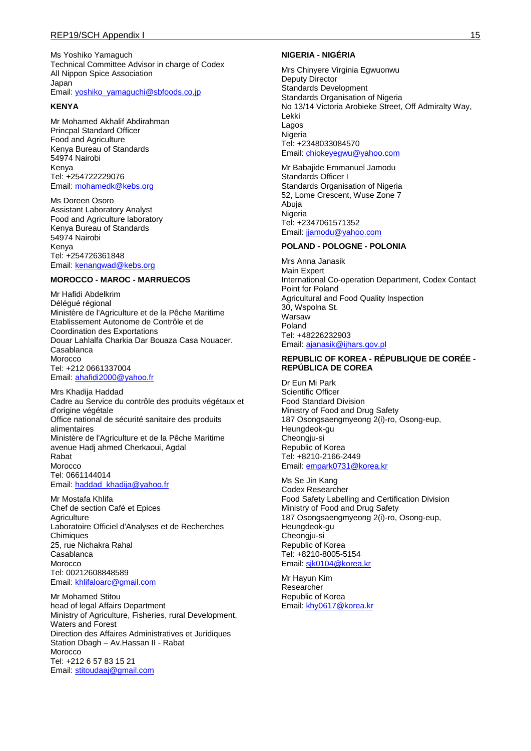Ms Yoshiko Yamaguch
Technical Committee Advisor in charge of Codex
All Nippon Spice Association
Japan
Email: yoshiko_yamaguchi@sbfoods.co.jp

**KENYA**

Mr Mohamed Akhalif Abdirahman
Princpal Standard Officer
Food and Agriculture
Kenya Bureau of Standards
54974 Nairobi
Kenya
Tel: +254722229076
Email: mohamedk@kebs.org

Ms Doreen Osoro
Assistant Laboratory Analyst
Food and Agriculture laboratory
Kenya Bureau of Standards
54974 Nairobi
Kenya
Tel: +254726361848
Email: kenangwad@kebs.org

**MOROCCO - MAROC - MARRUECOS**

Mr Hafidi Abdelkrim
Délégué régional
Ministère de l'Agriculture et de la Pêche Maritime
Etablissement Autonome de Contrôle et de Coordination des Exportations
Douar Lahlalfa Charkia Dar Bouaza Casa Nouacer.
Casablanca
Morocco
Tel: +212 0661337004
Email: ahafidi2000@yahoo.fr

Mrs Khadija Haddad
Cadre au Service du contrôle des produits végétaux et d'origine végétale
Office national de sécurité sanitaire des produits alimentaires
Ministère de l'Agriculture et de la Pêche Maritime
avenue Hadj ahmed Cherkaoui, Agdal
Rabat
Morocco
Tel: 0661144014
Email: haddad_khadija@yahoo.fr

Mr Mostafa Khlifa
Chef de section Café et Epices
Agriculture
Laboratoire Officiel d'Analyses et de Recherches Chimiques
25, rue Nichakra Rahal
Casablanca
Morocco
Tel: 00212608848589
Email: khlifaloarc@gmail.com

Mr Mohamed Stitou
head of legal Affairs Department
Ministry of Agriculture, Fisheries, rural Development, Waters and Forest
Direction des Affaires Administratives et Juridiques
Station Dbagh – Av.Hassan II - Rabat
Morocco
Tel: +212 6 57 83 15 21
Email: stitoudaaj@gmail.com

**NIGERIA - NIGÉRIA**

Mrs Chinyere Virginia Egwuonwu
Deputy Director
Standards Development
Standards Organisation of Nigeria
No 13/14 Victoria Arobieke Street, Off Admiralty Way, Lekki
Lagos
Nigeria
Tel: +2348033084570
Email: chiokeyegwu@yahoo.com

Mr Babajide Emmanuel Jamodu
Standards Officer I
Standards Organisation of Nigeria
52, Lome Crescent, Wuse Zone 7
Abuja
Nigeria
Tel: +2347061571352
Email: jjamodu@yahoo.com

**POLAND - POLOGNE - POLONIA**

Mrs Anna Janasik
Main Expert
International Co-operation Department, Codex Contact Point for Poland
Agricultural and Food Quality Inspection
30, Wspolna St.
Warsaw
Poland
Tel: +48226232903
Email: ajanasik@ijhars.gov.pl

**REPUBLIC OF KOREA - RÉPUBLIQUE DE CORÉE - REPÚBLICA DE COREA**

Dr Eun Mi Park
Scientific Officer
Food Standard Division
Ministry of Food and Drug Safety
187 Osongsaengmyeong 2(i)-ro, Osong-eup, Heungdeok-gu
Cheongju-si
Republic of Korea
Tel: +8210-2166-2449
Email: empark0731@korea.kr

Ms Se Jin Kang
Codex Researcher
Food Safety Labelling and Certification Division
Ministry of Food and Drug Safety
187 Osongsaengmyeong 2(i)-ro, Osong-eup, Heungdeok-gu
Cheongju-si
Republic of Korea
Tel: +8210-8005-5154
Email: sjk0104@korea.kr

Mr Hayun Kim
Researcher
Republic of Korea
Email: khy0617@korea.kr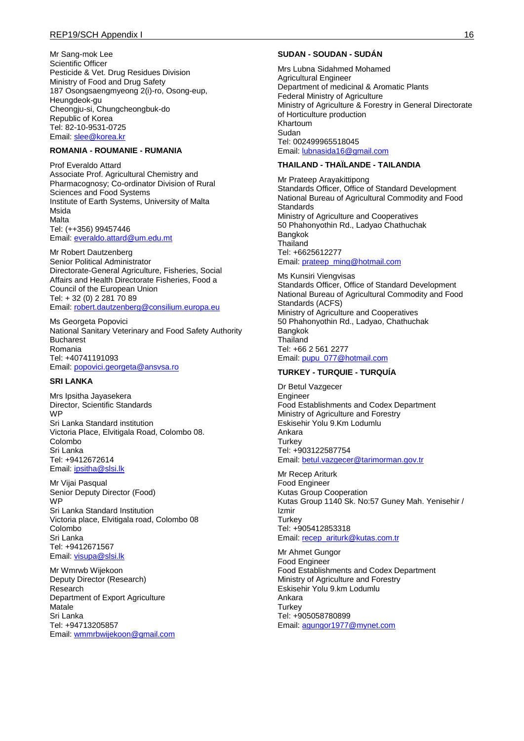Mr Sang-mok Lee
Scientific Officer
Pesticide & Vet. Drug Residues Division
Ministry of Food and Drug Safety
187 Osongsaengmyeong 2(i)-ro, Osong-eup,
Heungdeok-gu
Cheongju-si, Chungcheongbuk-do
Republic of Korea
Tel: 82-10-9531-0725
Email: slee@korea.kr

**ROMANIA - ROUMANIE - RUMANIA**

Prof Everaldo Attard
Associate Prof. Agricultural Chemistry and Pharmacognosy; Co-ordinator Division of Rural Sciences and Food Systems
Institute of Earth Systems, University of Malta
Msida
Malta
Tel: (++356) 99457446
Email: everaldo.attard@um.edu.mt

Mr Robert Dautzenberg
Senior Political Administrator
Directorate-General Agriculture, Fisheries, Social Affairs and Health Directorate Fisheries, Food a
Council of the European Union
Tel: + 32 (0) 2 281 70 89
Email: robert.dautzenberg@consilium.europa.eu

Ms Georgeta Popovici
National Sanitary Veterinary and Food Safety Authority
Bucharest
Romania
Tel: +40741191093
Email: popovici.georgeta@ansvsa.ro

**SRI LANKA**

Mrs Ipsitha Jayasekera
Director, Scientific Standards
WP
Sri Lanka Standard institution
Victoria Place, Elvitigala Road, Colombo 08.
Colombo
Sri Lanka
Tel: +9412672614
Email: ipsitha@slsi.lk

Mr Vijai Pasqual
Senior Deputy Director (Food)
WP
Sri Lanka Standard Institution
Victoria place, Elvitigala road, Colombo 08
Colombo
Sri Lanka
Tel: +9412671567
Email: visupa@slsi.lk

Mr Wmrwb Wijekoon
Deputy Director (Research)
Research
Department of Export Agriculture
Matale
Sri Lanka
Tel: +94713205857
Email: wmmrbwijekoon@gmail.com

**SUDAN - SOUDAN - SUDÁN**

Mrs Lubna Sidahmed Mohamed
Agricultural Engineer
Department of medicinal & Aromatic Plants
Federal Ministry of Agriculture
Ministry of Agriculture & Forestry in General Directorate of Horticulture production
Khartoum
Sudan
Tel: 002499965518045
Email: lubnasida16@gmail.com

**THAILAND - THAÏLANDE - TAILANDIA**

Mr Prateep Arayakittipong
Standards Officer, Office of Standard Development
National Bureau of Agricultural Commodity and Food Standards
Ministry of Agriculture and Cooperatives
50 Phahonyothin Rd., Ladyao Chathuchak
Bangkok
Thailand
Tel: +6625612277
Email: prateep_ming@hotmail.com

Ms Kunsiri Viengvisas
Standards Officer, Office of Standard Development
National Bureau of Agricultural Commodity and Food Standards (ACFS)
Ministry of Agriculture and Cooperatives
50 Phahonyothin Rd., Ladyao, Chathuchak
Bangkok
Thailand
Tel: +66 2 561 2277
Email: pupu_077@hotmail.com

**TURKEY - TURQUIE - TURQUÍA**

Dr Betul Vazgecer
Engineer
Food Establishments and Codex Department
Ministry of Agriculture and Forestry
Eskisehir Yolu 9.Km Lodumlu
Ankara
Turkey
Tel: +903122587754
Email: betul.vazgecer@tarimorman.gov.tr

Mr Recep Ariturk
Food Engineer
Kutas Group Cooperation
Kutas Group 1140 Sk. No:57 Guney Mah. Yenisehir / Izmir
Turkey
Tel: +905412853318
Email: recep_ariturk@kutas.com.tr

Mr Ahmet Gungor
Food Engineer
Food Establishments and Codex Department
Ministry of Agriculture and Forestry
Eskisehir Yolu 9.km Lodumlu
Ankara
Turkey
Tel: +905058780899
Email: agungor1977@mynet.com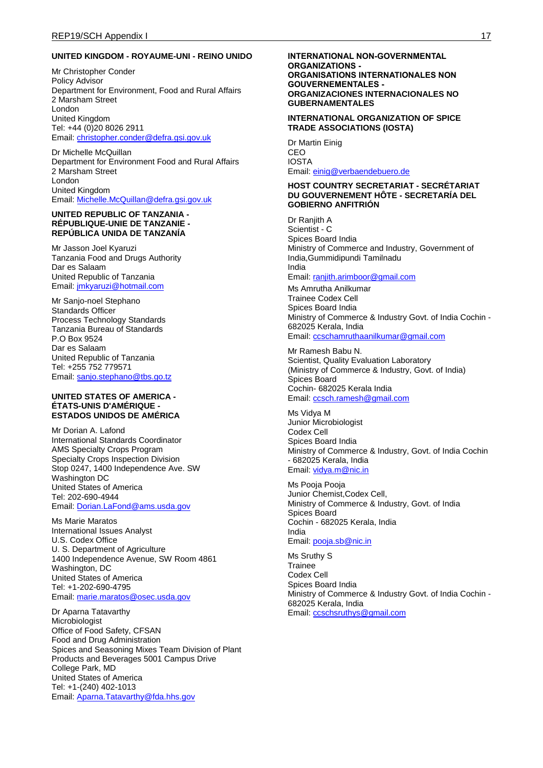## UNITED KINGDOM - ROYAUME-UNI - REINO UNIDO

Mr Christopher Conder
Policy Advisor
Department for Environment, Food and Rural Affairs
2 Marsham Street
London
United Kingdom
Tel: +44 (0)20 8026 2911
Email: christopher.conder@defra.gsi.gov.uk

Dr Michelle McQuillan
Department for Environment Food and Rural Affairs
2 Marsham Street
London
United Kingdom
Email: Michelle.McQuillan@defra.gsi.gov.uk

## UNITED REPUBLIC OF TANZANIA - RÉPUBLIQUE-UNIE DE TANZANIE - REPÚBLICA UNIDA DE TANZANÍA

Mr Jasson Joel Kyaruzi
Tanzania Food and Drugs Authority
Dar es Salaam
United Republic of Tanzania
Email: jmkyaruzi@hotmail.com

Mr Sanjo-noel Stephano
Standards Officer
Process Technology Standards
Tanzania Bureau of Standards
P.O Box 9524
Dar es Salaam
United Republic of Tanzania
Tel: +255 752 779571
Email: sanjo.stephano@tbs.go.tz

## UNITED STATES OF AMERICA - ÉTATS-UNIS D'AMÉRIQUE - ESTADOS UNIDOS DE AMÉRICA

Mr Dorian A. Lafond
International Standards Coordinator
AMS Specialty Crops Program
Specialty Crops Inspection Division
Stop 0247, 1400 Independence Ave. SW
Washington DC
United States of America
Tel: 202-690-4944
Email: Dorian.LaFond@ams.usda.gov

Ms Marie Maratos
International Issues Analyst
U.S. Codex Office
U. S. Department of Agriculture
1400 Independence Avenue, SW Room 4861
Washington, DC
United States of America
Tel: +1-202-690-4795
Email: marie.maratos@osec.usda.gov

Dr Aparna Tatavarthy
Microbiologist
Office of Food Safety, CFSAN
Food and Drug Administration
Spices and Seasoning Mixes Team Division of Plant Products and Beverages 5001 Campus Drive
College Park, MD
United States of America
Tel: +1-(240) 402-1013
Email: Aparna.Tatavarthy@fda.hhs.gov

## INTERNATIONAL NON-GOVERNMENTAL ORGANIZATIONS - ORGANISATIONS INTERNATIONALES NON GOUVERNEMENTALES - ORGANIZACIONES INTERNACIONALES NO GUBERNAMENTALES

### INTERNATIONAL ORGANIZATION OF SPICE TRADE ASSOCIATIONS (IOSTA)

Dr Martin Einig
CEO
IOSTA
Email: einig@verbaendebuero.de

## HOST COUNTRY SECRETARIAT - SECRÉTARIAT DU GOUVERNEMENT HÔTE - SECRETARÍA DEL GOBIERNO ANFITRIÓN

Dr Ranjith A
Scientist - C
Spices Board India
Ministry of Commerce and Industry, Government of India,Gummidipundi Tamilnadu
India
Email: ranjith.arimboor@gmail.com

Ms Amrutha Anilkumar
Trainee Codex Cell
Spices Board India
Ministry of Commerce & Industry Govt. of India Cochin - 682025 Kerala, India
Email: ccschamruthaanilkumar@gmail.com

Mr Ramesh Babu N.
Scientist, Quality Evaluation Laboratory
(Ministry of Commerce & Industry, Govt. of India)
Spices Board
Cochin- 682025 Kerala India
Email: ccsch.ramesh@gmail.com

Ms Vidya M
Junior Microbiologist
Codex Cell
Spices Board India
Ministry of Commerce & Industry, Govt. of India Cochin - 682025 Kerala, India
Email: vidya.m@nic.in

Ms Pooja Pooja
Junior Chemist,Codex Cell,
Ministry of Commerce & Industry, Govt. of India
Spices Board
Cochin - 682025 Kerala, India
India
Email: pooja.sb@nic.in

Ms Sruthy S
Trainee
Codex Cell
Spices Board India
Ministry of Commerce & Industry Govt. of India Cochin - 682025 Kerala, India
Email: ccschsruthys@gmail.com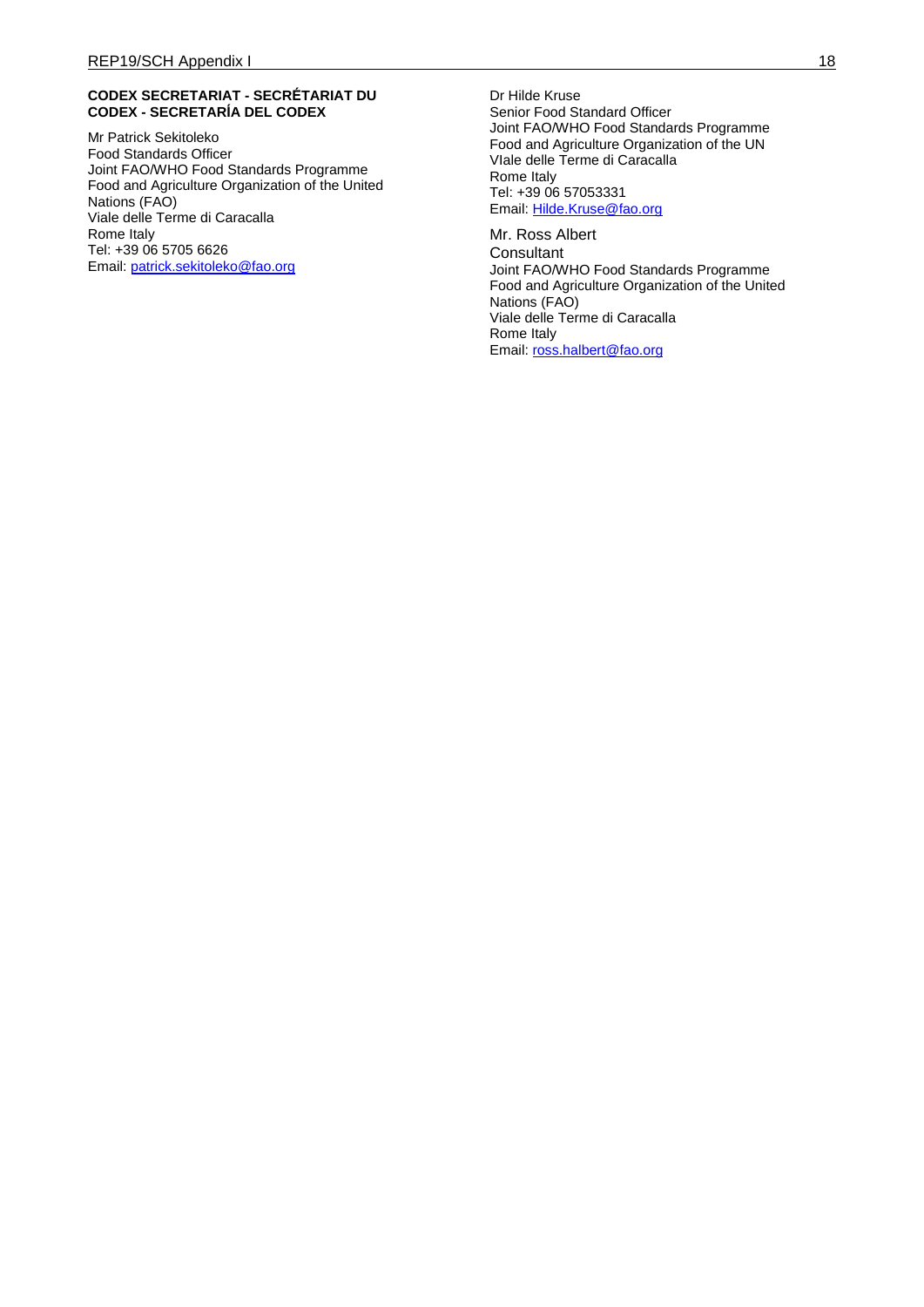**CODEX SECRETARIAT - SECRÉTARIAT DU CODEX - SECRETARÍA DEL CODEX**

Mr Patrick Sekitoleko
Food Standards Officer
Joint FAO/WHO Food Standards Programme
Food and Agriculture Organization of the United Nations (FAO)
Viale delle Terme di Caracalla
Rome Italy
Tel: +39 06 5705 6626
Email: patrick.sekitoleko@fao.org

Dr Hilde Kruse
Senior Food Standard Officer
Joint FAO/WHO Food Standards Programme
Food and Agriculture Organization of the UN
VIale delle Terme di Caracalla
Rome Italy
Tel: +39 06 57053331
Email: Hilde.Kruse@fao.org

Mr. Ross Albert
Consultant
Joint FAO/WHO Food Standards Programme
Food and Agriculture Organization of the United Nations (FAO)
Viale delle Terme di Caracalla
Rome Italy
Email: ross.halbert@fao.org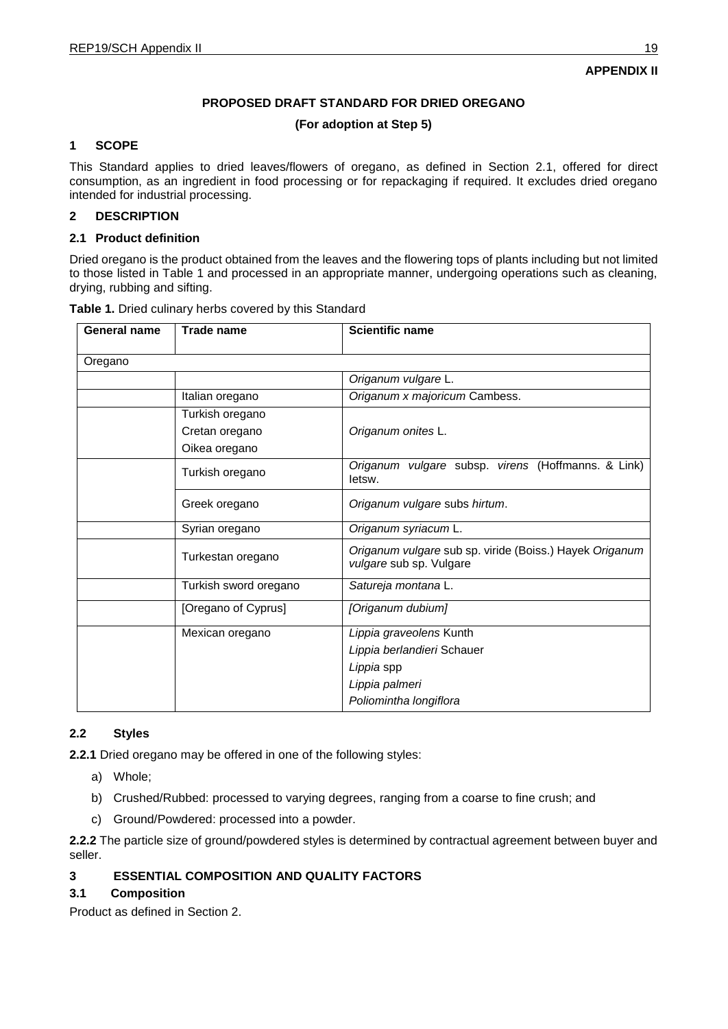**APPENDIX II**

# PROPOSED DRAFT STANDARD FOR DRIED OREGANO

**(For adoption at Step 5)**

## 1 SCOPE

This Standard applies to dried leaves/flowers of oregano, as defined in Section 2.1, offered for direct consumption, as an ingredient in food processing or for repackaging if required. It excludes dried oregano intended for industrial processing.

## 2 DESCRIPTION

### 2.1 Product definition

Dried oregano is the product obtained from the leaves and the flowering tops of plants including but not limited to those listed in Table 1 and processed in an appropriate manner, undergoing operations such as cleaning, drying, rubbing and sifting.

**Table 1.** Dried culinary herbs covered by this Standard

| General name | Trade name | Scientific name |
|---|---|---|
| Oregano | | |
| | | *Origanum vulgare* L. |
| | Italian oregano | *Origanum x majoricum* Cambess. |
| | Turkish oregano<br>Cretan oregano<br>Oikea oregano | *Origanum onites* L. |
| | Turkish oregano | *Origanum vulgare* subsp. *virens* (Hoffmanns. & Link) Ietsw. |
| | Greek oregano | *Origanum vulgare* subs *hirtum*. |
| | Syrian oregano | *Origanum syriacum* L. |
| | Turkestan oregano | *Origanum vulgare* sub sp. viride (Boiss.) Hayek *Origanum vulgare* sub sp. Vulgare |
| | Turkish sword oregano | *Satureja montana* L. |
| | [Oregano of Cyprus] | *[Origanum dubium]* |
| | Mexican oregano | *Lippia graveolens* Kunth<br>*Lippia berlandieri* Schauer<br>*Lippia* spp<br>*Lippia palmeri*<br>*Poliomintha longiflora* |

### 2.2 Styles

**2.2.1** Dried oregano may be offered in one of the following styles:

a) Whole;

b) Crushed/Rubbed: processed to varying degrees, ranging from a coarse to fine crush; and

c) Ground/Powdered: processed into a powder.

**2.2.2** The particle size of ground/powdered styles is determined by contractual agreement between buyer and seller.

## 3 ESSENTIAL COMPOSITION AND QUALITY FACTORS

### 3.1 Composition

Product as defined in Section 2.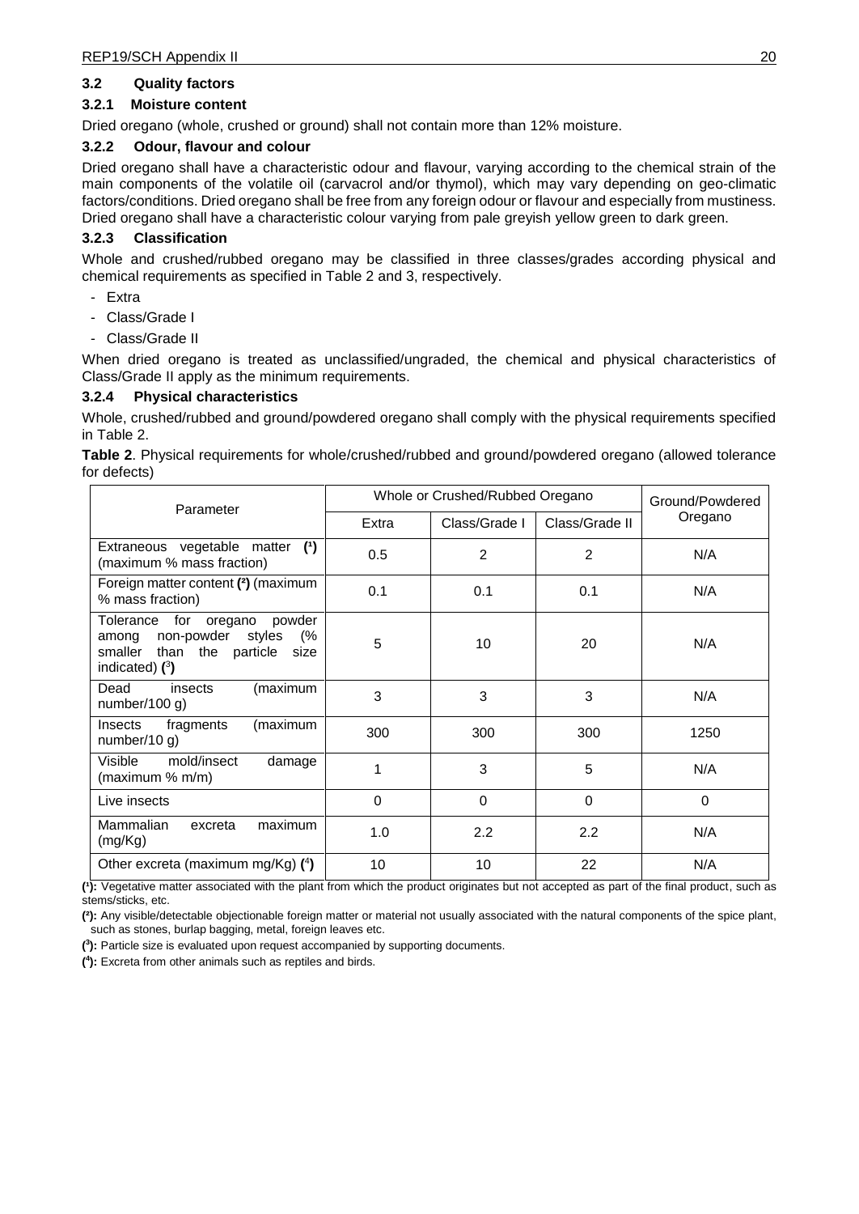### 3.2 Quality factors

#### 3.2.1 Moisture content

Dried oregano (whole, crushed or ground) shall not contain more than 12% moisture.

#### 3.2.2 Odour, flavour and colour

Dried oregano shall have a characteristic odour and flavour, varying according to the chemical strain of the main components of the volatile oil (carvacrol and/or thymol), which may vary depending on geo-climatic factors/conditions. Dried oregano shall be free from any foreign odour or flavour and especially from mustiness. Dried oregano shall have a characteristic colour varying from pale greyish yellow green to dark green.

#### 3.2.3 Classification

Whole and crushed/rubbed oregano may be classified in three classes/grades according physical and chemical requirements as specified in Table 2 and 3, respectively.

- Extra
- Class/Grade I
- Class/Grade II

When dried oregano is treated as unclassified/ungraded, the chemical and physical characteristics of Class/Grade II apply as the minimum requirements.

#### 3.2.4 Physical characteristics

Whole, crushed/rubbed and ground/powdered oregano shall comply with the physical requirements specified in Table 2.

**Table 2**. Physical requirements for whole/crushed/rubbed and ground/powdered oregano (allowed tolerance for defects)

| Parameter | Whole or Crushed/Rubbed Oregano | | | Ground/Powdered Oregano |
|---|---|---|---|---|
| | Extra | Class/Grade I | Class/Grade II | |
| Extraneous vegetable matter **(1)** (maximum % mass fraction) | 0.5 | 2 | 2 | N/A |
| Foreign matter content **(2)** (maximum % mass fraction) | 0.1 | 0.1 | 0.1 | N/A |
| Tolerance for oregano powder among non-powder styles (% smaller than the particle size indicated) **(3)** | 5 | 10 | 20 | N/A |
| Dead insects (maximum number/100 g) | 3 | 3 | 3 | N/A |
| Insects fragments (maximum number/10 g) | 300 | 300 | 300 | 1250 |
| Visible mold/insect damage (maximum % m/m) | 1 | 3 | 5 | N/A |
| Live insects | 0 | 0 | 0 | 0 |
| Mammalian excreta maximum (mg/Kg) | 1.0 | 2.2 | 2.2 | N/A |
| Other excreta (maximum mg/Kg) **(4)** | 10 | 10 | 22 | N/A |

**(1):** Vegetative matter associated with the plant from which the product originates but not accepted as part of the final product, such as stems/sticks, etc.

**(2):** Any visible/detectable objectionable foreign matter or material not usually associated with the natural components of the spice plant, such as stones, burlap bagging, metal, foreign leaves etc.

**(3):** Particle size is evaluated upon request accompanied by supporting documents.

**(4):** Excreta from other animals such as reptiles and birds.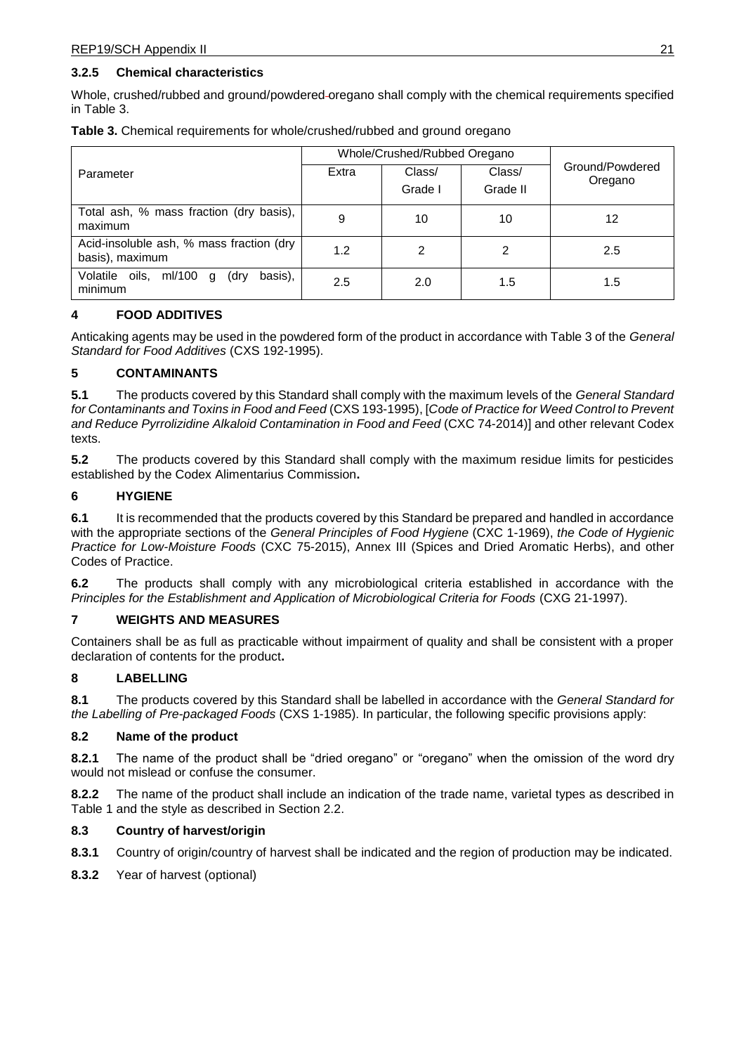### 3.2.5 Chemical characteristics

Whole, crushed/rubbed and ground/powdered oregano shall comply with the chemical requirements specified in Table 3.

**Table 3.** Chemical requirements for whole/crushed/rubbed and ground oregano

| Parameter | Whole/Crushed/Rubbed Oregano | | | Ground/Powdered Oregano |
|---|---|---|---|---|
| | Extra | Class/ Grade I | Class/ Grade II | |
| Total ash, % mass fraction (dry basis), maximum | 9 | 10 | 10 | 12 |
| Acid-insoluble ash, % mass fraction (dry basis), maximum | 1.2 | 2 | 2 | 2.5 |
| Volatile oils, ml/100 g (dry basis), minimum | 2.5 | 2.0 | 1.5 | 1.5 |

## 4 FOOD ADDITIVES

Anticaking agents may be used in the powdered form of the product in accordance with Table 3 of the *General Standard for Food Additives* (CXS 192-1995).

## 5 CONTAMINANTS

**5.1** The products covered by this Standard shall comply with the maximum levels of the *General Standard for Contaminants and Toxins in Food and Feed* (CXS 193-1995), [*Code of Practice for Weed Control to Prevent and Reduce Pyrrolizidine Alkaloid Contamination in Food and Feed* (CXC 74-2014)] and other relevant Codex texts.

**5.2** The products covered by this Standard shall comply with the maximum residue limits for pesticides established by the Codex Alimentarius Commission**.**

## 6 HYGIENE

**6.1** It is recommended that the products covered by this Standard be prepared and handled in accordance with the appropriate sections of the *General Principles of Food Hygiene* (CXC 1-1969), *the Code of Hygienic Practice for Low-Moisture Foods* (CXC 75-2015), Annex III (Spices and Dried Aromatic Herbs), and other Codes of Practice.

**6.2** The products shall comply with any microbiological criteria established in accordance with the *Principles for the Establishment and Application of Microbiological Criteria for Foods* (CXG 21-1997).

## 7 WEIGHTS AND MEASURES

Containers shall be as full as practicable without impairment of quality and shall be consistent with a proper declaration of contents for the product**.**

## 8 LABELLING

**8.1** The products covered by this Standard shall be labelled in accordance with the *General Standard for the Labelling of Pre-packaged Foods* (CXS 1-1985). In particular, the following specific provisions apply:

### 8.2 Name of the product

**8.2.1** The name of the product shall be "dried oregano" or "oregano" when the omission of the word dry would not mislead or confuse the consumer.

**8.2.2** The name of the product shall include an indication of the trade name, varietal types as described in Table 1 and the style as described in Section 2.2.

### 8.3 Country of harvest/origin

**8.3.1** Country of origin/country of harvest shall be indicated and the region of production may be indicated.

**8.3.2** Year of harvest (optional)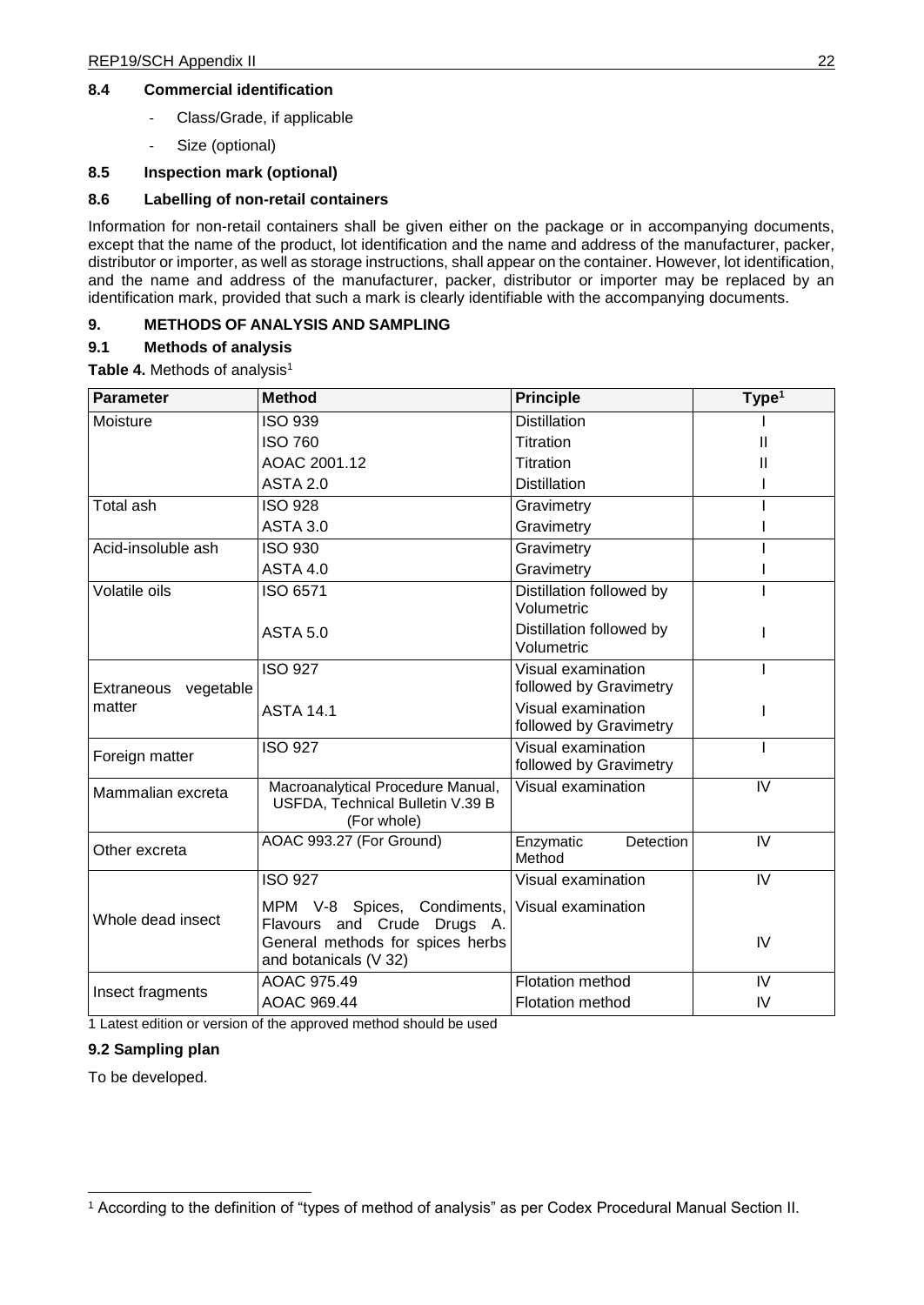### 8.4 Commercial identification

- Class/Grade, if applicable
- Size (optional)

### 8.5 Inspection mark (optional)

### 8.6 Labelling of non-retail containers

Information for non-retail containers shall be given either on the package or in accompanying documents, except that the name of the product, lot identification and the name and address of the manufacturer, packer, distributor or importer, as well as storage instructions, shall appear on the container. However, lot identification, and the name and address of the manufacturer, packer, distributor or importer may be replaced by an identification mark, provided that such a mark is clearly identifiable with the accompanying documents.

## 9. METHODS OF ANALYSIS AND SAMPLING

### 9.1 Methods of analysis

**Table 4.** Methods of analysis[1]

| Parameter | Method | Principle | Type[1] |
|---|---|---|---|
| Moisture | ISO 939 | Distillation | I |
| | ISO 760 | Titration | II |
| | AOAC 2001.12 | Titration | II |
| | ASTA 2.0 | Distillation | I |
| Total ash | ISO 928 | Gravimetry | I |
| | ASTA 3.0 | Gravimetry | I |
| Acid-insoluble ash | ISO 930 | Gravimetry | I |
| | ASTA 4.0 | Gravimetry | I |
| Volatile oils | ISO 6571 | Distillation followed by Volumetric | I |
| | ASTA 5.0 | Distillation followed by Volumetric | I |
| Extraneous vegetable matter | ISO 927 | Visual examination followed by Gravimetry | I |
| | ASTA 14.1 | Visual examination followed by Gravimetry | I |
| Foreign matter | ISO 927 | Visual examination followed by Gravimetry | I |
| Mammalian excreta | Macroanalytical Procedure Manual, USFDA, Technical Bulletin V.39 B (For whole) | Visual examination | IV |
| Other excreta | AOAC 993.27 (For Ground) | Enzymatic Detection Method | IV |
| Whole dead insect | ISO 927 | Visual examination | IV |
| | MPM V-8 Spices, Condiments, Flavours and Crude Drugs A. General methods for spices herbs and botanicals (V 32) | Visual examination | IV |
| Insect fragments | AOAC 975.49 | Flotation method | IV |
| | AOAC 969.44 | Flotation method | IV |

1 Latest edition or version of the approved method should be used

### 9.2 Sampling plan

To be developed.

[1] According to the definition of "types of method of analysis" as per Codex Procedural Manual Section II.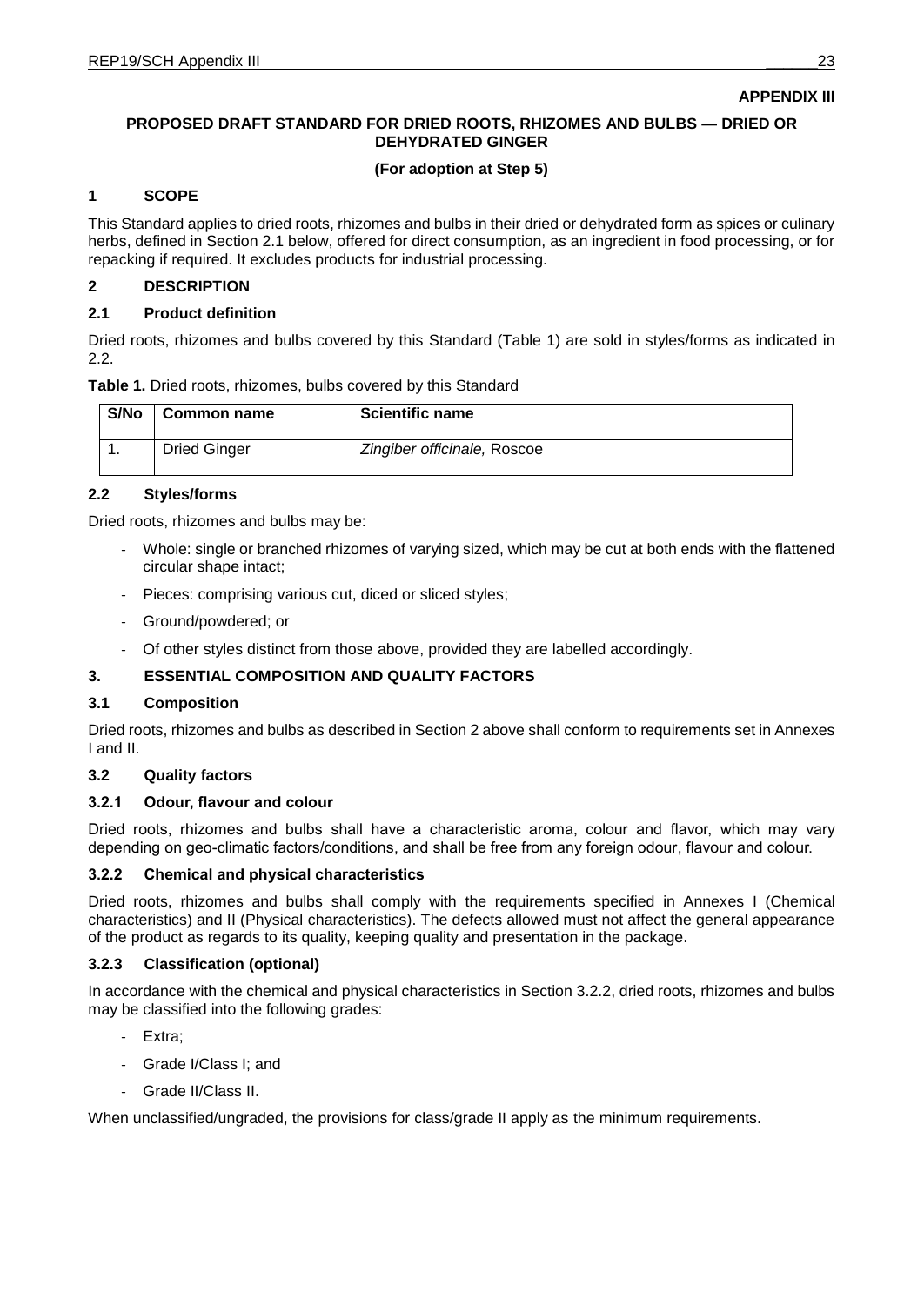**APPENDIX III**

**PROPOSED DRAFT STANDARD FOR DRIED ROOTS, RHIZOMES AND BULBS — DRIED OR DEHYDRATED GINGER**

**(For adoption at Step 5)**

## 1 SCOPE

This Standard applies to dried roots, rhizomes and bulbs in their dried or dehydrated form as spices or culinary herbs, defined in Section 2.1 below, offered for direct consumption, as an ingredient in food processing, or for repacking if required. It excludes products for industrial processing.

## 2 DESCRIPTION

### 2.1 Product definition

Dried roots, rhizomes and bulbs covered by this Standard (Table 1) are sold in styles/forms as indicated in 2.2.

**Table 1.** Dried roots, rhizomes, bulbs covered by this Standard

| S/No | Common name | Scientific name |
|---|---|---|
| 1. | Dried Ginger | *Zingiber officinale,* Roscoe |

### 2.2 Styles/forms

Dried roots, rhizomes and bulbs may be:

- Whole: single or branched rhizomes of varying sized, which may be cut at both ends with the flattened circular shape intact;
- Pieces: comprising various cut, diced or sliced styles;
- Ground/powdered; or
- Of other styles distinct from those above, provided they are labelled accordingly.

## 3. ESSENTIAL COMPOSITION AND QUALITY FACTORS

### 3.1 Composition

Dried roots, rhizomes and bulbs as described in Section 2 above shall conform to requirements set in Annexes I and II.

### 3.2 Quality factors

#### 3.2.1 Odour, flavour and colour

Dried roots, rhizomes and bulbs shall have a characteristic aroma, colour and flavor, which may vary depending on geo-climatic factors/conditions, and shall be free from any foreign odour, flavour and colour.

#### 3.2.2 Chemical and physical characteristics

Dried roots, rhizomes and bulbs shall comply with the requirements specified in Annexes I (Chemical characteristics) and II (Physical characteristics). The defects allowed must not affect the general appearance of the product as regards to its quality, keeping quality and presentation in the package.

#### 3.2.3 Classification (optional)

In accordance with the chemical and physical characteristics in Section 3.2.2, dried roots, rhizomes and bulbs may be classified into the following grades:

- Extra;
- Grade I/Class I; and
- Grade II/Class II.

When unclassified/ungraded, the provisions for class/grade II apply as the minimum requirements.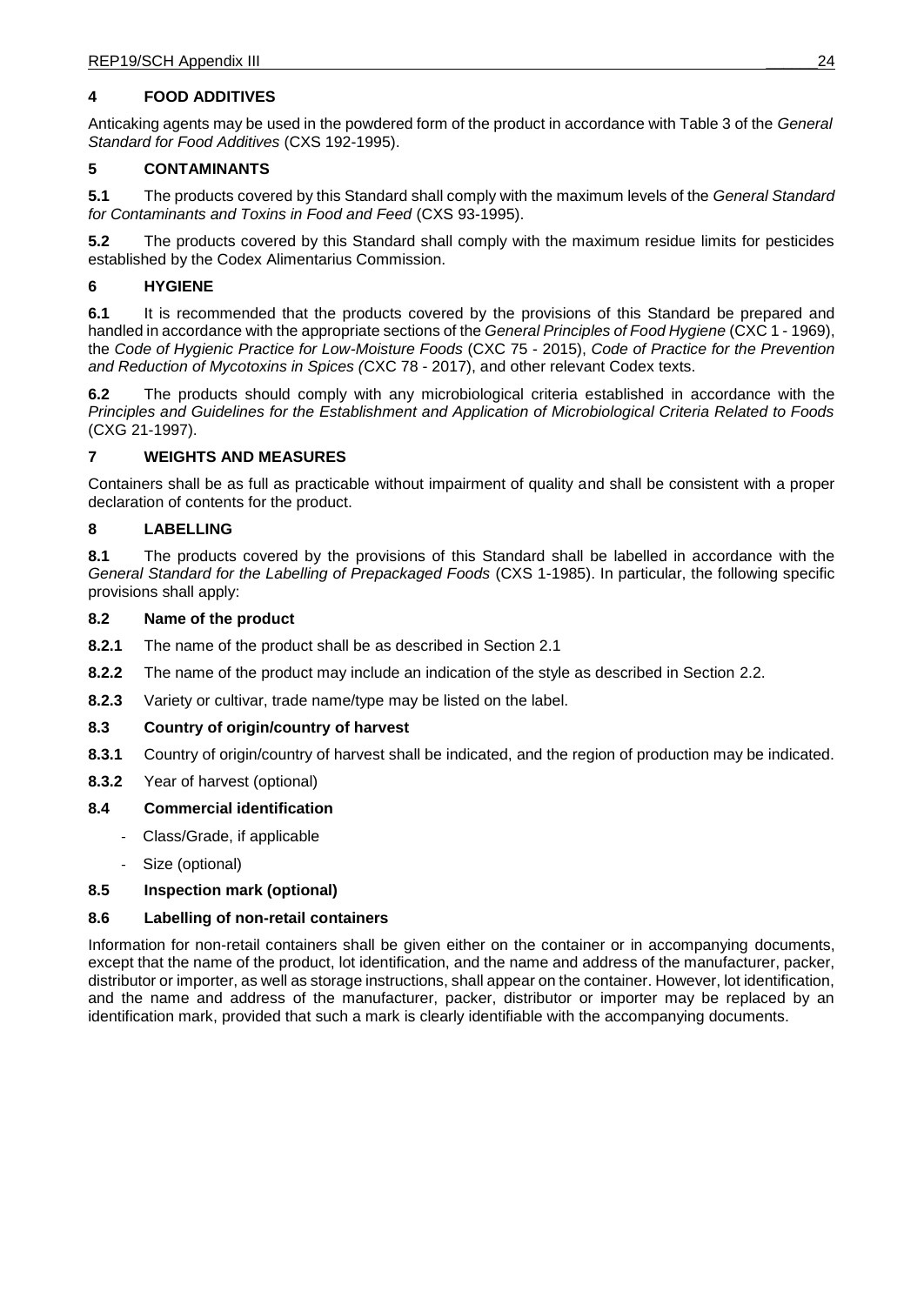## 4 FOOD ADDITIVES

Anticaking agents may be used in the powdered form of the product in accordance with Table 3 of the *General Standard for Food Additives* (CXS 192-1995).

## 5 CONTAMINANTS

**5.1** The products covered by this Standard shall comply with the maximum levels of the *General Standard for Contaminants and Toxins in Food and Feed* (CXS 93-1995).

**5.2** The products covered by this Standard shall comply with the maximum residue limits for pesticides established by the Codex Alimentarius Commission.

## 6 HYGIENE

**6.1** It is recommended that the products covered by the provisions of this Standard be prepared and handled in accordance with the appropriate sections of the *General Principles of Food Hygiene* (CXC 1 - 1969), the *Code of Hygienic Practice for Low-Moisture Foods* (CXC 75 - 2015), *Code of Practice for the Prevention and Reduction of Mycotoxins in Spices (*CXC 78 - 2017), and other relevant Codex texts.

**6.2** The products should comply with any microbiological criteria established in accordance with the *Principles and Guidelines for the Establishment and Application of Microbiological Criteria Related to Foods* (CXG 21-1997).

## 7 WEIGHTS AND MEASURES

Containers shall be as full as practicable without impairment of quality and shall be consistent with a proper declaration of contents for the product.

## 8 LABELLING

**8.1** The products covered by the provisions of this Standard shall be labelled in accordance with the *General Standard for the Labelling of Prepackaged Foods* (CXS 1-1985). In particular, the following specific provisions shall apply:

### 8.2 Name of the product

**8.2.1** The name of the product shall be as described in Section 2.1

**8.2.2** The name of the product may include an indication of the style as described in Section 2.2.

**8.2.3** Variety or cultivar, trade name/type may be listed on the label.

### 8.3 Country of origin/country of harvest

**8.3.1** Country of origin/country of harvest shall be indicated, and the region of production may be indicated.

**8.3.2** Year of harvest (optional)

### 8.4 Commercial identification

- Class/Grade, if applicable
- Size (optional)

### 8.5 Inspection mark (optional)

### 8.6 Labelling of non-retail containers

Information for non-retail containers shall be given either on the container or in accompanying documents, except that the name of the product, lot identification, and the name and address of the manufacturer, packer, distributor or importer, as well as storage instructions, shall appear on the container. However, lot identification, and the name and address of the manufacturer, packer, distributor or importer may be replaced by an identification mark, provided that such a mark is clearly identifiable with the accompanying documents.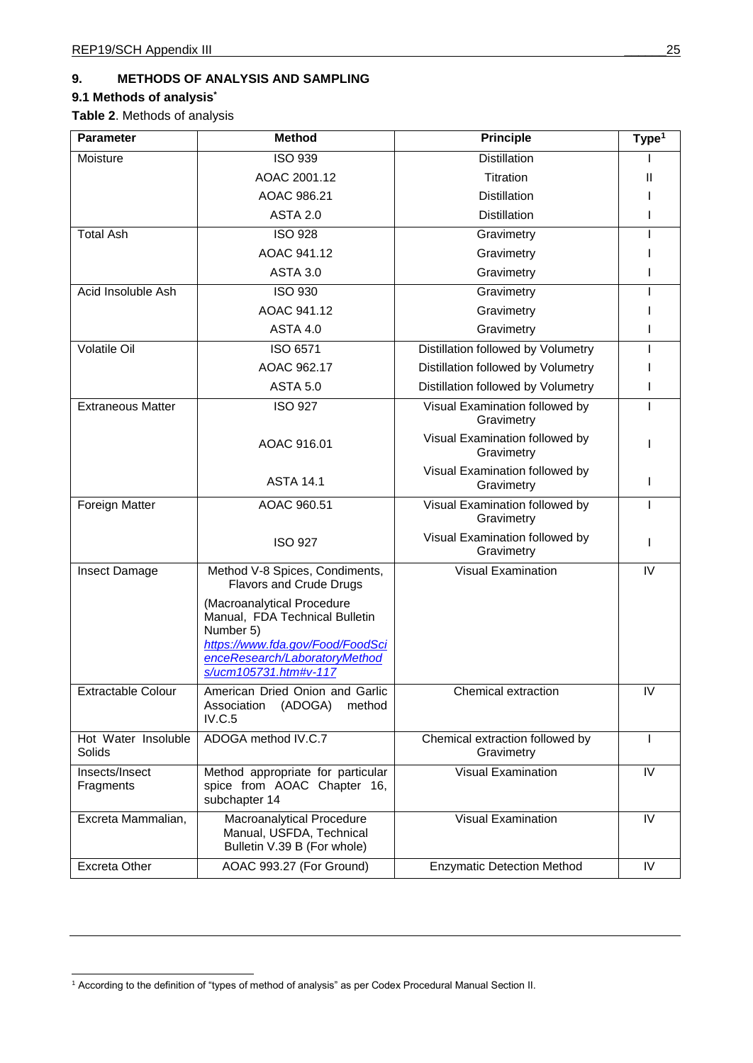## 9. METHODS OF ANALYSIS AND SAMPLING

### 9.1 Methods of analysis*

**Table 2**. Methods of analysis

| Parameter | Method | Principle | Type[1] |
|---|---|---|---|
| Moisture | ISO 939 | Distillation | I |
| | AOAC 2001.12 | Titration | II |
| | AOAC 986.21 | Distillation | I |
| | ASTA 2.0 | Distillation | I |
| Total Ash | ISO 928 | Gravimetry | I |
| | AOAC 941.12 | Gravimetry | I |
| | ASTA 3.0 | Gravimetry | I |
| Acid Insoluble Ash | ISO 930 | Gravimetry | I |
| | AOAC 941.12 | Gravimetry | I |
| | ASTA 4.0 | Gravimetry | I |
| Volatile Oil | ISO 6571 | Distillation followed by Volumetry | I |
| | AOAC 962.17 | Distillation followed by Volumetry | I |
| | ASTA 5.0 | Distillation followed by Volumetry | I |
| Extraneous Matter | ISO 927 | Visual Examination followed by Gravimetry | I |
| | AOAC 916.01 | Visual Examination followed by Gravimetry | I |
| | ASTA 14.1 | Visual Examination followed by Gravimetry | I |
| Foreign Matter | AOAC 960.51 | Visual Examination followed by Gravimetry | I |
| | ISO 927 | Visual Examination followed by Gravimetry | I |
| Insect Damage | Method V-8 Spices, Condiments, Flavors and Crude Drugs (Macroanalytical Procedure Manual, FDA Technical Bulletin Number 5) *https://www.fda.gov/Food/FoodScienceResearch/LaboratoryMethods/ucm105731.htm#v-117* | Visual Examination | IV |
| Extractable Colour | American Dried Onion and Garlic Association (ADOGA) method IV.C.5 | Chemical extraction | IV |
| Hot Water Insoluble Solids | ADOGA method IV.C.7 | Chemical extraction followed by Gravimetry | I |
| Insects/Insect Fragments | Method appropriate for particular spice from AOAC Chapter 16, subchapter 14 | Visual Examination | IV |
| Excreta Mammalian, | Macroanalytical Procedure Manual, USFDA, Technical Bulletin V.39 B (For whole) | Visual Examination | IV |
| Excreta Other | AOAC 993.27 (For Ground) | Enzymatic Detection Method | IV |

[1] According to the definition of "types of method of analysis" as per Codex Procedural Manual Section II.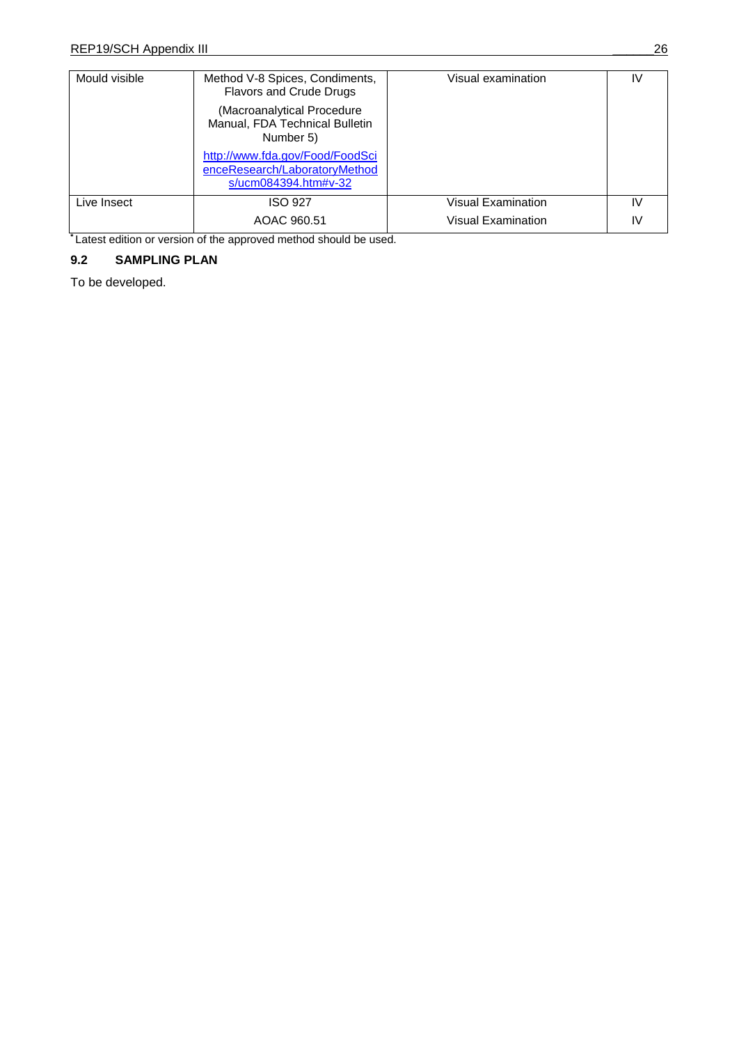| | | | |
|---|---|---|---|
| Mould visible | Method V-8 Spices, Condiments, Flavors and Crude Drugs (Macroanalytical Procedure Manual, FDA Technical Bulletin Number 5) http://www.fda.gov/Food/FoodScienceResearch/LaboratoryMethods/ucm084394.htm#v-32 | Visual examination | IV |
| Live Insect | ISO 927 | Visual Examination | IV |
| | AOAC 960.51 | Visual Examination | IV |

* Latest edition or version of the approved method should be used.

### 9.2 SAMPLING PLAN

To be developed.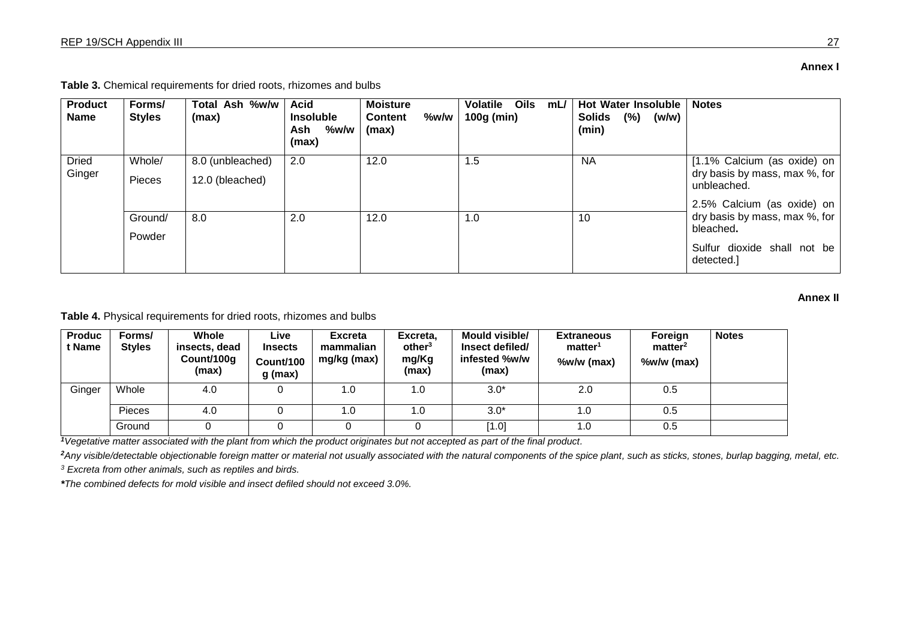**Annex I**

**Table 3.** Chemical requirements for dried roots, rhizomes and bulbs

| Product Name | Forms/ Styles | Total Ash %w/w (max) | Acid Insoluble Ash %w/w (max) | Moisture Content %w/w (max) | Volatile Oils mL/ 100g (min) | Hot Water Insoluble Solids (%) (w/w) (min) | Notes |
|---|---|---|---|---|---|---|---|
| Dried Ginger | Whole/ Pieces | 8.0 (unbleached) 12.0 (bleached) | 2.0 | 12.0 | 1.5 | NA | [1.1% Calcium (as oxide) on dry basis by mass, max %, for unbleached. 2.5% Calcium (as oxide) on dry basis by mass, max %, for bleached. Sulfur dioxide shall not be detected.] |
| | Ground/ Powder | 8.0 | 2.0 | 12.0 | 1.0 | 10 | |

**Annex II**

**Table 4.** Physical requirements for dried roots, rhizomes and bulbs

| Product Name | Forms/ Styles | Whole insects, dead Count/100g (max) | Live Insects Count/100 g (max) | Excreta mammalian mg/kg (max) | Excreta, other[3] mg/Kg (max) | Mould visible/ Insect defiled/ infested %w/w (max) | Extraneous matter[1] %w/w (max) | Foreign matter[2] %w/w (max) | Notes |
|---|---|---|---|---|---|---|---|---|---|
| Ginger | Whole | 4.0 | 0 | 1.0 | 1.0 | 3.0* | 2.0 | 0.5 | |
| | Pieces | 4.0 | 0 | 1.0 | 1.0 | 3.0* | 1.0 | 0.5 | |
| | Ground | 0 | 0 | 0 | 0 | [1.0] | 1.0 | 0.5 | |

*[1]Vegetative matter associated with the plant from which the product originates but not accepted as part of the final product.*

*[2]Any visible/detectable objectionable foreign matter or material not usually associated with the natural components of the spice plant, such as sticks, stones, burlap bagging, metal, etc.*

*[3] Excreta from other animals, such as reptiles and birds.*

*\*The combined defects for mold visible and insect defiled should not exceed 3.0%.*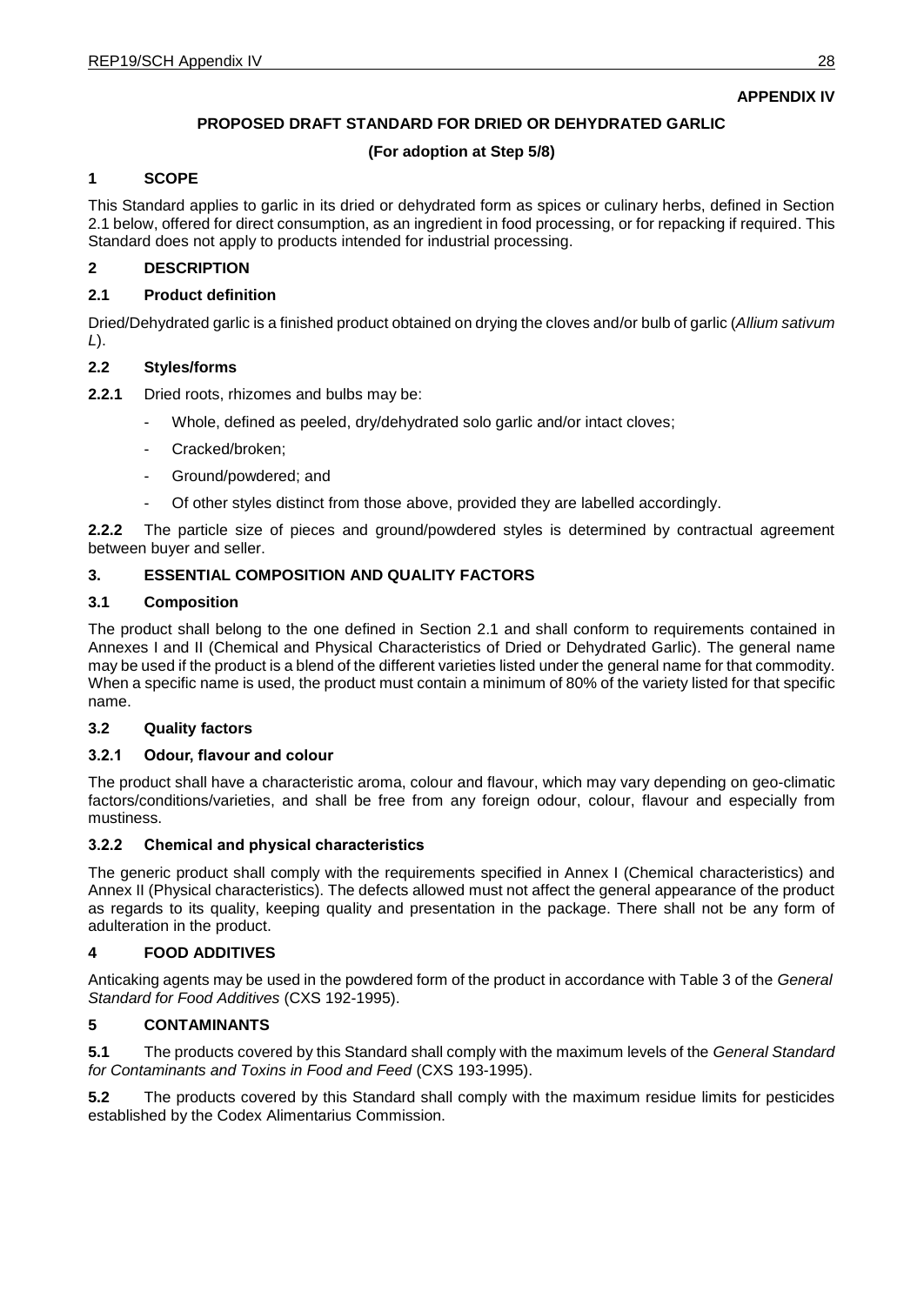**APPENDIX IV**

## PROPOSED DRAFT STANDARD FOR DRIED OR DEHYDRATED GARLIC

**(For adoption at Step 5/8)**

### 1 SCOPE

This Standard applies to garlic in its dried or dehydrated form as spices or culinary herbs, defined in Section 2.1 below, offered for direct consumption, as an ingredient in food processing, or for repacking if required. This Standard does not apply to products intended for industrial processing.

### 2 DESCRIPTION

#### 2.1 Product definition

Dried/Dehydrated garlic is a finished product obtained on drying the cloves and/or bulb of garlic (*Allium sativum L*).

#### 2.2 Styles/forms

**2.2.1** Dried roots, rhizomes and bulbs may be:

- Whole, defined as peeled, dry/dehydrated solo garlic and/or intact cloves;
- Cracked/broken;
- Ground/powdered; and
- Of other styles distinct from those above, provided they are labelled accordingly.

**2.2.2** The particle size of pieces and ground/powdered styles is determined by contractual agreement between buyer and seller.

### 3. ESSENTIAL COMPOSITION AND QUALITY FACTORS

#### 3.1 Composition

The product shall belong to the one defined in Section 2.1 and shall conform to requirements contained in Annexes I and II (Chemical and Physical Characteristics of Dried or Dehydrated Garlic). The general name may be used if the product is a blend of the different varieties listed under the general name for that commodity. When a specific name is used, the product must contain a minimum of 80% of the variety listed for that specific name.

#### 3.2 Quality factors

##### 3.2.1 Odour, flavour and colour

The product shall have a characteristic aroma, colour and flavour, which may vary depending on geo-climatic factors/conditions/varieties, and shall be free from any foreign odour, colour, flavour and especially from mustiness.

##### 3.2.2 Chemical and physical characteristics

The generic product shall comply with the requirements specified in Annex I (Chemical characteristics) and Annex II (Physical characteristics). The defects allowed must not affect the general appearance of the product as regards to its quality, keeping quality and presentation in the package. There shall not be any form of adulteration in the product.

### 4 FOOD ADDITIVES

Anticaking agents may be used in the powdered form of the product in accordance with Table 3 of the *General Standard for Food Additives* (CXS 192-1995).

### 5 CONTAMINANTS

**5.1** The products covered by this Standard shall comply with the maximum levels of the *General Standard for Contaminants and Toxins in Food and Feed* (CXS 193-1995).

**5.2** The products covered by this Standard shall comply with the maximum residue limits for pesticides established by the Codex Alimentarius Commission.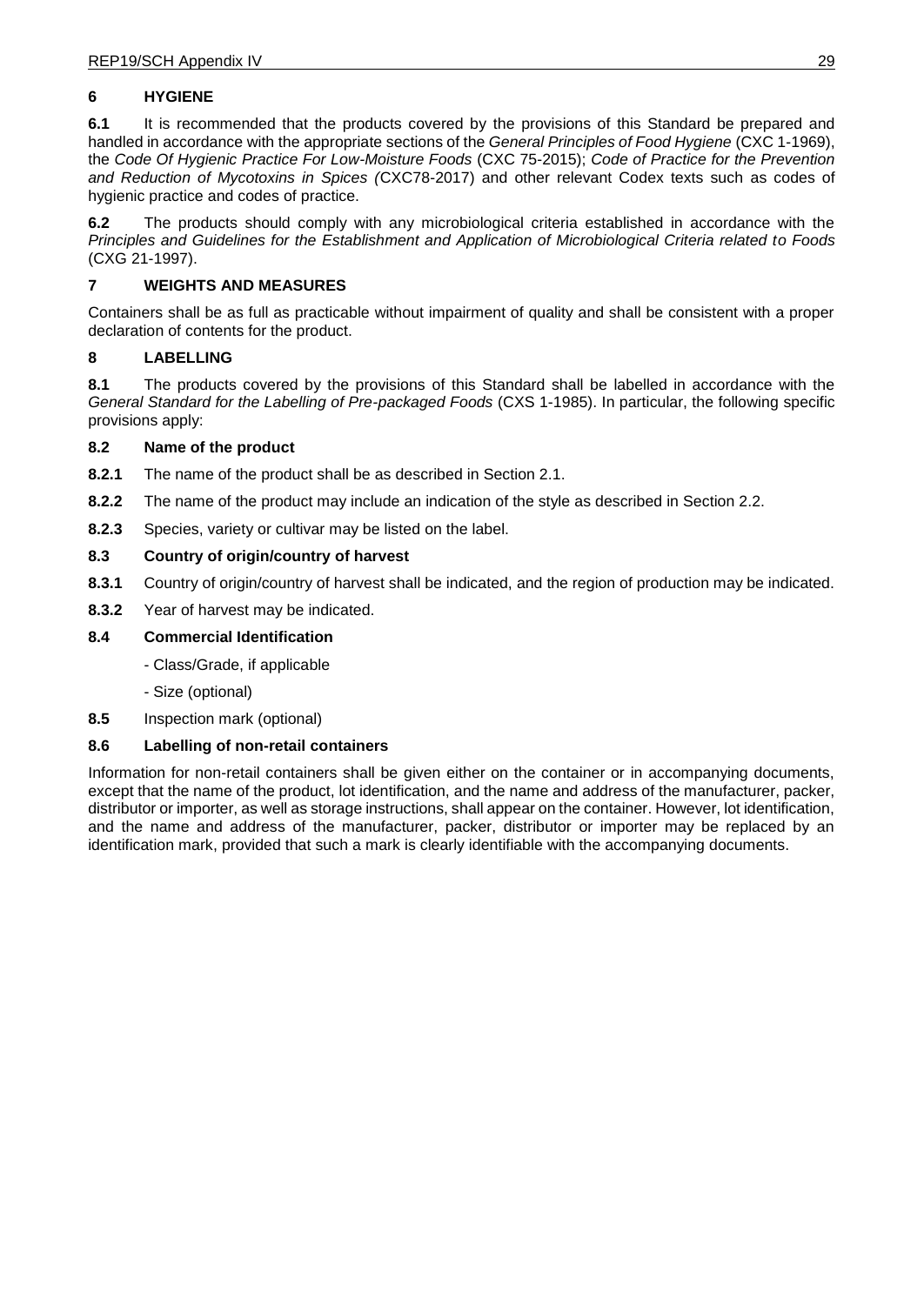## 6 HYGIENE

**6.1** It is recommended that the products covered by the provisions of this Standard be prepared and handled in accordance with the appropriate sections of the *General Principles of Food Hygiene* (CXC 1-1969), the *Code Of Hygienic Practice For Low-Moisture Foods* (CXC 75-2015); *Code of Practice for the Prevention and Reduction of Mycotoxins in Spices (*CXC78-2017) and other relevant Codex texts such as codes of hygienic practice and codes of practice.

**6.2** The products should comply with any microbiological criteria established in accordance with the *Principles and Guidelines for the Establishment and Application of Microbiological Criteria related to Foods* (CXG 21-1997).

## 7 WEIGHTS AND MEASURES

Containers shall be as full as practicable without impairment of quality and shall be consistent with a proper declaration of contents for the product.

## 8 LABELLING

**8.1** The products covered by the provisions of this Standard shall be labelled in accordance with the *General Standard for the Labelling of Pre-packaged Foods* (CXS 1-1985). In particular, the following specific provisions apply:

### 8.2 Name of the product

**8.2.1** The name of the product shall be as described in Section 2.1.

**8.2.2** The name of the product may include an indication of the style as described in Section 2.2.

**8.2.3** Species, variety or cultivar may be listed on the label.

### 8.3 Country of origin/country of harvest

**8.3.1** Country of origin/country of harvest shall be indicated, and the region of production may be indicated.

**8.3.2** Year of harvest may be indicated.

### 8.4 Commercial Identification

- Class/Grade, if applicable
- Size (optional)

**8.5** Inspection mark (optional)

### 8.6 Labelling of non-retail containers

Information for non-retail containers shall be given either on the container or in accompanying documents, except that the name of the product, lot identification, and the name and address of the manufacturer, packer, distributor or importer, as well as storage instructions, shall appear on the container. However, lot identification, and the name and address of the manufacturer, packer, distributor or importer may be replaced by an identification mark, provided that such a mark is clearly identifiable with the accompanying documents.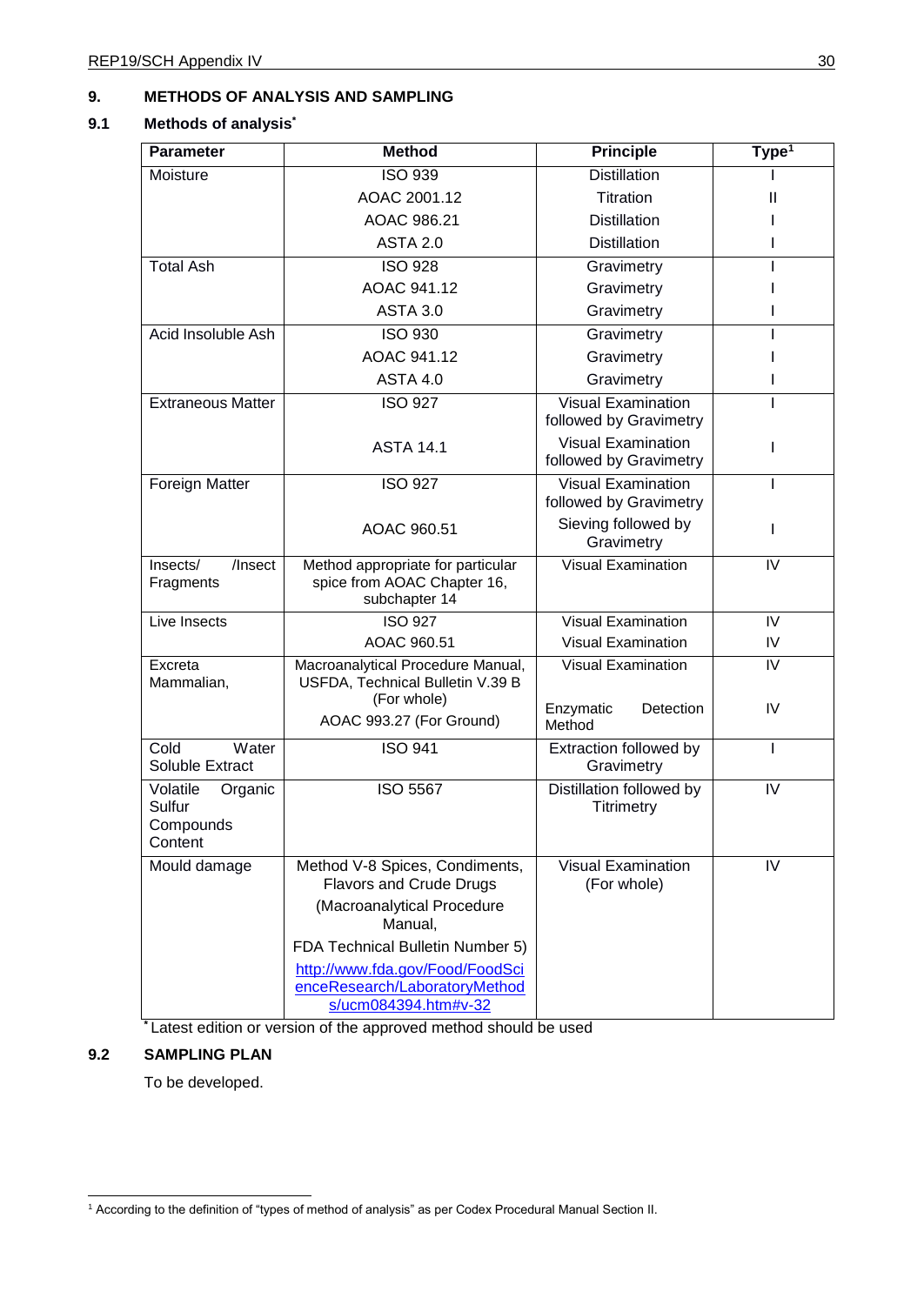## 9. METHODS OF ANALYSIS AND SAMPLING

### 9.1 Methods of analysis*

| Parameter | Method | Principle | Type[1] |
|---|---|---|---|
| Moisture | ISO 939 | Distillation | I |
| | AOAC 2001.12 | Titration | II |
| | AOAC 986.21 | Distillation | I |
| | ASTA 2.0 | Distillation | I |
| Total Ash | ISO 928 | Gravimetry | I |
| | AOAC 941.12 | Gravimetry | I |
| | ASTA 3.0 | Gravimetry | I |
| Acid Insoluble Ash | ISO 930 | Gravimetry | I |
| | AOAC 941.12 | Gravimetry | I |
| | ASTA 4.0 | Gravimetry | I |
| Extraneous Matter | ISO 927 | Visual Examination followed by Gravimetry | I |
| | ASTA 14.1 | Visual Examination followed by Gravimetry | I |
| Foreign Matter | ISO 927 | Visual Examination followed by Gravimetry | I |
| | AOAC 960.51 | Sieving followed by Gravimetry | I |
| Insects/ /Insect Fragments | Method appropriate for particular spice from AOAC Chapter 16, subchapter 14 | Visual Examination | IV |
| Live Insects | ISO 927 | Visual Examination | IV |
| | AOAC 960.51 | Visual Examination | IV |
| Excreta Mammalian, | Macroanalytical Procedure Manual, USFDA, Technical Bulletin V.39 B (For whole) | Visual Examination | IV |
| | AOAC 993.27 (For Ground) | Enzymatic Detection Method | IV |
| Cold Water Soluble Extract | ISO 941 | Extraction followed by Gravimetry | I |
| Volatile Organic Sulfur Compounds Content | ISO 5567 | Distillation followed by Titrimetry | IV |
| Mould damage | Method V-8 Spices, Condiments, Flavors and Crude Drugs (Macroanalytical Procedure Manual, FDA Technical Bulletin Number 5) http://www.fda.gov/Food/FoodScienceResearch/LaboratoryMethods/ucm084394.htm#v-32 | Visual Examination (For whole) | IV |

* Latest edition or version of the approved method should be used

### 9.2 SAMPLING PLAN

To be developed.

[1] According to the definition of "types of method of analysis" as per Codex Procedural Manual Section II.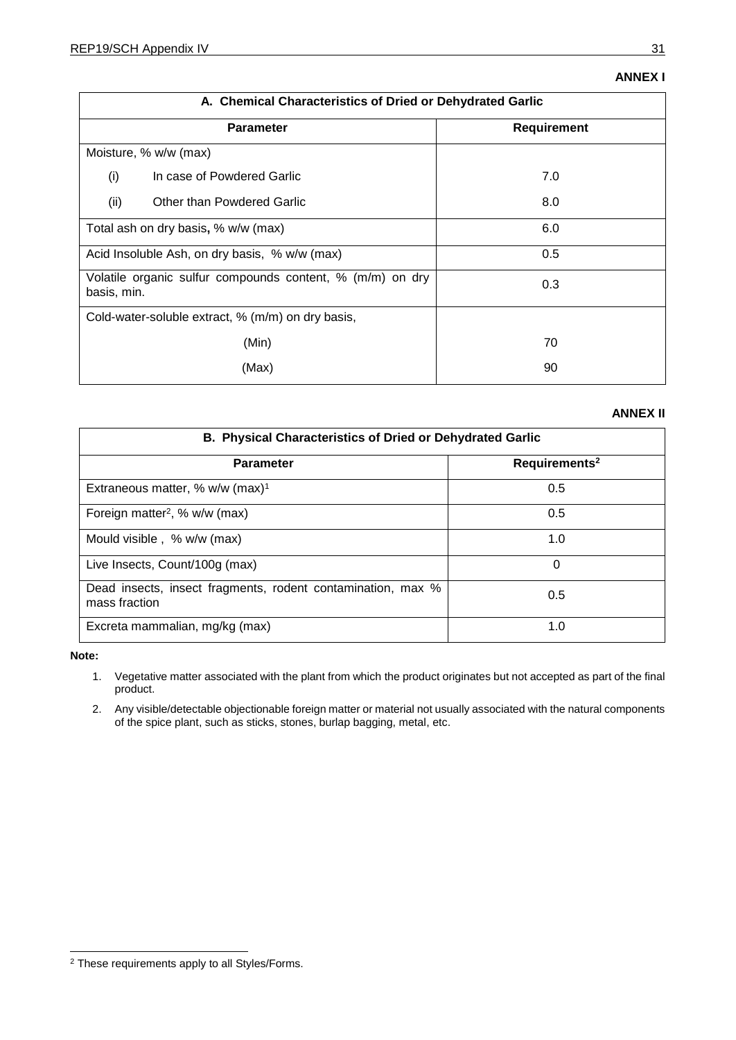**ANNEX I**

| A. Chemical Characteristics of Dried or Dehydrated Garlic | |
|---|---|
| **Parameter** | **Requirement** |
| Moisture, % w/w (max) | |
| (i) In case of Powdered Garlic | 7.0 |
| (ii) Other than Powdered Garlic | 8.0 |
| Total ash on dry basis**,** % w/w (max) | 6.0 |
| Acid Insoluble Ash, on dry basis, % w/w (max) | 0.5 |
| Volatile organic sulfur compounds content, % (m/m) on dry basis, min. | 0.3 |
| Cold-water-soluble extract, % (m/m) on dry basis, | |
| (Min) | 70 |
| (Max) | 90 |

**ANNEX II**

| B. Physical Characteristics of Dried or Dehydrated Garlic | |
|---|---|
| **Parameter** | **Requirements[2]** |
| Extraneous matter, % w/w (max)[1] | 0.5 |
| Foreign matter[2], % w/w (max) | 0.5 |
| Mould visible , % w/w (max) | 1.0 |
| Live Insects, Count/100g (max) | 0 |
| Dead insects, insect fragments, rodent contamination, max % mass fraction | 0.5 |
| Excreta mammalian, mg/kg (max) | 1.0 |

**Note:**

1. Vegetative matter associated with the plant from which the product originates but not accepted as part of the final product.
2. Any visible/detectable objectionable foreign matter or material not usually associated with the natural components of the spice plant, such as sticks, stones, burlap bagging, metal, etc.

[2] These requirements apply to all Styles/Forms.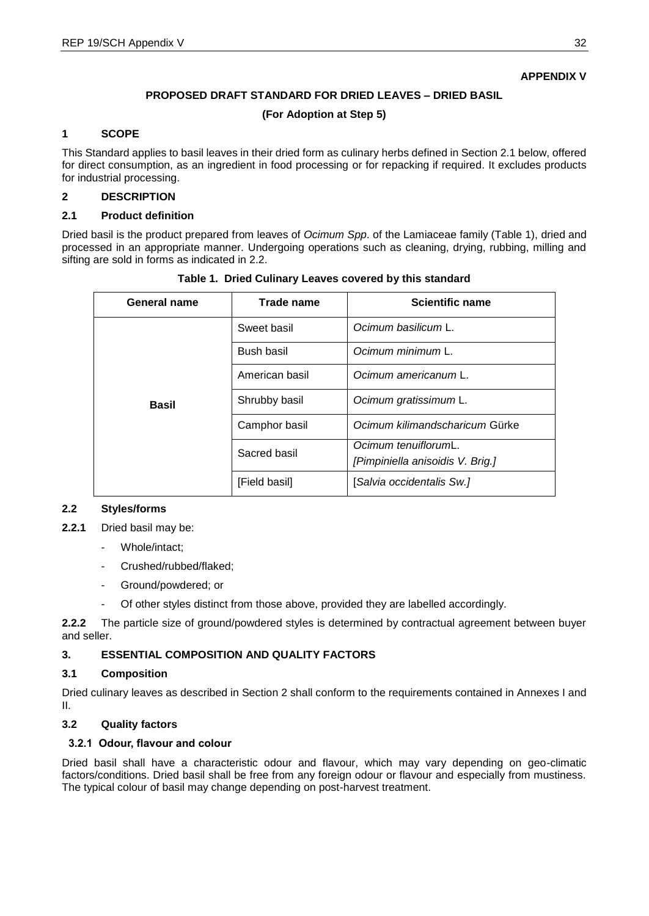**APPENDIX V**

## PROPOSED DRAFT STANDARD FOR DRIED LEAVES – DRIED BASIL

**(For Adoption at Step 5)**

## 1 SCOPE

This Standard applies to basil leaves in their dried form as culinary herbs defined in Section 2.1 below, offered for direct consumption, as an ingredient in food processing or for repacking if required. It excludes products for industrial processing.

## 2 DESCRIPTION

### 2.1 Product definition

Dried basil is the product prepared from leaves of *Ocimum Spp*. of the Lamiaceae family (Table 1), dried and processed in an appropriate manner. Undergoing operations such as cleaning, drying, rubbing, milling and sifting are sold in forms as indicated in 2.2.

**Table 1. Dried Culinary Leaves covered by this standard**

| General name | Trade name | Scientific name |
|---|---|---|
| **Basil** | Sweet basil | *Ocimum basilicum* L. |
| | Bush basil | *Ocimum minimum* L. |
| | American basil | *Ocimum americanum* L. |
| | Shrubby basil | *Ocimum gratissimum* L. |
| | Camphor basil | *Ocimum kilimandscharicum* Gürke |
| | Sacred basil | *Ocimum tenuiflorum*L.<br>*[Pimpiniella anisoidis V. Brig.]* |
| | [Field basil] | [*Salvia occidentalis Sw.]* |

### 2.2 Styles/forms

**2.2.1** Dried basil may be:

- Whole/intact;
- Crushed/rubbed/flaked;
- Ground/powdered; or
- Of other styles distinct from those above, provided they are labelled accordingly.

**2.2.2** The particle size of ground/powdered styles is determined by contractual agreement between buyer and seller.

## 3. ESSENTIAL COMPOSITION AND QUALITY FACTORS

### 3.1 Composition

Dried culinary leaves as described in Section 2 shall conform to the requirements contained in Annexes I and II.

### 3.2 Quality factors

#### 3.2.1 Odour, flavour and colour

Dried basil shall have a characteristic odour and flavour, which may vary depending on geo-climatic factors/conditions. Dried basil shall be free from any foreign odour or flavour and especially from mustiness. The typical colour of basil may change depending on post-harvest treatment.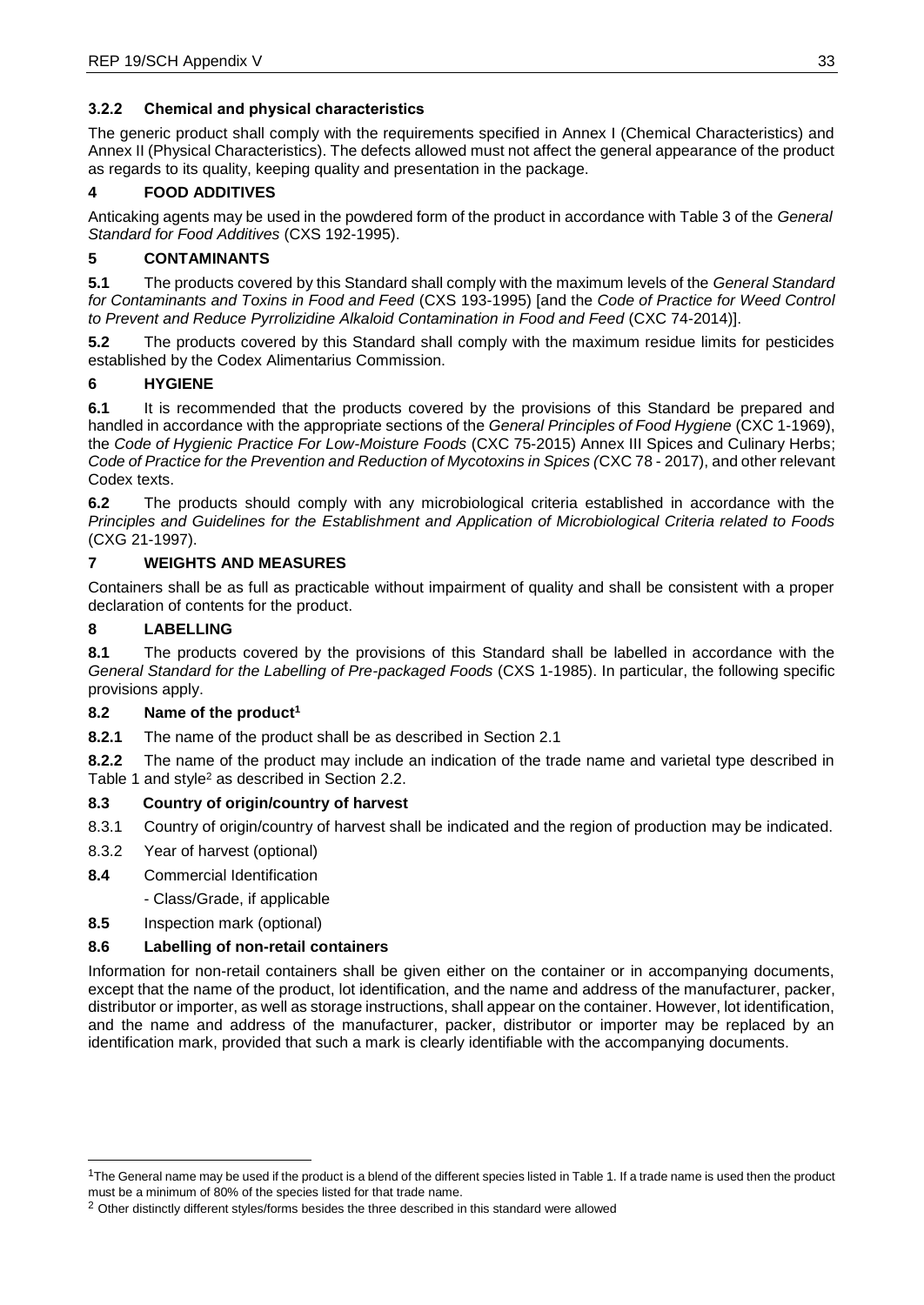### 3.2.2 Chemical and physical characteristics

The generic product shall comply with the requirements specified in Annex I (Chemical Characteristics) and Annex II (Physical Characteristics). The defects allowed must not affect the general appearance of the product as regards to its quality, keeping quality and presentation in the package.

## 4 FOOD ADDITIVES

Anticaking agents may be used in the powdered form of the product in accordance with Table 3 of the *General Standard for Food Additives* (CXS 192-1995).

## 5 CONTAMINANTS

**5.1** The products covered by this Standard shall comply with the maximum levels of the *General Standard for Contaminants and Toxins in Food and Feed* (CXS 193-1995) [and the *Code of Practice for Weed Control to Prevent and Reduce Pyrrolizidine Alkaloid Contamination in Food and Feed* (CXC 74-2014)].

**5.2** The products covered by this Standard shall comply with the maximum residue limits for pesticides established by the Codex Alimentarius Commission.

## 6 HYGIENE

**6.1** It is recommended that the products covered by the provisions of this Standard be prepared and handled in accordance with the appropriate sections of the *General Principles of Food Hygiene* (CXC 1-1969), the *Code of Hygienic Practice For Low-Moisture Foods* (CXC 75-2015) Annex III Spices and Culinary Herbs; *Code of Practice for the Prevention and Reduction of Mycotoxins in Spices (*CXC 78 - 2017), and other relevant Codex texts.

**6.2** The products should comply with any microbiological criteria established in accordance with the *Principles and Guidelines for the Establishment and Application of Microbiological Criteria related to Foods* (CXG 21-1997).

## 7 WEIGHTS AND MEASURES

Containers shall be as full as practicable without impairment of quality and shall be consistent with a proper declaration of contents for the product.

## 8 LABELLING

**8.1** The products covered by the provisions of this Standard shall be labelled in accordance with the *General Standard for the Labelling of Pre-packaged Foods* (CXS 1-1985). In particular, the following specific provisions apply.

### 8.2 Name of the product[1]

**8.2.1** The name of the product shall be as described in Section 2.1

**8.2.2** The name of the product may include an indication of the trade name and varietal type described in Table 1 and style[2] as described in Section 2.2.

### 8.3 Country of origin/country of harvest

8.3.1 Country of origin/country of harvest shall be indicated and the region of production may be indicated.

8.3.2 Year of harvest (optional)

**8.4** Commercial Identification

- Class/Grade, if applicable

**8.5** Inspection mark (optional)

### 8.6 Labelling of non-retail containers

Information for non-retail containers shall be given either on the container or in accompanying documents, except that the name of the product, lot identification, and the name and address of the manufacturer, packer, distributor or importer, as well as storage instructions, shall appear on the container. However, lot identification, and the name and address of the manufacturer, packer, distributor or importer may be replaced by an identification mark, provided that such a mark is clearly identifiable with the accompanying documents.

---

[1] The General name may be used if the product is a blend of the different species listed in Table 1. If a trade name is used then the product must be a minimum of 80% of the species listed for that trade name.

[2] Other distinctly different styles/forms besides the three described in this standard were allowed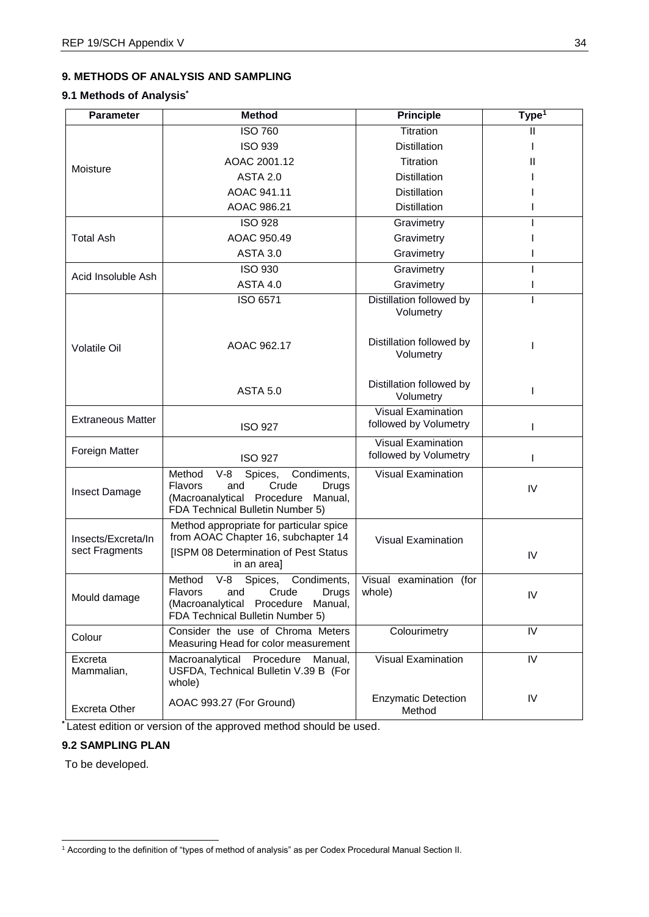## 9. METHODS OF ANALYSIS AND SAMPLING

### 9.1 Methods of Analysis*

| Parameter | Method | Principle | Type[1] |
|---|---|---|---|
| Moisture | ISO 760 | Titration | II |
| | ISO 939 | Distillation | I |
| | AOAC 2001.12 | Titration | II |
| | ASTA 2.0 | Distillation | I |
| | AOAC 941.11 | Distillation | I |
| | AOAC 986.21 | Distillation | I |
| Total Ash | ISO 928 | Gravimetry | I |
| | AOAC 950.49 | Gravimetry | I |
| | ASTA 3.0 | Gravimetry | I |
| Acid Insoluble Ash | ISO 930 | Gravimetry | I |
| | ASTA 4.0 | Gravimetry | I |
| Volatile Oil | ISO 6571 | Distillation followed by Volumetry | I |
| | AOAC 962.17 | Distillation followed by Volumetry | I |
| | ASTA 5.0 | Distillation followed by Volumetry | I |
| Extraneous Matter | ISO 927 | Visual Examination followed by Volumetry | I |
| Foreign Matter | ISO 927 | Visual Examination followed by Volumetry | I |
| Insect Damage | Method V-8 Spices, Condiments, Flavors and Crude Drugs (Macroanalytical Procedure Manual, FDA Technical Bulletin Number 5) | Visual Examination | IV |
| Insects/Excreta/Insect Fragments | Method appropriate for particular spice from AOAC Chapter 16, subchapter 14<br>[ISPM 08 Determination of Pest Status in an area] | Visual Examination | IV |
| Mould damage | Method V-8 Spices, Condiments, Flavors and Crude Drugs (Macroanalytical Procedure Manual, FDA Technical Bulletin Number 5) | Visual examination (for whole) | IV |
| Colour | Consider the use of Chroma Meters Measuring Head for color measurement | Colourimetry | IV |
| Excreta Mammalian, | Macroanalytical Procedure Manual, USFDA, Technical Bulletin V.39 B (For whole) | Visual Examination | IV |
| Excreta Other | AOAC 993.27 (For Ground) | Enzymatic Detection Method | IV |

*Latest edition or version of the approved method should be used.

### 9.2 SAMPLING PLAN

To be developed.

[1] According to the definition of "types of method of analysis" as per Codex Procedural Manual Section II.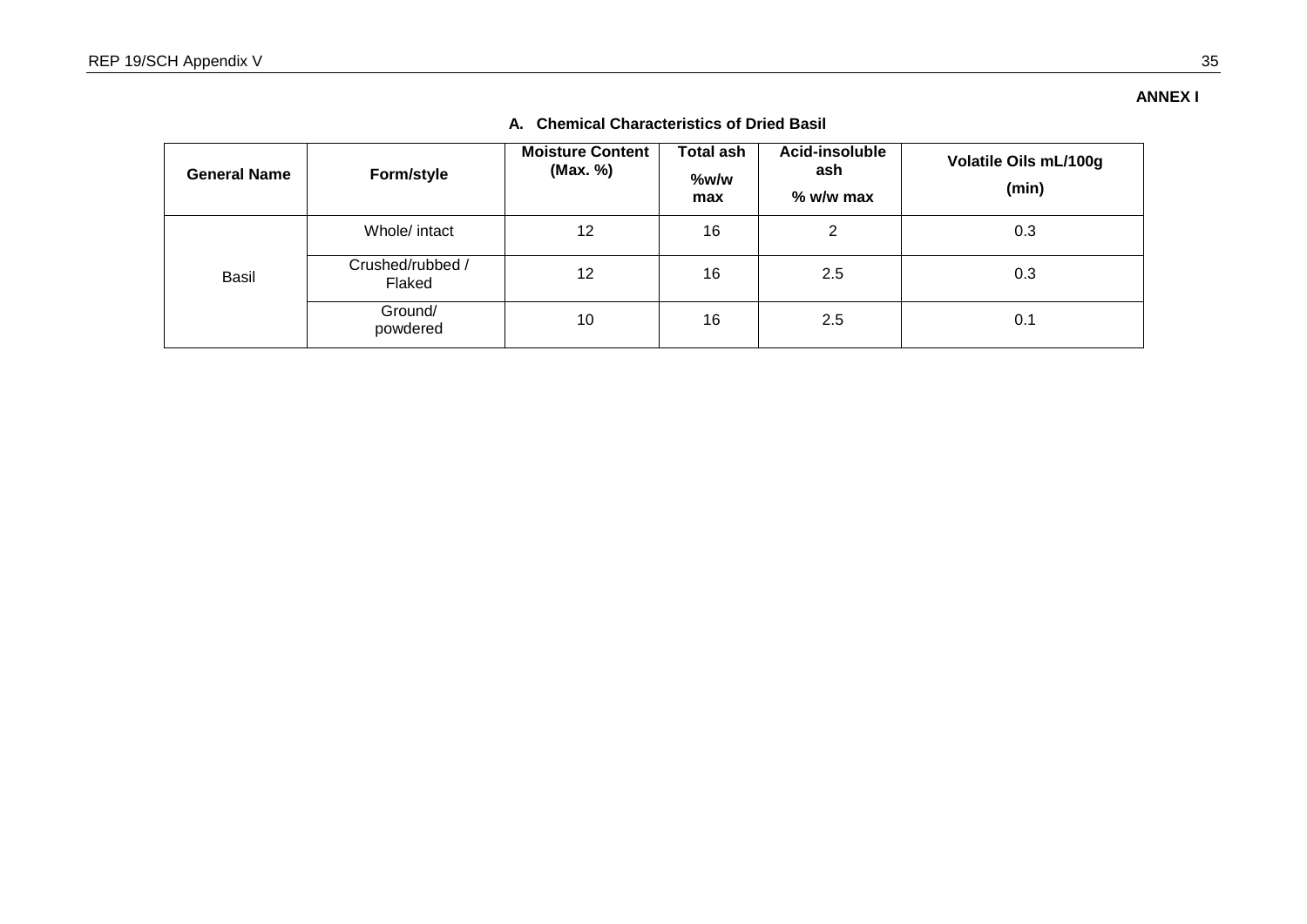**ANNEX I**

### A. Chemical Characteristics of Dried Basil

| General Name | Form/style | Moisture Content (Max. %) | Total ash %w/w max | Acid-insoluble ash % w/w max | Volatile Oils mL/100g (min) |
|---|---|---|---|---|---|
| Basil | Whole/ intact | 12 | 16 | 2 | 0.3 |
| | Crushed/rubbed / Flaked | 12 | 16 | 2.5 | 0.3 |
| | Ground/ powdered | 10 | 16 | 2.5 | 0.1 |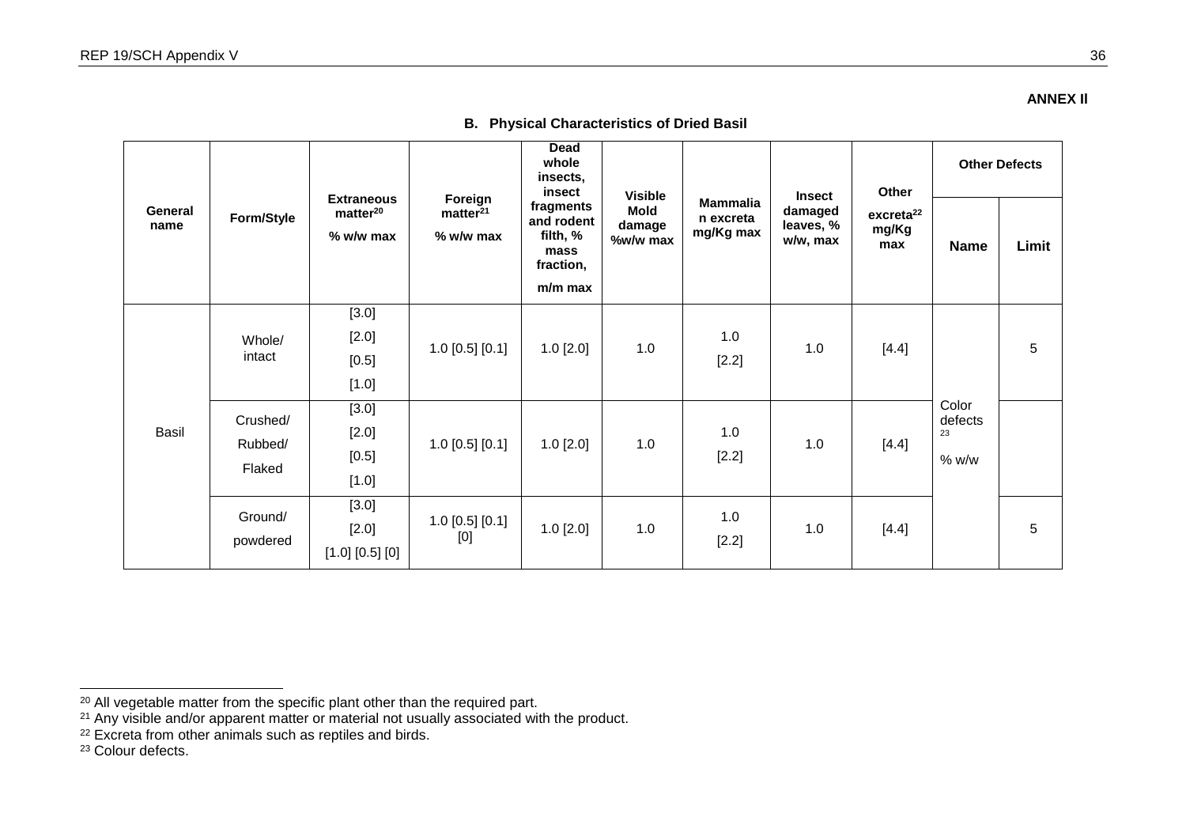**ANNEX II**

**B. Physical Characteristics of Dried Basil**

| General name | Form/Style | Extraneous matter[20] % w/w max | Foreign matter[21] % w/w max | Dead whole insects, insect fragments and rodent filth, % mass fraction, m/m max | Visible Mold damage %w/w max | Mammalian excreta mg/Kg max | Insect damaged leaves, % w/w, max | Other excreta[22] mg/Kg max | Other Defects | |
|---|---|---|---|---|---|---|---|---|---|---|
| | | | | | | | | | Name | Limit |
| Basil | Whole/ intact | [3.0] [2.0] [0.5] [1.0] | 1.0 [0.5] [0.1] | 1.0 [2.0] | 1.0 | 1.0 [2.2] | 1.0 | [4.4] | Color defects[23] % w/w | 5 |
| | Crushed/ Rubbed/ Flaked | [3.0] [2.0] [0.5] [1.0] | 1.0 [0.5] [0.1] | 1.0 [2.0] | 1.0 | 1.0 [2.2] | 1.0 | [4.4] | | |
| | Ground/ powdered | [3.0] [2.0] [1.0] [0.5] [0] | 1.0 [0.5] [0.1] [0] | 1.0 [2.0] | 1.0 | 1.0 [2.2] | 1.0 | [4.4] | | 5 |

[20] All vegetable matter from the specific plant other than the required part.
[21] Any visible and/or apparent matter or material not usually associated with the product.
[22] Excreta from other animals such as reptiles and birds.
[23] Colour defects.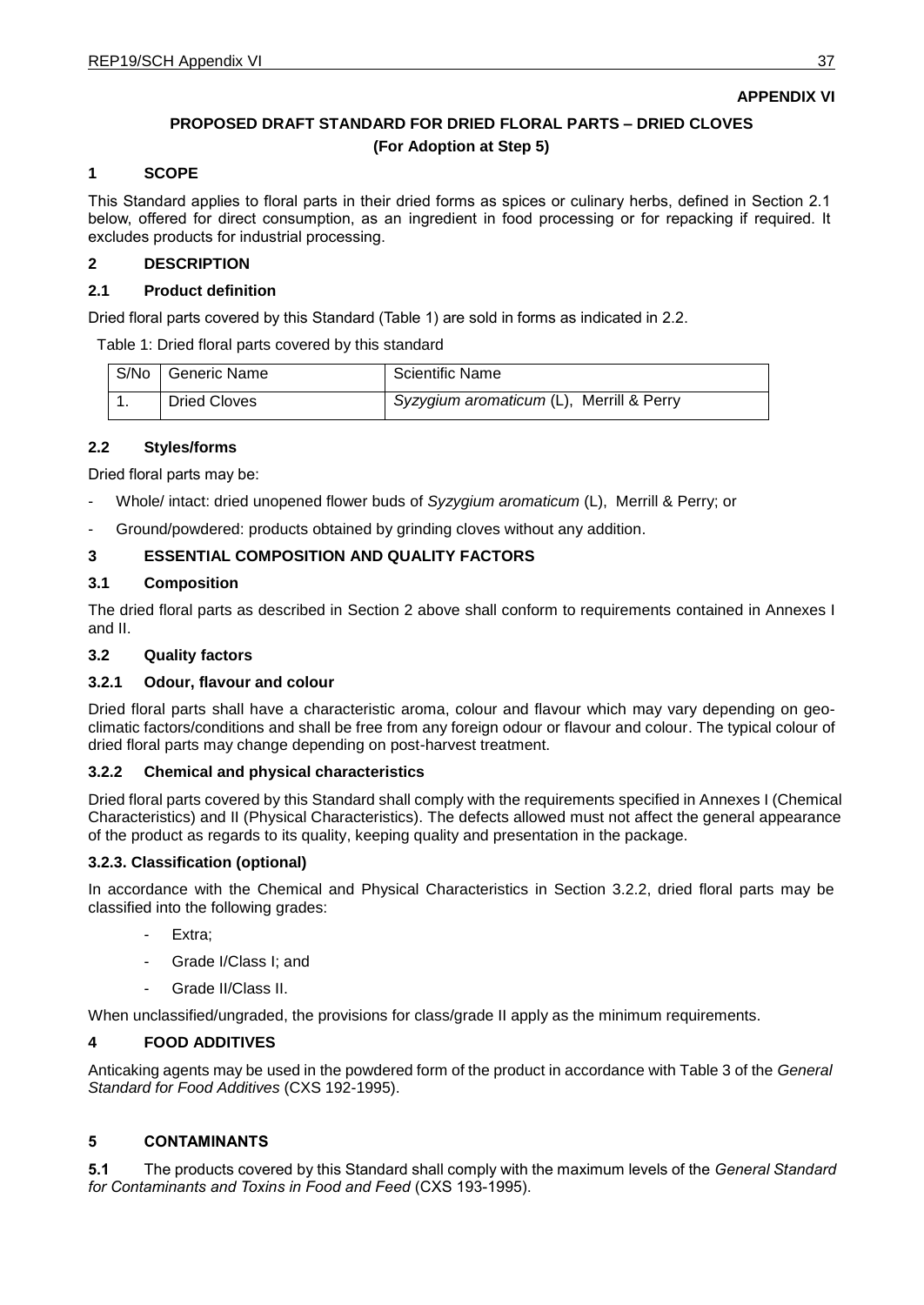**APPENDIX VI**

# PROPOSED DRAFT STANDARD FOR DRIED FLORAL PARTS – DRIED CLOVES

**(For Adoption at Step 5)**

## 1 SCOPE

This Standard applies to floral parts in their dried forms as spices or culinary herbs, defined in Section 2.1 below, offered for direct consumption, as an ingredient in food processing or for repacking if required. It excludes products for industrial processing.

## 2 DESCRIPTION

### 2.1 Product definition

Dried floral parts covered by this Standard (Table 1) are sold in forms as indicated in 2.2.

Table 1: Dried floral parts covered by this standard

| S/No | Generic Name | Scientific Name |
|---|---|---|
| 1. | Dried Cloves | *Syzygium aromaticum* (L), Merrill & Perry |

### 2.2 Styles/forms

Dried floral parts may be:

- Whole/ intact: dried unopened flower buds of *Syzygium aromaticum* (L), Merrill & Perry; or
- Ground/powdered: products obtained by grinding cloves without any addition.

## 3 ESSENTIAL COMPOSITION AND QUALITY FACTORS

### 3.1 Composition

The dried floral parts as described in Section 2 above shall conform to requirements contained in Annexes I and II.

### 3.2 Quality factors

#### 3.2.1 Odour, flavour and colour

Dried floral parts shall have a characteristic aroma, colour and flavour which may vary depending on geo-climatic factors/conditions and shall be free from any foreign odour or flavour and colour. The typical colour of dried floral parts may change depending on post-harvest treatment.

#### 3.2.2 Chemical and physical characteristics

Dried floral parts covered by this Standard shall comply with the requirements specified in Annexes I (Chemical Characteristics) and II (Physical Characteristics). The defects allowed must not affect the general appearance of the product as regards to its quality, keeping quality and presentation in the package.

#### 3.2.3. Classification (optional)

In accordance with the Chemical and Physical Characteristics in Section 3.2.2, dried floral parts may be classified into the following grades:

- Extra;
- Grade I/Class I; and
- Grade II/Class II.

When unclassified/ungraded, the provisions for class/grade II apply as the minimum requirements.

## 4 FOOD ADDITIVES

Anticaking agents may be used in the powdered form of the product in accordance with Table 3 of the *General Standard for Food Additives* (CXS 192-1995).

## 5 CONTAMINANTS

**5.1** The products covered by this Standard shall comply with the maximum levels of the *General Standard for Contaminants and Toxins in Food and Feed* (CXS 193-1995).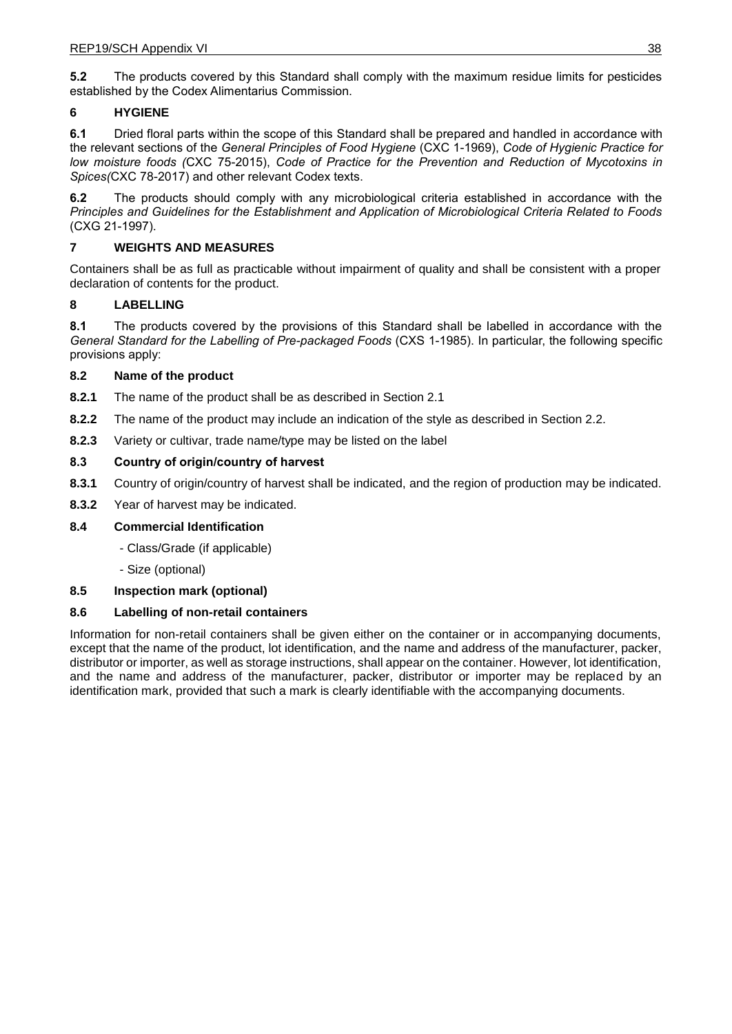**5.2** The products covered by this Standard shall comply with the maximum residue limits for pesticides established by the Codex Alimentarius Commission.

## 6 HYGIENE

**6.1** Dried floral parts within the scope of this Standard shall be prepared and handled in accordance with the relevant sections of the *General Principles of Food Hygiene* (CXC 1-1969), *Code of Hygienic Practice for low moisture foods (*CXC 75-2015), *Code of Practice for the Prevention and Reduction of Mycotoxins in Spices(*CXC 78-2017) and other relevant Codex texts.

**6.2** The products should comply with any microbiological criteria established in accordance with the *Principles and Guidelines for the Establishment and Application of Microbiological Criteria Related to Foods* (CXG 21-1997).

## 7 WEIGHTS AND MEASURES

Containers shall be as full as practicable without impairment of quality and shall be consistent with a proper declaration of contents for the product.

## 8 LABELLING

**8.1** The products covered by the provisions of this Standard shall be labelled in accordance with the *General Standard for the Labelling of Pre-packaged Foods* (CXS 1-1985). In particular, the following specific provisions apply:

### 8.2 Name of the product

**8.2.1** The name of the product shall be as described in Section 2.1

**8.2.2** The name of the product may include an indication of the style as described in Section 2.2.

**8.2.3** Variety or cultivar, trade name/type may be listed on the label

### 8.3 Country of origin/country of harvest

**8.3.1** Country of origin/country of harvest shall be indicated, and the region of production may be indicated.

**8.3.2** Year of harvest may be indicated.

### 8.4 Commercial Identification

- Class/Grade (if applicable)
- Size (optional)

### 8.5 Inspection mark (optional)

### 8.6 Labelling of non-retail containers

Information for non-retail containers shall be given either on the container or in accompanying documents, except that the name of the product, lot identification, and the name and address of the manufacturer, packer, distributor or importer, as well as storage instructions, shall appear on the container. However, lot identification, and the name and address of the manufacturer, packer, distributor or importer may be replaced by an identification mark, provided that such a mark is clearly identifiable with the accompanying documents.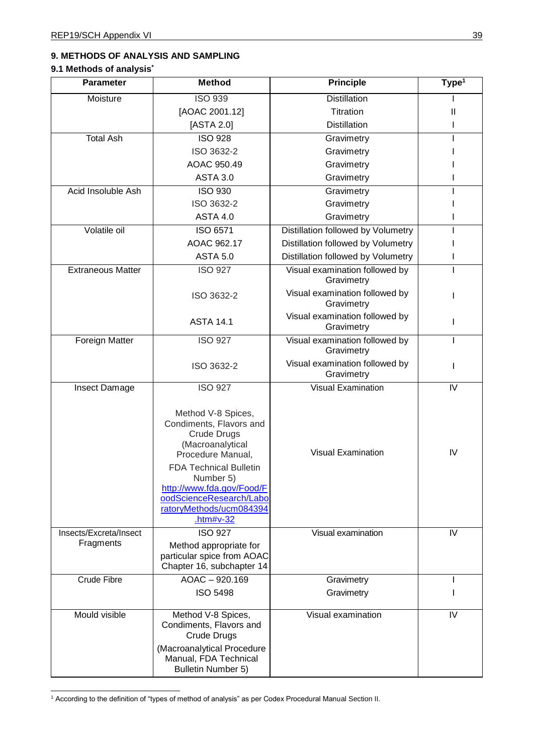## 9. METHODS OF ANALYSIS AND SAMPLING

### 9.1 Methods of analysis*

| Parameter | Method | Principle | Type[1] |
|---|---|---|---|
| Moisture | ISO 939 | Distillation | I |
| | [AOAC 2001.12] | Titration | II |
| | [ASTA 2.0] | Distillation | I |
| Total Ash | ISO 928 | Gravimetry | I |
| | ISO 3632-2 | Gravimetry | I |
| | AOAC 950.49 | Gravimetry | I |
| | ASTA 3.0 | Gravimetry | I |
| Acid Insoluble Ash | ISO 930 | Gravimetry | I |
| | ISO 3632-2 | Gravimetry | I |
| | ASTA 4.0 | Gravimetry | I |
| Volatile oil | ISO 6571 | Distillation followed by Volumetry | I |
| | AOAC 962.17 | Distillation followed by Volumetry | I |
| | ASTA 5.0 | Distillation followed by Volumetry | I |
| Extraneous Matter | ISO 927 | Visual examination followed by Gravimetry | I |
| | ISO 3632-2 | Visual examination followed by Gravimetry | I |
| | ASTA 14.1 | Visual examination followed by Gravimetry | I |
| Foreign Matter | ISO 927 | Visual examination followed by Gravimetry | I |
| | ISO 3632-2 | Visual examination followed by Gravimetry | I |
| Insect Damage | ISO 927 | Visual Examination | IV |
| | Method V-8 Spices, Condiments, Flavors and Crude Drugs (Macroanalytical Procedure Manual, FDA Technical Bulletin Number 5) http://www.fda.gov/Food/FoodScienceResearch/LaboratoryMethods/ucm084394.htm#v-32 | Visual Examination | IV |
| Insects/Excreta/Insect Fragments | ISO 927 | Visual examination | IV |
| | Method appropriate for particular spice from AOAC Chapter 16, subchapter 14 | | |
| Crude Fibre | AOAC – 920.169 | Gravimetry | I |
| | ISO 5498 | Gravimetry | I |
| Mould visible | Method V-8 Spices, Condiments, Flavors and Crude Drugs (Macroanalytical Procedure Manual, FDA Technical Bulletin Number 5) | Visual examination | IV |

[1] According to the definition of "types of method of analysis" as per Codex Procedural Manual Section II.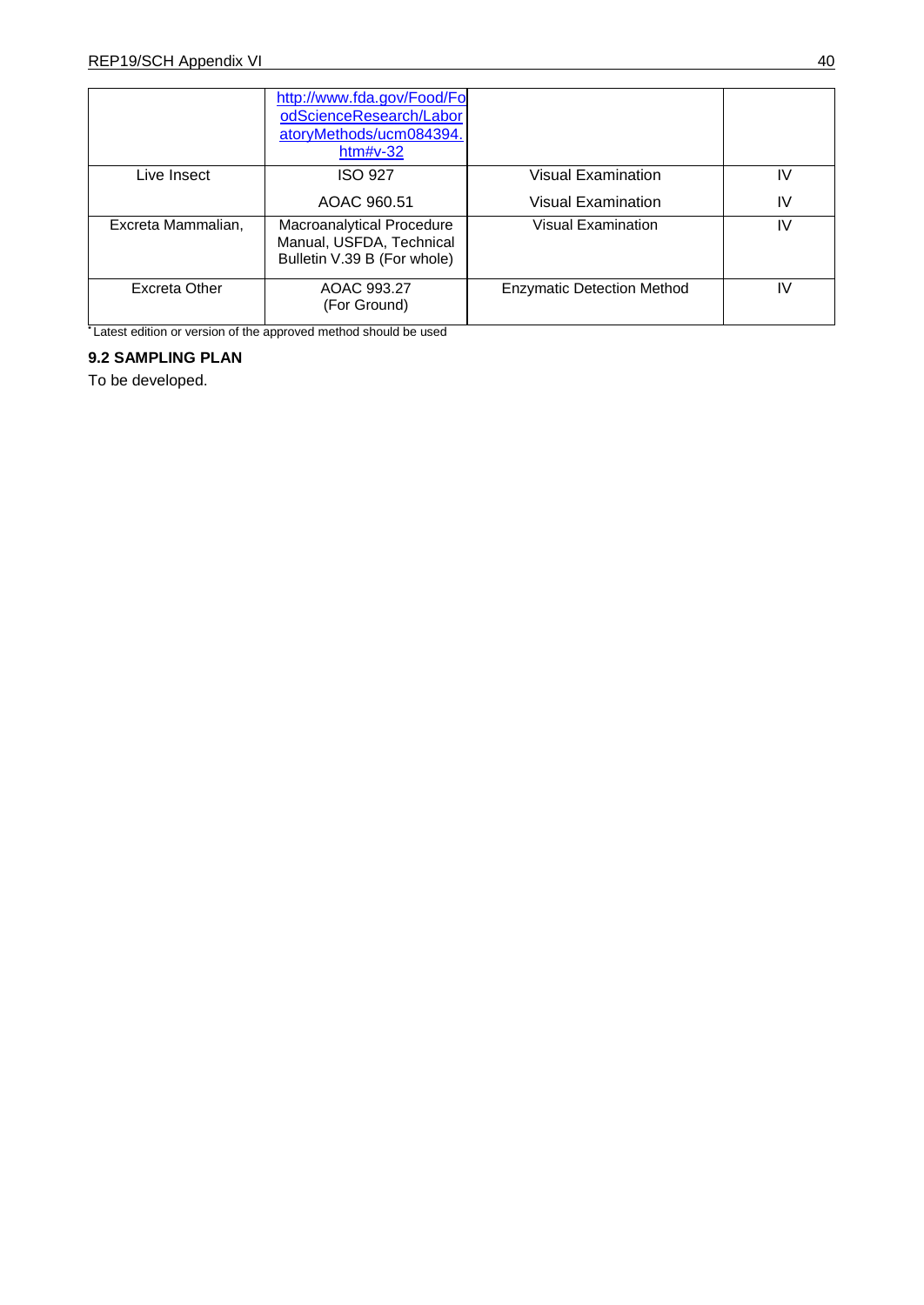| | | | |
|---|---|---|---|
| | http://www.fda.gov/Food/FoodScienceResearch/LaboratoryMethods/ucm084394.htm#v-32 | | |
| Live Insect | ISO 927 | Visual Examination | IV |
| | AOAC 960.51 | Visual Examination | IV |
| Excreta Mammalian, | Macroanalytical Procedure Manual, USFDA, Technical Bulletin V.39 B (For whole) | Visual Examination | IV |
| Excreta Other | AOAC 993.27 (For Ground) | Enzymatic Detection Method | IV |

* Latest edition or version of the approved method should be used

### 9.2 SAMPLING PLAN

To be developed.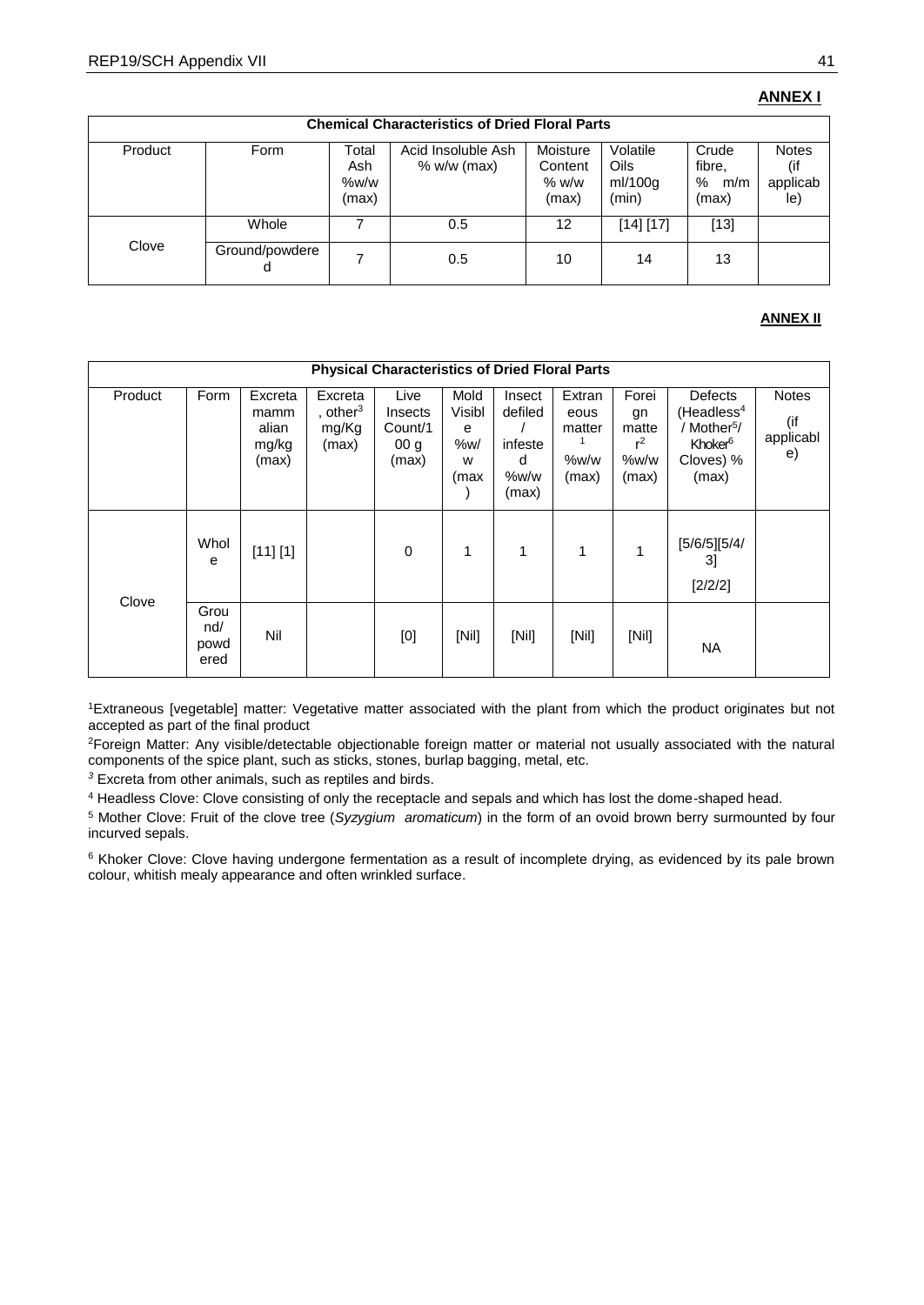**ANNEX I**

| Chemical Characteristics of Dried Floral Parts | | | | | | | |
|---|---|---|---|---|---|---|---|
| Product | Form | Total Ash %w/w (max) | Acid Insoluble Ash % w/w (max) | Moisture Content % w/w (max) | Volatile Oils ml/100g (min) | Crude fibre, % m/m (max) | Notes (if applicable) |
| Clove | Whole | 7 | 0.5 | 12 | [14] [17] | [13] | |
| | Ground/powdered | 7 | 0.5 | 10 | 14 | 13 | |

**ANNEX II**

| Physical Characteristics of Dried Floral Parts | | | | | | | | | | |
|---|---|---|---|---|---|---|---|---|---|---|
| Product | Form | Excreta mammalian mg/kg (max) | Excreta, other[3] mg/Kg (max) | Live Insects Count/100 g (max) | Mold Visible %w/w (max) | Insect defiled / infested %w/w (max) | Extraneous matter[1] %w/w (max) | Foreign matter[2] %w/w (max) | Defects (Headless[4] / Mother[5]/ Khoker[6] Cloves) % (max) | Notes (if applicable) |
| Clove | Whole | [11] [1] | | 0 | 1 | 1 | 1 | 1 | [5/6/5][5/4/3] [2/2/2] | |
| | Ground/powdered | Nil | | [0] | [Nil] | [Nil] | [Nil] | [Nil] | NA | |

[1]Extraneous [vegetable] matter: Vegetative matter associated with the plant from which the product originates but not accepted as part of the final product

[2]Foreign Matter: Any visible/detectable objectionable foreign matter or material not usually associated with the natural components of the spice plant, such as sticks, stones, burlap bagging, metal, etc.

[3] Excreta from other animals, such as reptiles and birds.

[4] Headless Clove: Clove consisting of only the receptacle and sepals and which has lost the dome-shaped head.

[5] Mother Clove: Fruit of the clove tree (*Syzygium aromaticum*) in the form of an ovoid brown berry surmounted by four incurved sepals.

[6] Khoker Clove: Clove having undergone fermentation as a result of incomplete drying, as evidenced by its pale brown colour, whitish mealy appearance and often wrinkled surface.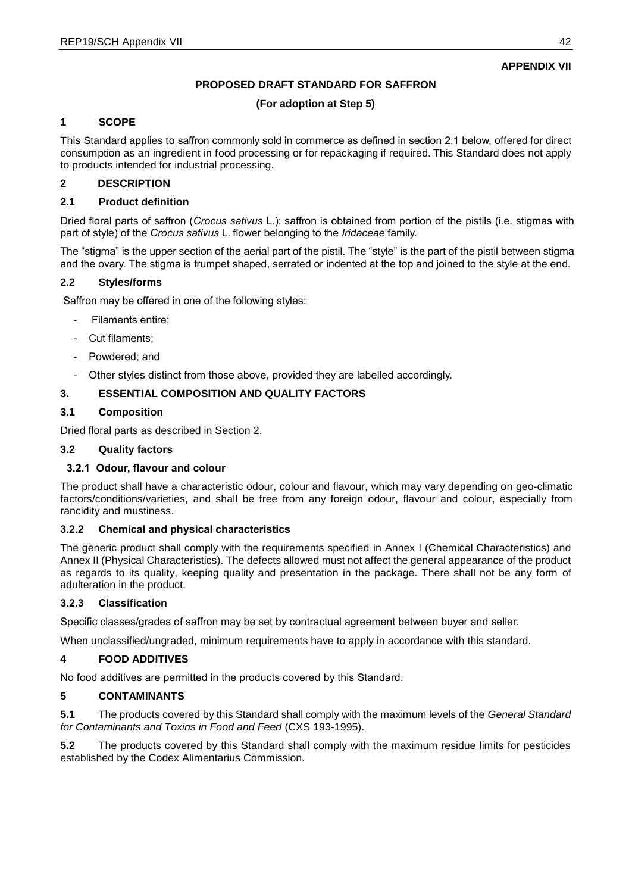**APPENDIX VII**

**PROPOSED DRAFT STANDARD FOR SAFFRON**

**(For adoption at Step 5)**

## 1 SCOPE

This Standard applies to saffron commonly sold in commerce as defined in section 2.1 below, offered for direct consumption as an ingredient in food processing or for repackaging if required. This Standard does not apply to products intended for industrial processing.

## 2 DESCRIPTION

### 2.1 Product definition

Dried floral parts of saffron (*Crocus sativus* L.): saffron is obtained from portion of the pistils (i.e. stigmas with part of style) of the *Crocus sativus* L. flower belonging to the *Iridaceae* family.

The "stigma" is the upper section of the aerial part of the pistil. The "style" is the part of the pistil between stigma and the ovary. The stigma is trumpet shaped, serrated or indented at the top and joined to the style at the end.

### 2.2 Styles/forms

Saffron may be offered in one of the following styles:

- Filaments entire;
- Cut filaments;
- Powdered; and
- Other styles distinct from those above, provided they are labelled accordingly.

## 3. ESSENTIAL COMPOSITION AND QUALITY FACTORS

### 3.1 Composition

Dried floral parts as described in Section 2.

### 3.2 Quality factors

#### 3.2.1 Odour, flavour and colour

The product shall have a characteristic odour, colour and flavour, which may vary depending on geo-climatic factors/conditions/varieties, and shall be free from any foreign odour, flavour and colour, especially from rancidity and mustiness.

#### 3.2.2 Chemical and physical characteristics

The generic product shall comply with the requirements specified in Annex I (Chemical Characteristics) and Annex II (Physical Characteristics). The defects allowed must not affect the general appearance of the product as regards to its quality, keeping quality and presentation in the package. There shall not be any form of adulteration in the product.

#### 3.2.3 Classification

Specific classes/grades of saffron may be set by contractual agreement between buyer and seller.

When unclassified/ungraded, minimum requirements have to apply in accordance with this standard.

## 4 FOOD ADDITIVES

No food additives are permitted in the products covered by this Standard.

## 5 CONTAMINANTS

**5.1** The products covered by this Standard shall comply with the maximum levels of the *General Standard for Contaminants and Toxins in Food and Feed* (CXS 193-1995).

**5.2** The products covered by this Standard shall comply with the maximum residue limits for pesticides established by the Codex Alimentarius Commission.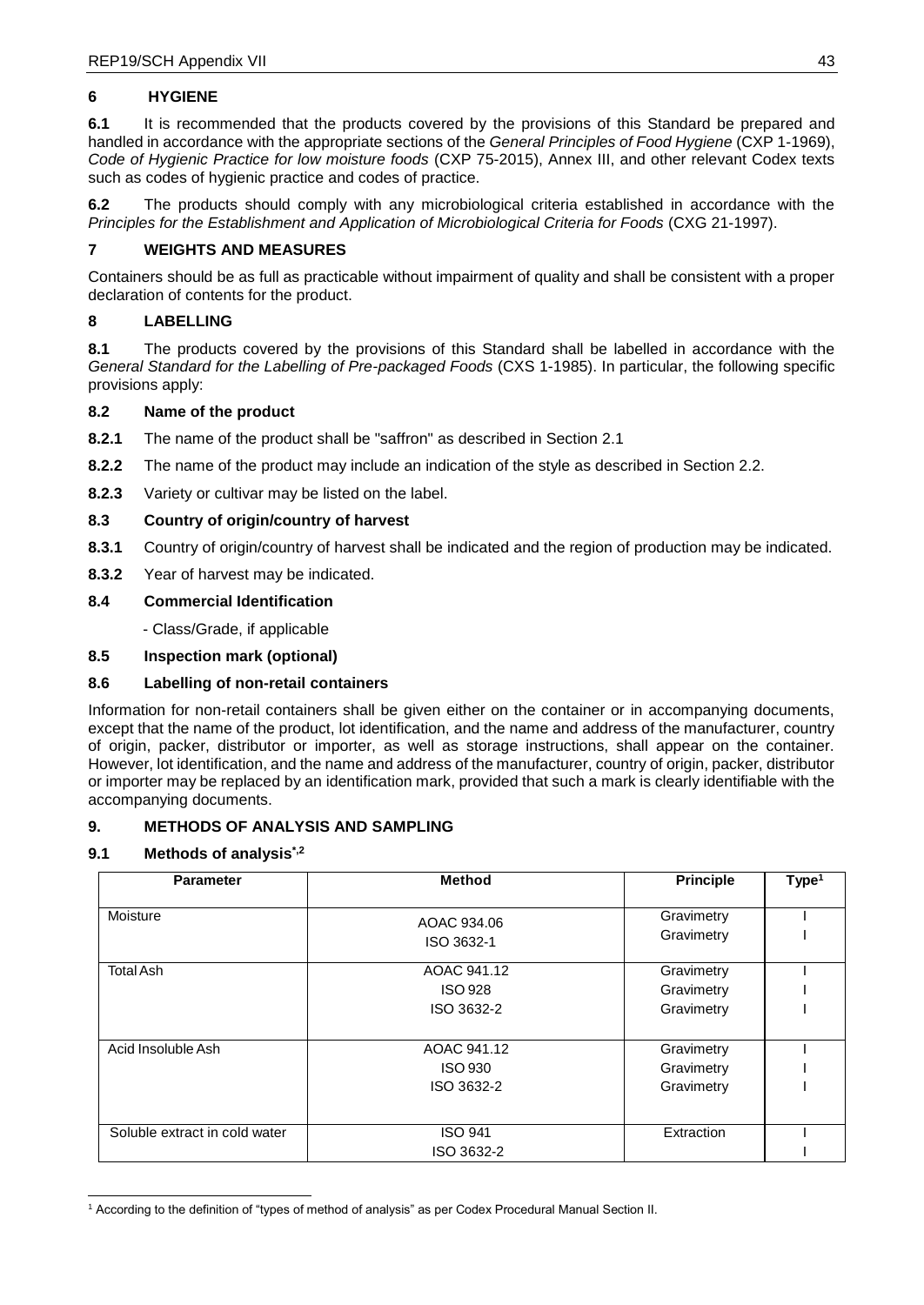## 6 HYGIENE

**6.1** It is recommended that the products covered by the provisions of this Standard be prepared and handled in accordance with the appropriate sections of the *General Principles of Food Hygiene* (CXP 1-1969), *Code of Hygienic Practice for low moisture foods* (CXP 75-2015), Annex III, and other relevant Codex texts such as codes of hygienic practice and codes of practice.

**6.2** The products should comply with any microbiological criteria established in accordance with the *Principles for the Establishment and Application of Microbiological Criteria for Foods* (CXG 21-1997).

## 7 WEIGHTS AND MEASURES

Containers should be as full as practicable without impairment of quality and shall be consistent with a proper declaration of contents for the product.

## 8 LABELLING

**8.1** The products covered by the provisions of this Standard shall be labelled in accordance with the *General Standard for the Labelling of Pre-packaged Foods* (CXS 1-1985). In particular, the following specific provisions apply:

### 8.2 Name of the product

**8.2.1** The name of the product shall be "saffron" as described in Section 2.1

**8.2.2** The name of the product may include an indication of the style as described in Section 2.2.

**8.2.3** Variety or cultivar may be listed on the label.

### 8.3 Country of origin/country of harvest

**8.3.1** Country of origin/country of harvest shall be indicated and the region of production may be indicated.

**8.3.2** Year of harvest may be indicated.

### 8.4 Commercial Identification

- Class/Grade, if applicable

### 8.5 Inspection mark (optional)

### 8.6 Labelling of non-retail containers

Information for non-retail containers shall be given either on the container or in accompanying documents, except that the name of the product, lot identification, and the name and address of the manufacturer, country of origin, packer, distributor or importer, as well as storage instructions, shall appear on the container. However, lot identification, and the name and address of the manufacturer, country of origin, packer, distributor or importer may be replaced by an identification mark, provided that such a mark is clearly identifiable with the accompanying documents.

## 9. METHODS OF ANALYSIS AND SAMPLING

### 9.1 Methods of analysis[*,2]

| Parameter | Method | Principle | Type[1] |
|---|---|---|---|
| Moisture | AOAC 934.06<br>ISO 3632-1 | Gravimetry<br>Gravimetry | I<br>I |
| Total Ash | AOAC 941.12<br>ISO 928<br>ISO 3632-2 | Gravimetry<br>Gravimetry<br>Gravimetry | I<br>I<br>I |
| Acid Insoluble Ash | AOAC 941.12<br>ISO 930<br>ISO 3632-2 | Gravimetry<br>Gravimetry<br>Gravimetry | I<br>I<br>I |
| Soluble extract in cold water | ISO 941<br>ISO 3632-2 | Extraction | I<br>I |

[1] According to the definition of "types of method of analysis" as per Codex Procedural Manual Section II.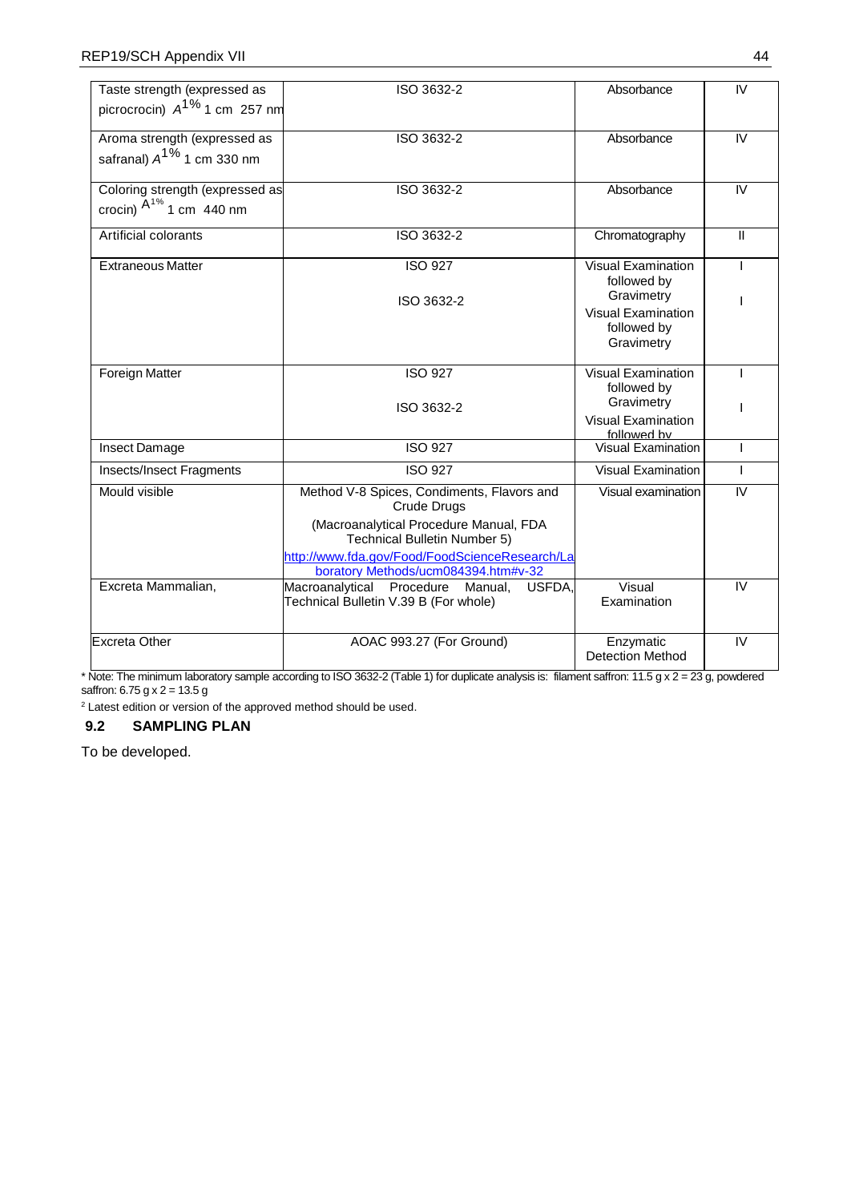| Taste strength (expressed as picrocrocin) $A^{1\%}$ 1 cm 257 nm | ISO 3632-2 | Absorbance | IV |
|---|---|---|---|
| Aroma strength (expressed as safranal) $A^{1\%}$ 1 cm 330 nm | ISO 3632-2 | Absorbance | IV |
| Coloring strength (expressed as crocin) $A^{1\%}$ 1 cm 440 nm | ISO 3632-2 | Absorbance | IV |
| Artificial colorants | ISO 3632-2 | Chromatography | II |
| Extraneous Matter | ISO 927<br>ISO 3632-2 | Visual Examination followed by Gravimetry<br>Visual Examination followed by Gravimetry | I<br>I |
| Foreign Matter | ISO 927<br>ISO 3632-2 | Visual Examination followed by Gravimetry<br>Visual Examination followed by | I<br>I |
| Insect Damage | ISO 927 | Visual Examination | I |
| Insects/Insect Fragments | ISO 927 | Visual Examination | I |
| Mould visible | Method V-8 Spices, Condiments, Flavors and Crude Drugs<br>(Macroanalytical Procedure Manual, FDA Technical Bulletin Number 5)<br>http://www.fda.gov/Food/FoodScienceResearch/Laboratory Methods/ucm084394.htm#v-32 | Visual examination | IV |
| Excreta Mammalian, | Macroanalytical Procedure Manual, USFDA, Technical Bulletin V.39 B (For whole) | Visual Examination | IV |
| Excreta Other | AOAC 993.27 (For Ground) | Enzymatic Detection Method | IV |

* Note: The minimum laboratory sample according to ISO 3632-2 (Table 1) for duplicate analysis is: filament saffron: 11.5 g x 2 = 23 g, powdered saffron: 6.75 g x 2 = 13.5 g

[2] Latest edition or version of the approved method should be used.

### 9.2 SAMPLING PLAN

To be developed.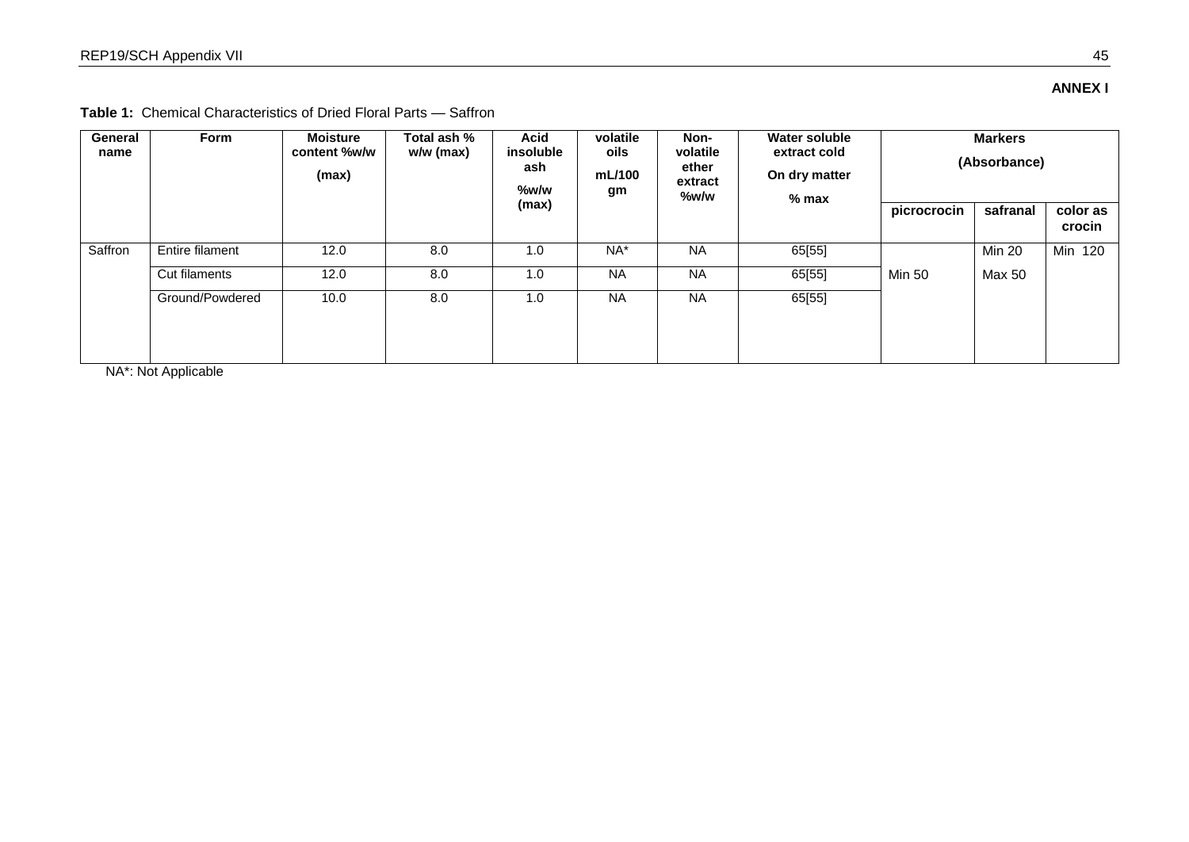**ANNEX I**

**Table 1:** Chemical Characteristics of Dried Floral Parts — Saffron

| General name | Form | Moisture content %w/w (max) | Total ash % w/w (max) | Acid insoluble ash %w/w (max) | volatile oils mL/100 gm | Non-volatile ether extract %w/w | Water soluble extract cold On dry matter % max | Markers (Absorbance) | | |
|---|---|---|---|---|---|---|---|---|---|---|
| | | | | | | | | picrocrocin | safranal | color as crocin |
| Saffron | Entire filament | 12.0 | 8.0 | 1.0 | NA* | NA | 65[55] | Min 50 | Min 20 Max 50 | Min 120 |
| | Cut filaments | 12.0 | 8.0 | 1.0 | NA | NA | 65[55] | | | |
| | Ground/Powdered | 10.0 | 8.0 | 1.0 | NA | NA | 65[55] | | | |

NA*: Not Applicable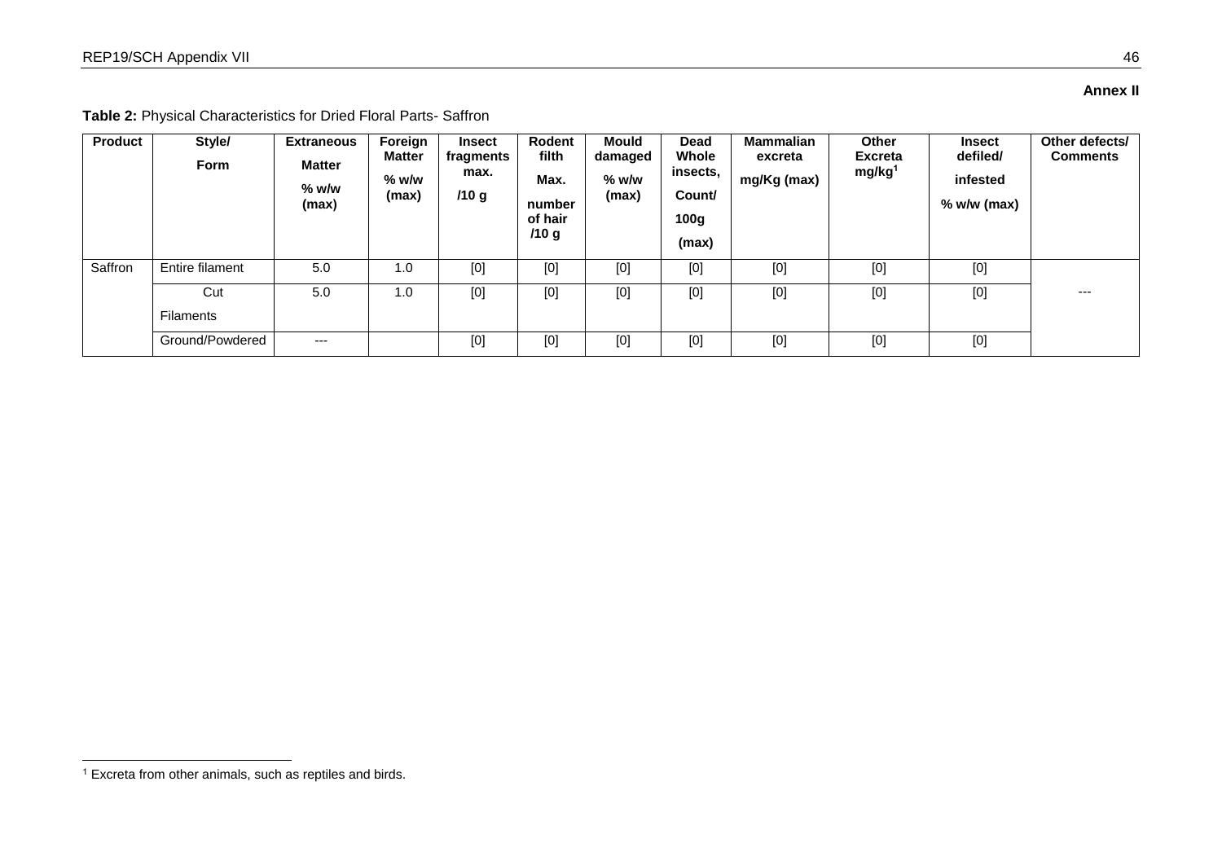**Annex II**

**Table 2:** Physical Characteristics for Dried Floral Parts- Saffron

| Product | Style/ Form | Extraneous Matter % w/w (max) | Foreign Matter % w/w (max) | Insect fragments max. /10 g | Rodent filth Max. number of hair /10 g | Mould damaged % w/w (max) | Dead Whole insects, Count/ 100g (max) | Mammalian excreta mg/Kg (max) | Other Excreta mg/kg[1] | Insect defiled/ infested % w/w (max) | Other defects/ Comments |
|---|---|---|---|---|---|---|---|---|---|---|---|
| Saffron | Entire filament | 5.0 | 1.0 | [0] | [0] | [0] | [0] | [0] | [0] | [0] | --- |
| | Cut Filaments | 5.0 | 1.0 | [0] | [0] | [0] | [0] | [0] | [0] | [0] | |
| | Ground/Powdered | --- | | [0] | [0] | [0] | [0] | [0] | [0] | [0] | |

[1] Excreta from other animals, such as reptiles and birds.